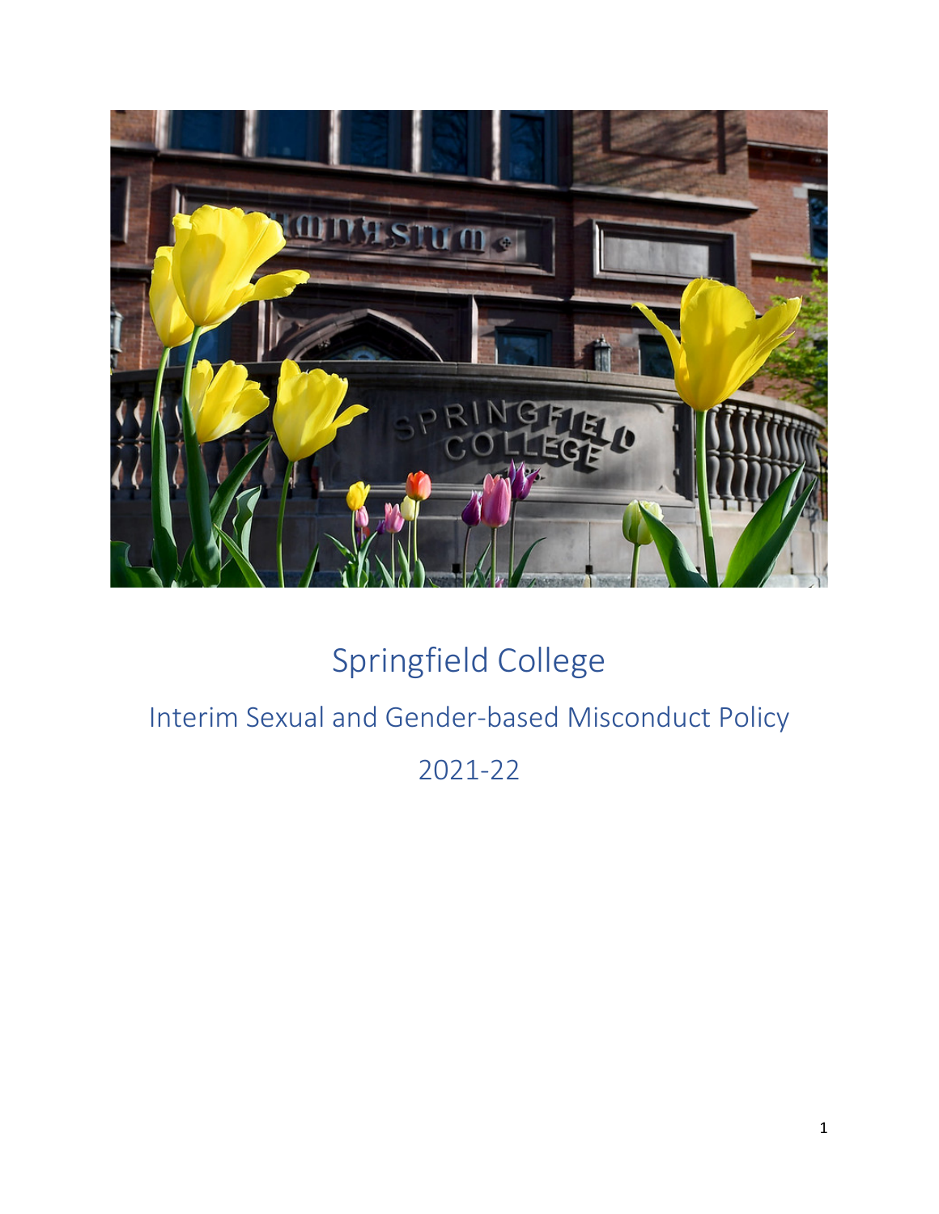# Springfield College

## Interim Sexual and Gender-based Misconduct Policy

## 2021-22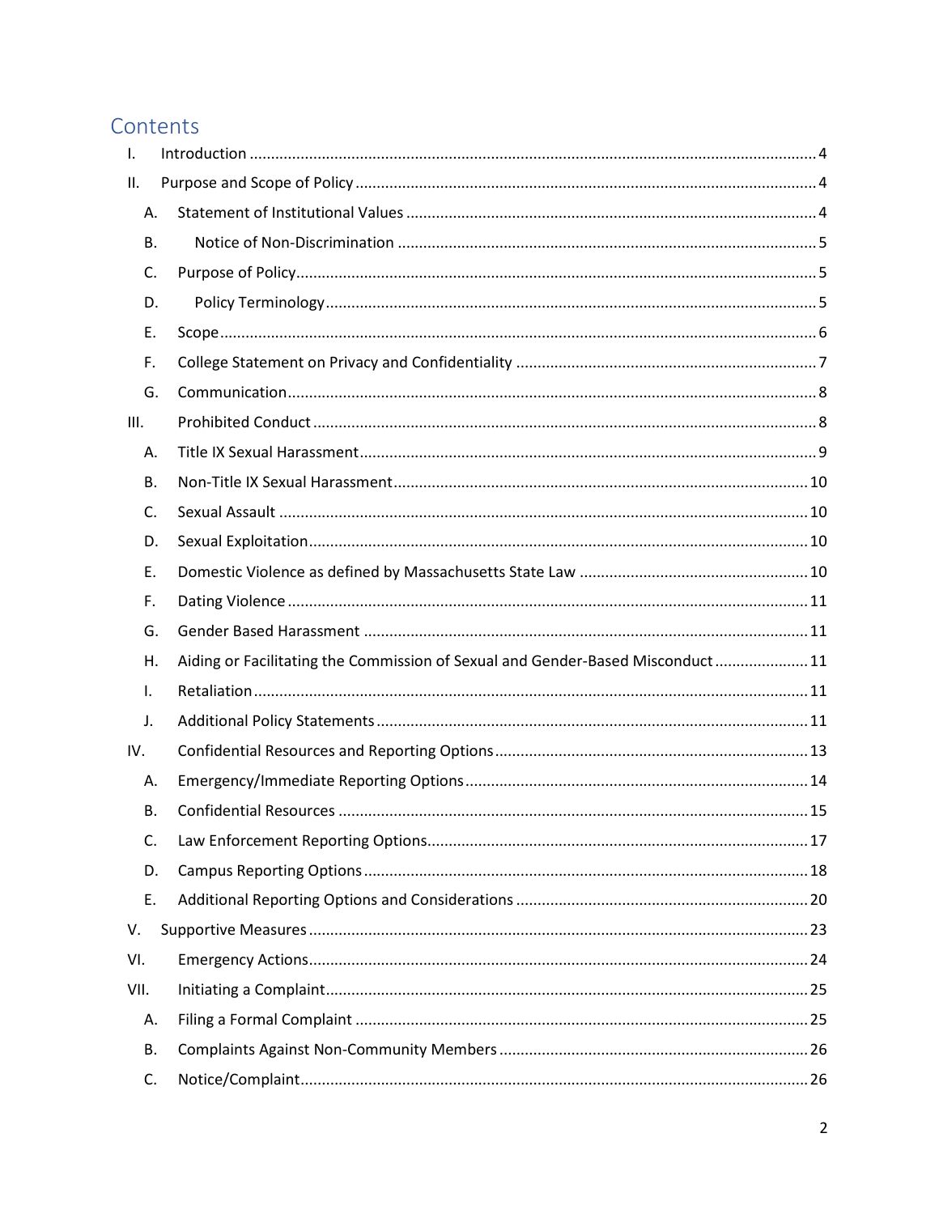# Contents

- I. Introduction ..... 4
- II. Purpose and Scope of Policy ..... 4
  - A. Statement of Institutional Values ..... 4
  - B. Notice of Non-Discrimination ..... 5
  - C. Purpose of Policy ..... 5
  - D. Policy Terminology ..... 5
  - E. Scope ..... 6
  - F. College Statement on Privacy and Confidentiality ..... 7
  - G. Communication ..... 8
- III. Prohibited Conduct ..... 8
  - A. Title IX Sexual Harassment ..... 9
  - B. Non-Title IX Sexual Harassment ..... 10
  - C. Sexual Assault ..... 10
  - D. Sexual Exploitation ..... 10
  - E. Domestic Violence as defined by Massachusetts State Law ..... 10
  - F. Dating Violence ..... 11
  - G. Gender Based Harassment ..... 11
  - H. Aiding or Facilitating the Commission of Sexual and Gender-Based Misconduct ..... 11
  - I. Retaliation ..... 11
  - J. Additional Policy Statements ..... 11
- IV. Confidential Resources and Reporting Options ..... 13
  - A. Emergency/Immediate Reporting Options ..... 14
  - B. Confidential Resources ..... 15
  - C. Law Enforcement Reporting Options ..... 17
  - D. Campus Reporting Options ..... 18
  - E. Additional Reporting Options and Considerations ..... 20
- V. Supportive Measures ..... 23
- VI. Emergency Actions ..... 24
- VII. Initiating a Complaint ..... 25
  - A. Filing a Formal Complaint ..... 25
  - B. Complaints Against Non-Community Members ..... 26
  - C. Notice/Complaint ..... 26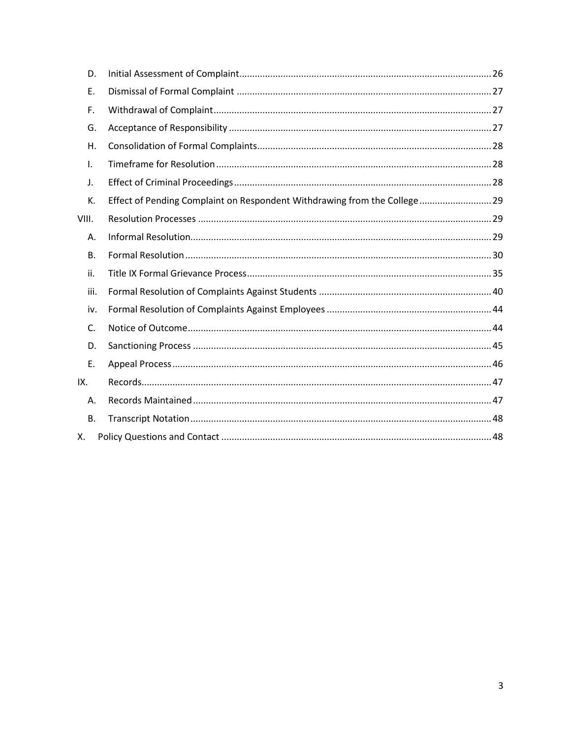- D. Initial Assessment of Complaint ........ 26
- E. Dismissal of Formal Complaint ........ 27
- F. Withdrawal of Complaint ........ 27
- G. Acceptance of Responsibility ........ 27
- H. Consolidation of Formal Complaints ........ 28
- I. Timeframe for Resolution ........ 28
- J. Effect of Criminal Proceedings ........ 28
- K. Effect of Pending Complaint on Respondent Withdrawing from the College ........ 29

VIII. Resolution Processes ........ 29

- A. Informal Resolution ........ 29
- B. Formal Resolution ........ 30
- ii. Title IX Formal Grievance Process ........ 35
- iii. Formal Resolution of Complaints Against Students ........ 40
- iv. Formal Resolution of Complaints Against Employees ........ 44
- C. Notice of Outcome ........ 44
- D. Sanctioning Process ........ 45
- E. Appeal Process ........ 46

IX. Records ........ 47

- A. Records Maintained ........ 47
- B. Transcript Notation ........ 48

X. Policy Questions and Contact ........ 48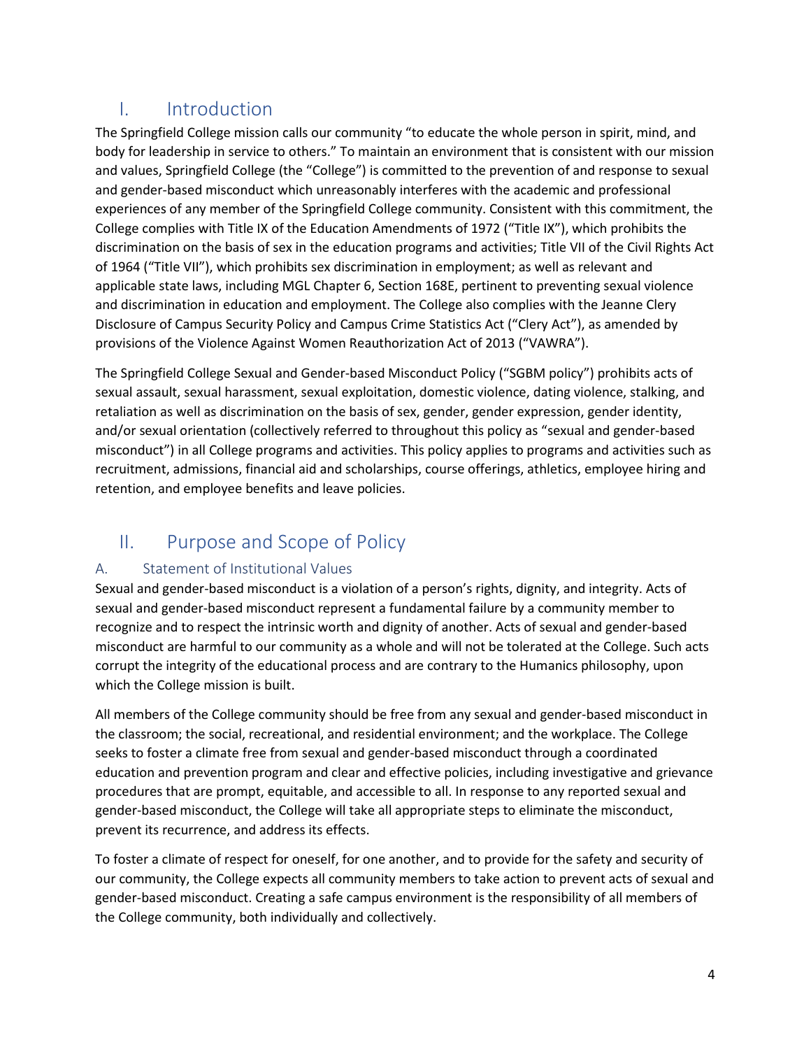# I. Introduction

The Springfield College mission calls our community "to educate the whole person in spirit, mind, and body for leadership in service to others." To maintain an environment that is consistent with our mission and values, Springfield College (the "College") is committed to the prevention of and response to sexual and gender-based misconduct which unreasonably interferes with the academic and professional experiences of any member of the Springfield College community. Consistent with this commitment, the College complies with Title IX of the Education Amendments of 1972 ("Title IX"), which prohibits the discrimination on the basis of sex in the education programs and activities; Title VII of the Civil Rights Act of 1964 ("Title VII"), which prohibits sex discrimination in employment; as well as relevant and applicable state laws, including MGL Chapter 6, Section 168E, pertinent to preventing sexual violence and discrimination in education and employment. The College also complies with the Jeanne Clery Disclosure of Campus Security Policy and Campus Crime Statistics Act ("Clery Act"), as amended by provisions of the Violence Against Women Reauthorization Act of 2013 ("VAWRA").

The Springfield College Sexual and Gender-based Misconduct Policy ("SGBM policy") prohibits acts of sexual assault, sexual harassment, sexual exploitation, domestic violence, dating violence, stalking, and retaliation as well as discrimination on the basis of sex, gender, gender expression, gender identity, and/or sexual orientation (collectively referred to throughout this policy as "sexual and gender-based misconduct") in all College programs and activities. This policy applies to programs and activities such as recruitment, admissions, financial aid and scholarships, course offerings, athletics, employee hiring and retention, and employee benefits and leave policies.

# II. Purpose and Scope of Policy

## A. Statement of Institutional Values

Sexual and gender-based misconduct is a violation of a person's rights, dignity, and integrity. Acts of sexual and gender-based misconduct represent a fundamental failure by a community member to recognize and to respect the intrinsic worth and dignity of another. Acts of sexual and gender-based misconduct are harmful to our community as a whole and will not be tolerated at the College. Such acts corrupt the integrity of the educational process and are contrary to the Humanics philosophy, upon which the College mission is built.

All members of the College community should be free from any sexual and gender-based misconduct in the classroom; the social, recreational, and residential environment; and the workplace. The College seeks to foster a climate free from sexual and gender-based misconduct through a coordinated education and prevention program and clear and effective policies, including investigative and grievance procedures that are prompt, equitable, and accessible to all. In response to any reported sexual and gender-based misconduct, the College will take all appropriate steps to eliminate the misconduct, prevent its recurrence, and address its effects.

To foster a climate of respect for oneself, for one another, and to provide for the safety and security of our community, the College expects all community members to take action to prevent acts of sexual and gender-based misconduct. Creating a safe campus environment is the responsibility of all members of the College community, both individually and collectively.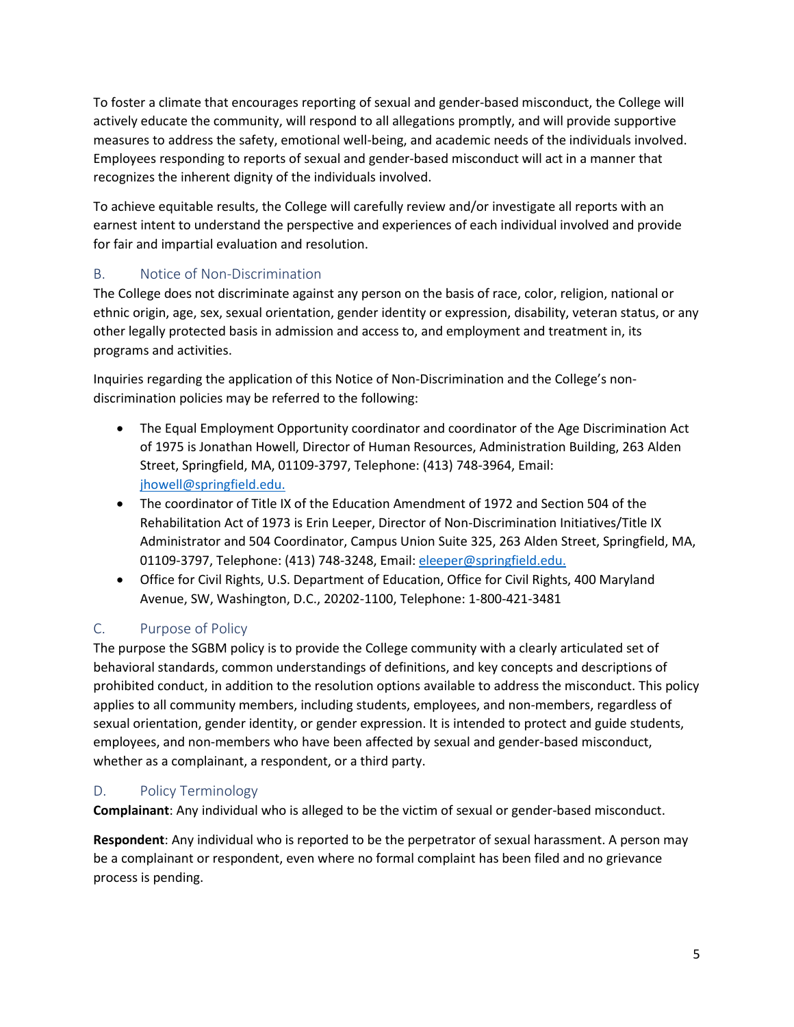To foster a climate that encourages reporting of sexual and gender-based misconduct, the College will actively educate the community, will respond to all allegations promptly, and will provide supportive measures to address the safety, emotional well-being, and academic needs of the individuals involved. Employees responding to reports of sexual and gender-based misconduct will act in a manner that recognizes the inherent dignity of the individuals involved.

To achieve equitable results, the College will carefully review and/or investigate all reports with an earnest intent to understand the perspective and experiences of each individual involved and provide for fair and impartial evaluation and resolution.

## B. Notice of Non-Discrimination

The College does not discriminate against any person on the basis of race, color, religion, national or ethnic origin, age, sex, sexual orientation, gender identity or expression, disability, veteran status, or any other legally protected basis in admission and access to, and employment and treatment in, its programs and activities.

Inquiries regarding the application of this Notice of Non-Discrimination and the College's non-discrimination policies may be referred to the following:

- The Equal Employment Opportunity coordinator and coordinator of the Age Discrimination Act of 1975 is Jonathan Howell, Director of Human Resources, Administration Building, 263 Alden Street, Springfield, MA, 01109-3797, Telephone: (413) 748-3964, Email: jhowell@springfield.edu.
- The coordinator of Title IX of the Education Amendment of 1972 and Section 504 of the Rehabilitation Act of 1973 is Erin Leeper, Director of Non-Discrimination Initiatives/Title IX Administrator and 504 Coordinator, Campus Union Suite 325, 263 Alden Street, Springfield, MA, 01109-3797, Telephone: (413) 748-3248, Email: eleeper@springfield.edu.
- Office for Civil Rights, U.S. Department of Education, Office for Civil Rights, 400 Maryland Avenue, SW, Washington, D.C., 20202-1100, Telephone: 1-800-421-3481

## C. Purpose of Policy

The purpose the SGBM policy is to provide the College community with a clearly articulated set of behavioral standards, common understandings of definitions, and key concepts and descriptions of prohibited conduct, in addition to the resolution options available to address the misconduct. This policy applies to all community members, including students, employees, and non-members, regardless of sexual orientation, gender identity, or gender expression. It is intended to protect and guide students, employees, and non-members who have been affected by sexual and gender-based misconduct, whether as a complainant, a respondent, or a third party.

## D. Policy Terminology

**Complainant**: Any individual who is alleged to be the victim of sexual or gender-based misconduct.

**Respondent**: Any individual who is reported to be the perpetrator of sexual harassment. A person may be a complainant or respondent, even where no formal complaint has been filed and no grievance process is pending.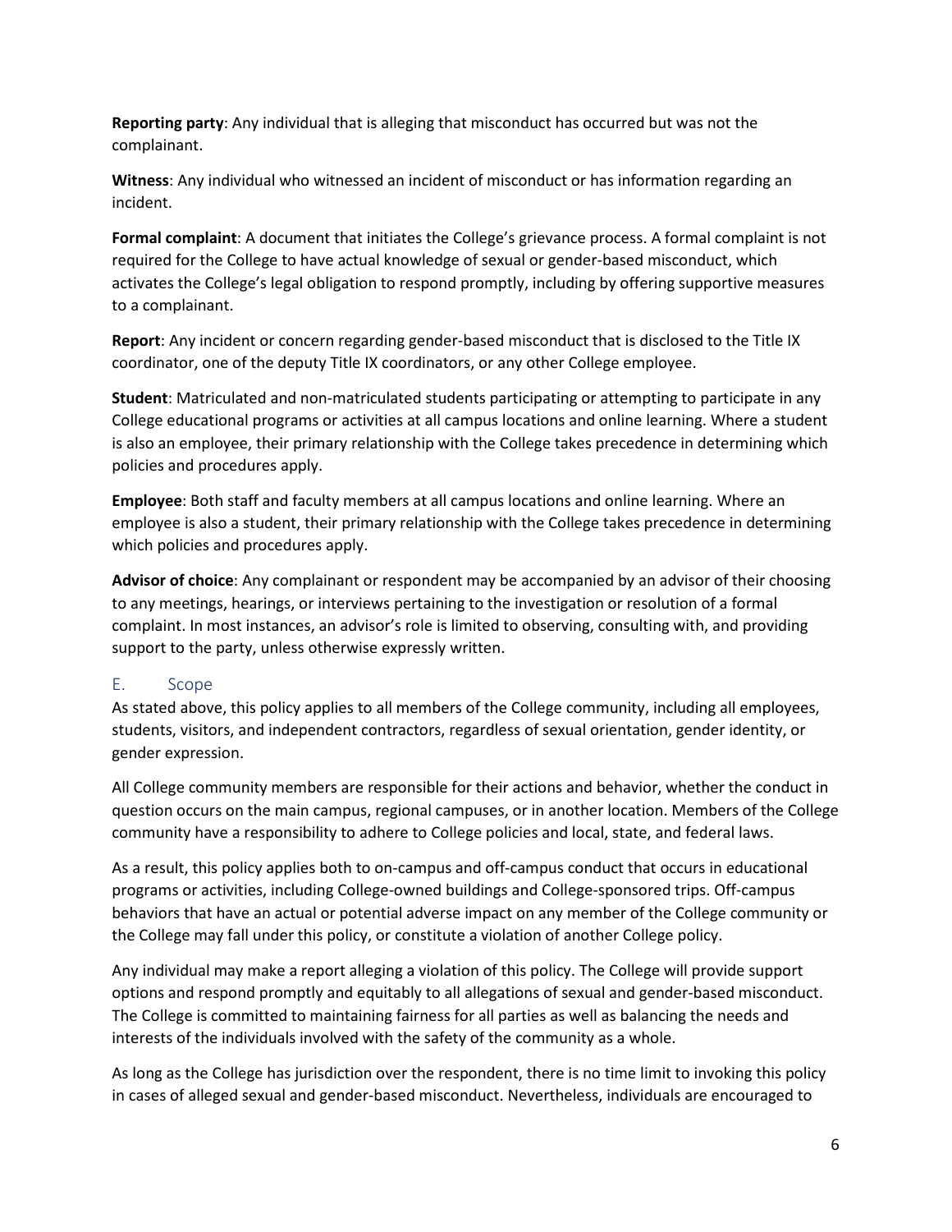**Reporting party**: Any individual that is alleging that misconduct has occurred but was not the complainant.

**Witness**: Any individual who witnessed an incident of misconduct or has information regarding an incident.

**Formal complaint**: A document that initiates the College's grievance process. A formal complaint is not required for the College to have actual knowledge of sexual or gender-based misconduct, which activates the College's legal obligation to respond promptly, including by offering supportive measures to a complainant.

**Report**: Any incident or concern regarding gender-based misconduct that is disclosed to the Title IX coordinator, one of the deputy Title IX coordinators, or any other College employee.

**Student**: Matriculated and non-matriculated students participating or attempting to participate in any College educational programs or activities at all campus locations and online learning. Where a student is also an employee, their primary relationship with the College takes precedence in determining which policies and procedures apply.

**Employee**: Both staff and faculty members at all campus locations and online learning. Where an employee is also a student, their primary relationship with the College takes precedence in determining which policies and procedures apply.

**Advisor of choice**: Any complainant or respondent may be accompanied by an advisor of their choosing to any meetings, hearings, or interviews pertaining to the investigation or resolution of a formal complaint. In most instances, an advisor's role is limited to observing, consulting with, and providing support to the party, unless otherwise expressly written.

## E. Scope

As stated above, this policy applies to all members of the College community, including all employees, students, visitors, and independent contractors, regardless of sexual orientation, gender identity, or gender expression.

All College community members are responsible for their actions and behavior, whether the conduct in question occurs on the main campus, regional campuses, or in another location. Members of the College community have a responsibility to adhere to College policies and local, state, and federal laws.

As a result, this policy applies both to on-campus and off-campus conduct that occurs in educational programs or activities, including College-owned buildings and College-sponsored trips. Off-campus behaviors that have an actual or potential adverse impact on any member of the College community or the College may fall under this policy, or constitute a violation of another College policy.

Any individual may make a report alleging a violation of this policy. The College will provide support options and respond promptly and equitably to all allegations of sexual and gender-based misconduct. The College is committed to maintaining fairness for all parties as well as balancing the needs and interests of the individuals involved with the safety of the community as a whole.

As long as the College has jurisdiction over the respondent, there is no time limit to invoking this policy in cases of alleged sexual and gender-based misconduct. Nevertheless, individuals are encouraged to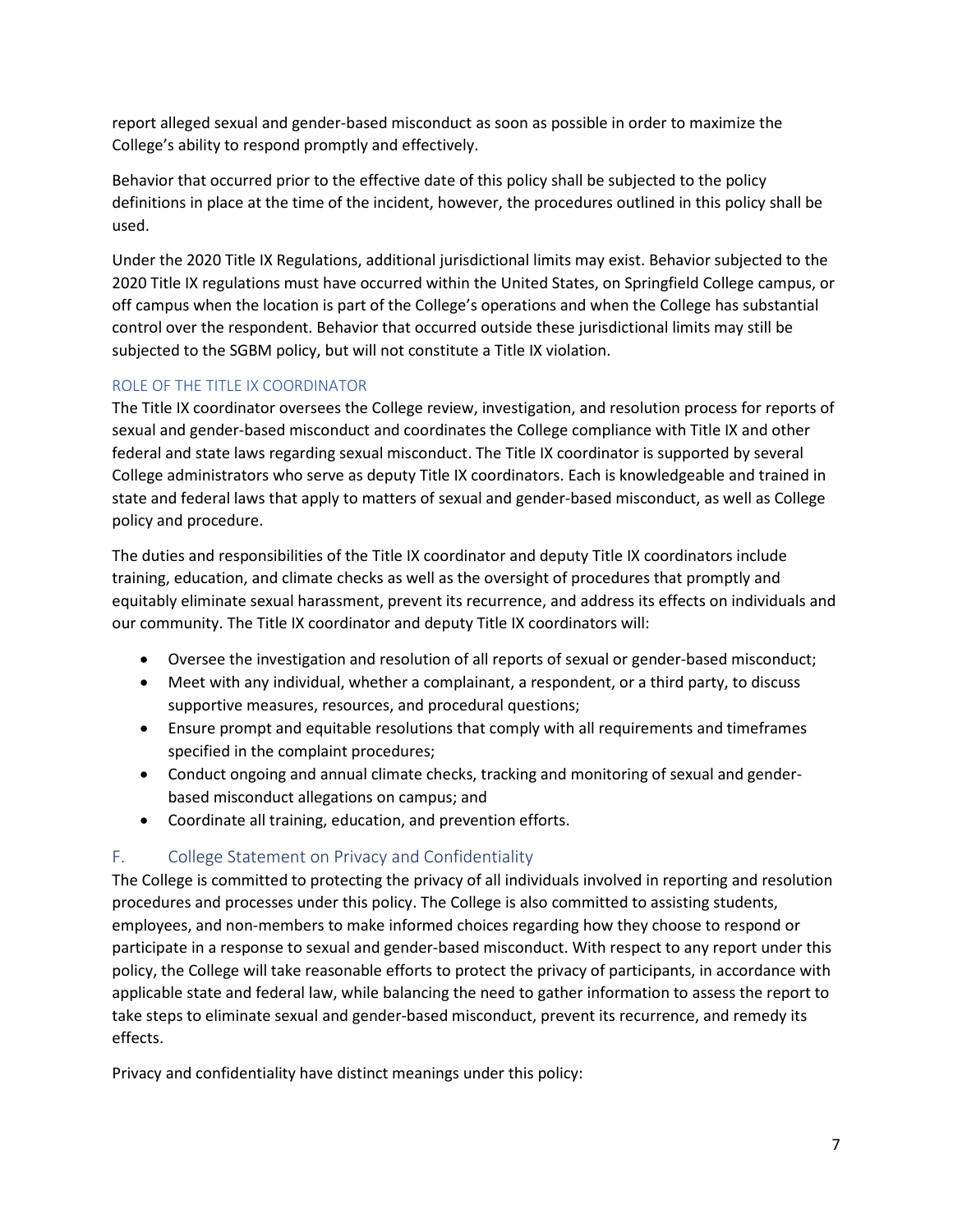report alleged sexual and gender-based misconduct as soon as possible in order to maximize the College's ability to respond promptly and effectively.

Behavior that occurred prior to the effective date of this policy shall be subjected to the policy definitions in place at the time of the incident, however, the procedures outlined in this policy shall be used.

Under the 2020 Title IX Regulations, additional jurisdictional limits may exist. Behavior subjected to the 2020 Title IX regulations must have occurred within the United States, on Springfield College campus, or off campus when the location is part of the College's operations and when the College has substantial control over the respondent. Behavior that occurred outside these jurisdictional limits may still be subjected to the SGBM policy, but will not constitute a Title IX violation.

### ROLE OF THE TITLE IX COORDINATOR

The Title IX coordinator oversees the College review, investigation, and resolution process for reports of sexual and gender-based misconduct and coordinates the College compliance with Title IX and other federal and state laws regarding sexual misconduct. The Title IX coordinator is supported by several College administrators who serve as deputy Title IX coordinators. Each is knowledgeable and trained in state and federal laws that apply to matters of sexual and gender-based misconduct, as well as College policy and procedure.

The duties and responsibilities of the Title IX coordinator and deputy Title IX coordinators include training, education, and climate checks as well as the oversight of procedures that promptly and equitably eliminate sexual harassment, prevent its recurrence, and address its effects on individuals and our community. The Title IX coordinator and deputy Title IX coordinators will:

- Oversee the investigation and resolution of all reports of sexual or gender-based misconduct;
- Meet with any individual, whether a complainant, a respondent, or a third party, to discuss supportive measures, resources, and procedural questions;
- Ensure prompt and equitable resolutions that comply with all requirements and timeframes specified in the complaint procedures;
- Conduct ongoing and annual climate checks, tracking and monitoring of sexual and gender-based misconduct allegations on campus; and
- Coordinate all training, education, and prevention efforts.

## F. College Statement on Privacy and Confidentiality

The College is committed to protecting the privacy of all individuals involved in reporting and resolution procedures and processes under this policy. The College is also committed to assisting students, employees, and non-members to make informed choices regarding how they choose to respond or participate in a response to sexual and gender-based misconduct. With respect to any report under this policy, the College will take reasonable efforts to protect the privacy of participants, in accordance with applicable state and federal law, while balancing the need to gather information to assess the report to take steps to eliminate sexual and gender-based misconduct, prevent its recurrence, and remedy its effects.

Privacy and confidentiality have distinct meanings under this policy: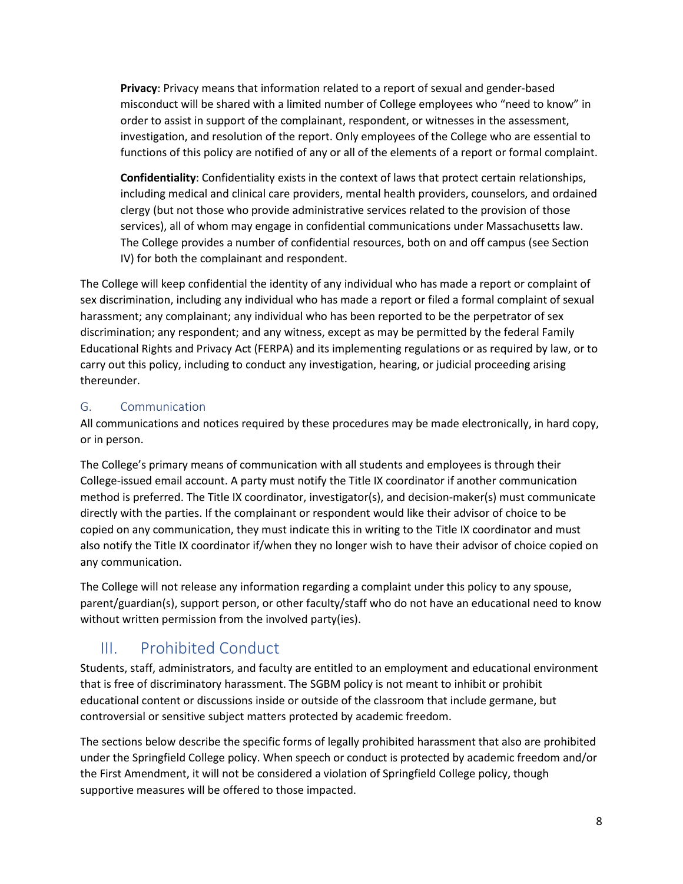**Privacy**: Privacy means that information related to a report of sexual and gender-based misconduct will be shared with a limited number of College employees who "need to know" in order to assist in support of the complainant, respondent, or witnesses in the assessment, investigation, and resolution of the report. Only employees of the College who are essential to functions of this policy are notified of any or all of the elements of a report or formal complaint.

**Confidentiality**: Confidentiality exists in the context of laws that protect certain relationships, including medical and clinical care providers, mental health providers, counselors, and ordained clergy (but not those who provide administrative services related to the provision of those services), all of whom may engage in confidential communications under Massachusetts law. The College provides a number of confidential resources, both on and off campus (see Section IV) for both the complainant and respondent.

The College will keep confidential the identity of any individual who has made a report or complaint of sex discrimination, including any individual who has made a report or filed a formal complaint of sexual harassment; any complainant; any individual who has been reported to be the perpetrator of sex discrimination; any respondent; and any witness, except as may be permitted by the federal Family Educational Rights and Privacy Act (FERPA) and its implementing regulations or as required by law, or to carry out this policy, including to conduct any investigation, hearing, or judicial proceeding arising thereunder.

### G. Communication

All communications and notices required by these procedures may be made electronically, in hard copy, or in person.

The College's primary means of communication with all students and employees is through their College-issued email account. A party must notify the Title IX coordinator if another communication method is preferred. The Title IX coordinator, investigator(s), and decision-maker(s) must communicate directly with the parties. If the complainant or respondent would like their advisor of choice to be copied on any communication, they must indicate this in writing to the Title IX coordinator and must also notify the Title IX coordinator if/when they no longer wish to have their advisor of choice copied on any communication.

The College will not release any information regarding a complaint under this policy to any spouse, parent/guardian(s), support person, or other faculty/staff who do not have an educational need to know without written permission from the involved party(ies).

## III. Prohibited Conduct

Students, staff, administrators, and faculty are entitled to an employment and educational environment that is free of discriminatory harassment. The SGBM policy is not meant to inhibit or prohibit educational content or discussions inside or outside of the classroom that include germane, but controversial or sensitive subject matters protected by academic freedom.

The sections below describe the specific forms of legally prohibited harassment that also are prohibited under the Springfield College policy. When speech or conduct is protected by academic freedom and/or the First Amendment, it will not be considered a violation of Springfield College policy, though supportive measures will be offered to those impacted.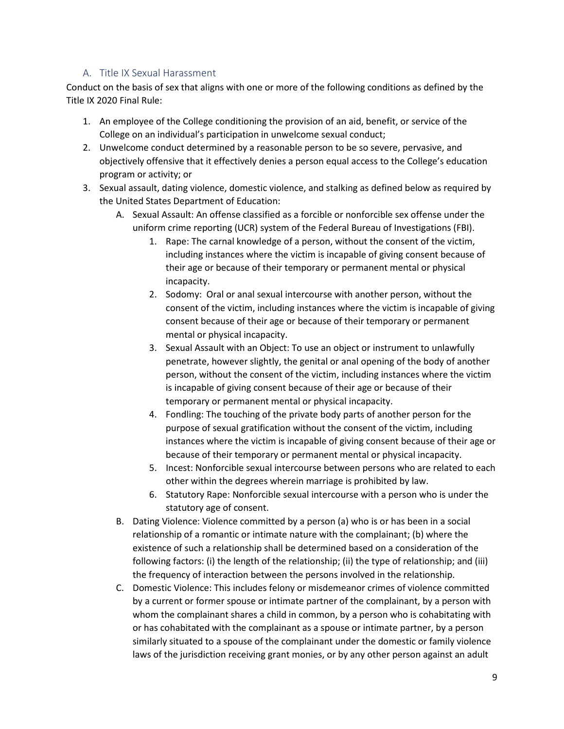## A. Title IX Sexual Harassment

Conduct on the basis of sex that aligns with one or more of the following conditions as defined by the Title IX 2020 Final Rule:

1. An employee of the College conditioning the provision of an aid, benefit, or service of the College on an individual's participation in unwelcome sexual conduct;
2. Unwelcome conduct determined by a reasonable person to be so severe, pervasive, and objectively offensive that it effectively denies a person equal access to the College's education program or activity; or
3. Sexual assault, dating violence, domestic violence, and stalking as defined below as required by the United States Department of Education:
   A. Sexual Assault: An offense classified as a forcible or nonforcible sex offense under the uniform crime reporting (UCR) system of the Federal Bureau of Investigations (FBI).
      1. Rape: The carnal knowledge of a person, without the consent of the victim, including instances where the victim is incapable of giving consent because of their age or because of their temporary or permanent mental or physical incapacity.
      2. Sodomy: Oral or anal sexual intercourse with another person, without the consent of the victim, including instances where the victim is incapable of giving consent because of their age or because of their temporary or permanent mental or physical incapacity.
      3. Sexual Assault with an Object: To use an object or instrument to unlawfully penetrate, however slightly, the genital or anal opening of the body of another person, without the consent of the victim, including instances where the victim is incapable of giving consent because of their age or because of their temporary or permanent mental or physical incapacity.
      4. Fondling: The touching of the private body parts of another person for the purpose of sexual gratification without the consent of the victim, including instances where the victim is incapable of giving consent because of their age or because of their temporary or permanent mental or physical incapacity.
      5. Incest: Nonforcible sexual intercourse between persons who are related to each other within the degrees wherein marriage is prohibited by law.
      6. Statutory Rape: Nonforcible sexual intercourse with a person who is under the statutory age of consent.

   B. Dating Violence: Violence committed by a person (a) who is or has been in a social relationship of a romantic or intimate nature with the complainant; (b) where the existence of such a relationship shall be determined based on a consideration of the following factors: (i) the length of the relationship; (ii) the type of relationship; and (iii) the frequency of interaction between the persons involved in the relationship.

   C. Domestic Violence: This includes felony or misdemeanor crimes of violence committed by a current or former spouse or intimate partner of the complainant, by a person with whom the complainant shares a child in common, by a person who is cohabitating with or has cohabitated with the complainant as a spouse or intimate partner, by a person similarly situated to a spouse of the complainant under the domestic or family violence laws of the jurisdiction receiving grant monies, or by any other person against an adult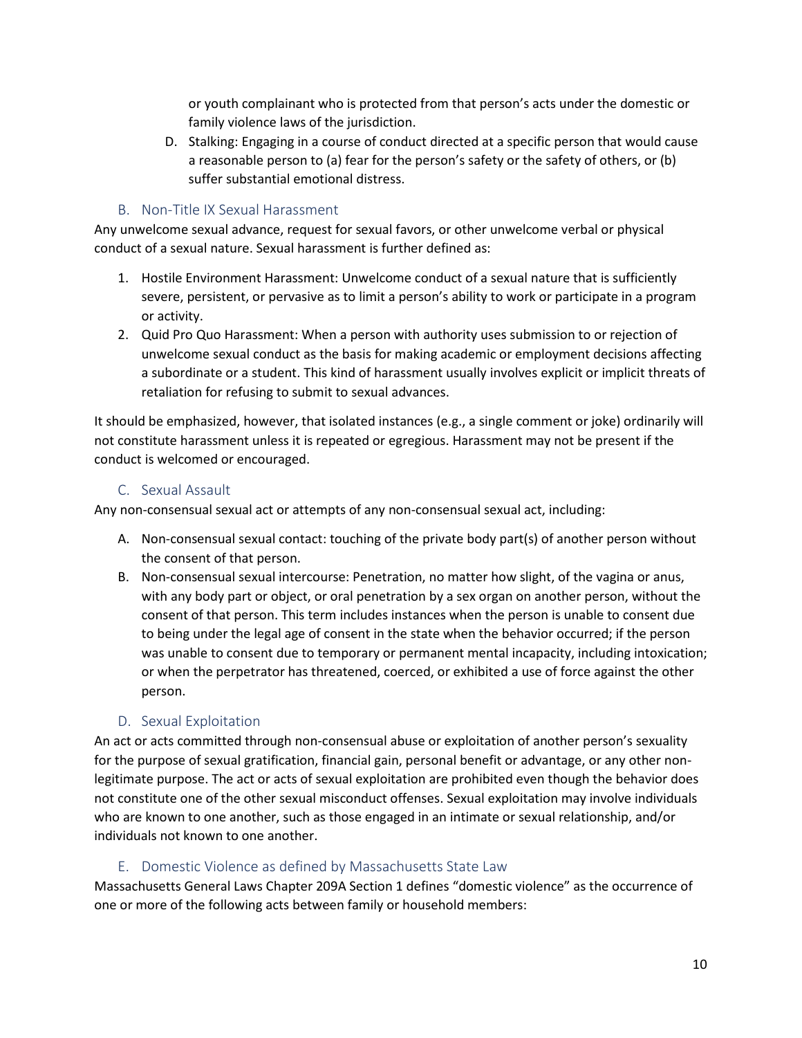or youth complainant who is protected from that person's acts under the domestic or family violence laws of the jurisdiction.

D. Stalking: Engaging in a course of conduct directed at a specific person that would cause a reasonable person to (a) fear for the person's safety or the safety of others, or (b) suffer substantial emotional distress.

### B. Non-Title IX Sexual Harassment

Any unwelcome sexual advance, request for sexual favors, or other unwelcome verbal or physical conduct of a sexual nature. Sexual harassment is further defined as:

1. Hostile Environment Harassment: Unwelcome conduct of a sexual nature that is sufficiently severe, persistent, or pervasive as to limit a person's ability to work or participate in a program or activity.
2. Quid Pro Quo Harassment: When a person with authority uses submission to or rejection of unwelcome sexual conduct as the basis for making academic or employment decisions affecting a subordinate or a student. This kind of harassment usually involves explicit or implicit threats of retaliation for refusing to submit to sexual advances.

It should be emphasized, however, that isolated instances (e.g., a single comment or joke) ordinarily will not constitute harassment unless it is repeated or egregious. Harassment may not be present if the conduct is welcomed or encouraged.

### C. Sexual Assault

Any non-consensual sexual act or attempts of any non-consensual sexual act, including:

A. Non-consensual sexual contact: touching of the private body part(s) of another person without the consent of that person.

B. Non-consensual sexual intercourse: Penetration, no matter how slight, of the vagina or anus, with any body part or object, or oral penetration by a sex organ on another person, without the consent of that person. This term includes instances when the person is unable to consent due to being under the legal age of consent in the state when the behavior occurred; if the person was unable to consent due to temporary or permanent mental incapacity, including intoxication; or when the perpetrator has threatened, coerced, or exhibited a use of force against the other person.

### D. Sexual Exploitation

An act or acts committed through non-consensual abuse or exploitation of another person's sexuality for the purpose of sexual gratification, financial gain, personal benefit or advantage, or any other non-legitimate purpose. The act or acts of sexual exploitation are prohibited even though the behavior does not constitute one of the other sexual misconduct offenses. Sexual exploitation may involve individuals who are known to one another, such as those engaged in an intimate or sexual relationship, and/or individuals not known to one another.

### E. Domestic Violence as defined by Massachusetts State Law

Massachusetts General Laws Chapter 209A Section 1 defines "domestic violence" as the occurrence of one or more of the following acts between family or household members: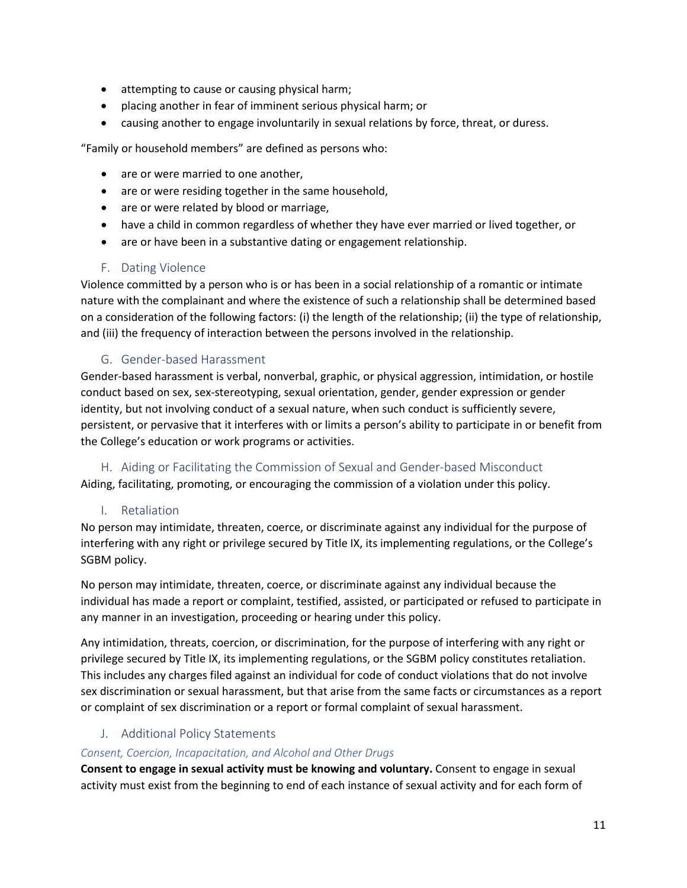- attempting to cause or causing physical harm;
- placing another in fear of imminent serious physical harm; or
- causing another to engage involuntarily in sexual relations by force, threat, or duress.

"Family or household members" are defined as persons who:

- are or were married to one another,
- are or were residing together in the same household,
- are or were related by blood or marriage,
- have a child in common regardless of whether they have ever married or lived together, or
- are or have been in a substantive dating or engagement relationship.

### F. Dating Violence

Violence committed by a person who is or has been in a social relationship of a romantic or intimate nature with the complainant and where the existence of such a relationship shall be determined based on a consideration of the following factors: (i) the length of the relationship; (ii) the type of relationship, and (iii) the frequency of interaction between the persons involved in the relationship.

### G. Gender-based Harassment

Gender-based harassment is verbal, nonverbal, graphic, or physical aggression, intimidation, or hostile conduct based on sex, sex-stereotyping, sexual orientation, gender, gender expression or gender identity, but not involving conduct of a sexual nature, when such conduct is sufficiently severe, persistent, or pervasive that it interferes with or limits a person's ability to participate in or benefit from the College's education or work programs or activities.

### H. Aiding or Facilitating the Commission of Sexual and Gender-based Misconduct

Aiding, facilitating, promoting, or encouraging the commission of a violation under this policy.

### I. Retaliation

No person may intimidate, threaten, coerce, or discriminate against any individual for the purpose of interfering with any right or privilege secured by Title IX, its implementing regulations, or the College's SGBM policy.

No person may intimidate, threaten, coerce, or discriminate against any individual because the individual has made a report or complaint, testified, assisted, or participated or refused to participate in any manner in an investigation, proceeding or hearing under this policy.

Any intimidation, threats, coercion, or discrimination, for the purpose of interfering with any right or privilege secured by Title IX, its implementing regulations, or the SGBM policy constitutes retaliation. This includes any charges filed against an individual for code of conduct violations that do not involve sex discrimination or sexual harassment, but that arise from the same facts or circumstances as a report or complaint of sex discrimination or a report or formal complaint of sexual harassment.

### J. Additional Policy Statements

*Consent, Coercion, Incapacitation, and Alcohol and Other Drugs*

**Consent to engage in sexual activity must be knowing and voluntary.** Consent to engage in sexual activity must exist from the beginning to end of each instance of sexual activity and for each form of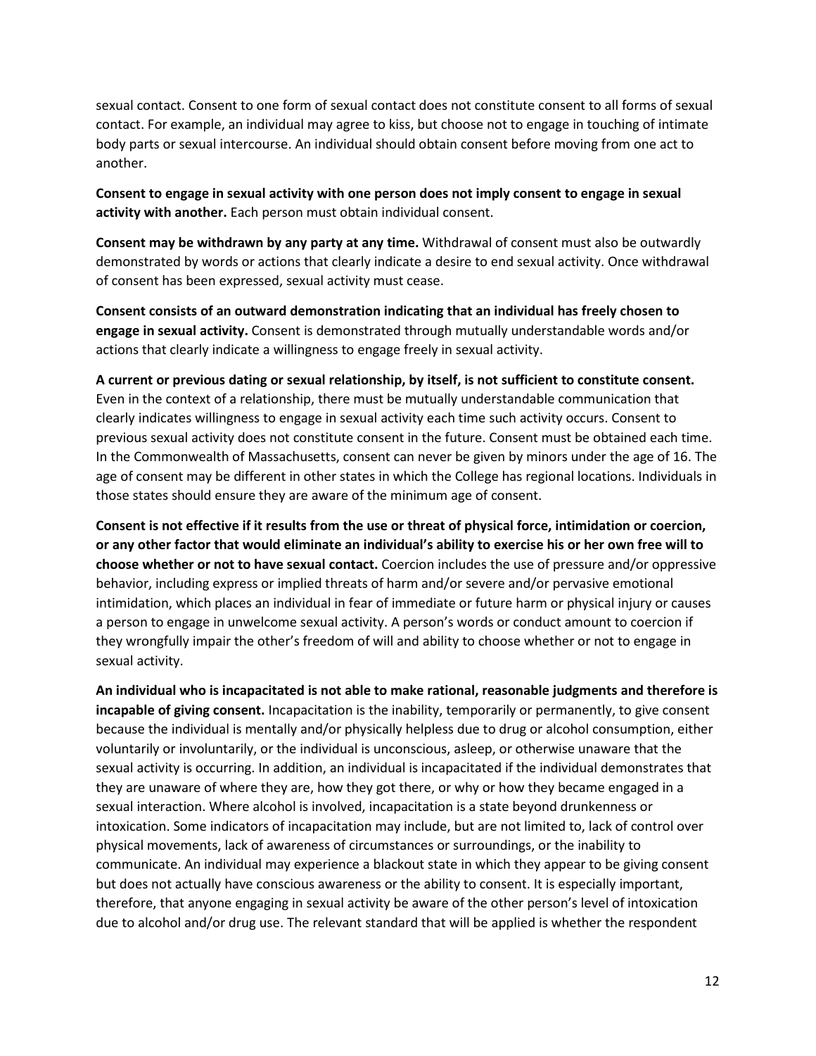sexual contact. Consent to one form of sexual contact does not constitute consent to all forms of sexual contact. For example, an individual may agree to kiss, but choose not to engage in touching of intimate body parts or sexual intercourse. An individual should obtain consent before moving from one act to another.

**Consent to engage in sexual activity with one person does not imply consent to engage in sexual activity with another.** Each person must obtain individual consent.

**Consent may be withdrawn by any party at any time.** Withdrawal of consent must also be outwardly demonstrated by words or actions that clearly indicate a desire to end sexual activity. Once withdrawal of consent has been expressed, sexual activity must cease.

**Consent consists of an outward demonstration indicating that an individual has freely chosen to engage in sexual activity.** Consent is demonstrated through mutually understandable words and/or actions that clearly indicate a willingness to engage freely in sexual activity.

**A current or previous dating or sexual relationship, by itself, is not sufficient to constitute consent.** Even in the context of a relationship, there must be mutually understandable communication that clearly indicates willingness to engage in sexual activity each time such activity occurs. Consent to previous sexual activity does not constitute consent in the future. Consent must be obtained each time. In the Commonwealth of Massachusetts, consent can never be given by minors under the age of 16. The age of consent may be different in other states in which the College has regional locations. Individuals in those states should ensure they are aware of the minimum age of consent.

**Consent is not effective if it results from the use or threat of physical force, intimidation or coercion, or any other factor that would eliminate an individual's ability to exercise his or her own free will to choose whether or not to have sexual contact.** Coercion includes the use of pressure and/or oppressive behavior, including express or implied threats of harm and/or severe and/or pervasive emotional intimidation, which places an individual in fear of immediate or future harm or physical injury or causes a person to engage in unwelcome sexual activity. A person's words or conduct amount to coercion if they wrongfully impair the other's freedom of will and ability to choose whether or not to engage in sexual activity.

**An individual who is incapacitated is not able to make rational, reasonable judgments and therefore is incapable of giving consent.** Incapacitation is the inability, temporarily or permanently, to give consent because the individual is mentally and/or physically helpless due to drug or alcohol consumption, either voluntarily or involuntarily, or the individual is unconscious, asleep, or otherwise unaware that the sexual activity is occurring. In addition, an individual is incapacitated if the individual demonstrates that they are unaware of where they are, how they got there, or why or how they became engaged in a sexual interaction. Where alcohol is involved, incapacitation is a state beyond drunkenness or intoxication. Some indicators of incapacitation may include, but are not limited to, lack of control over physical movements, lack of awareness of circumstances or surroundings, or the inability to communicate. An individual may experience a blackout state in which they appear to be giving consent but does not actually have conscious awareness or the ability to consent. It is especially important, therefore, that anyone engaging in sexual activity be aware of the other person's level of intoxication due to alcohol and/or drug use. The relevant standard that will be applied is whether the respondent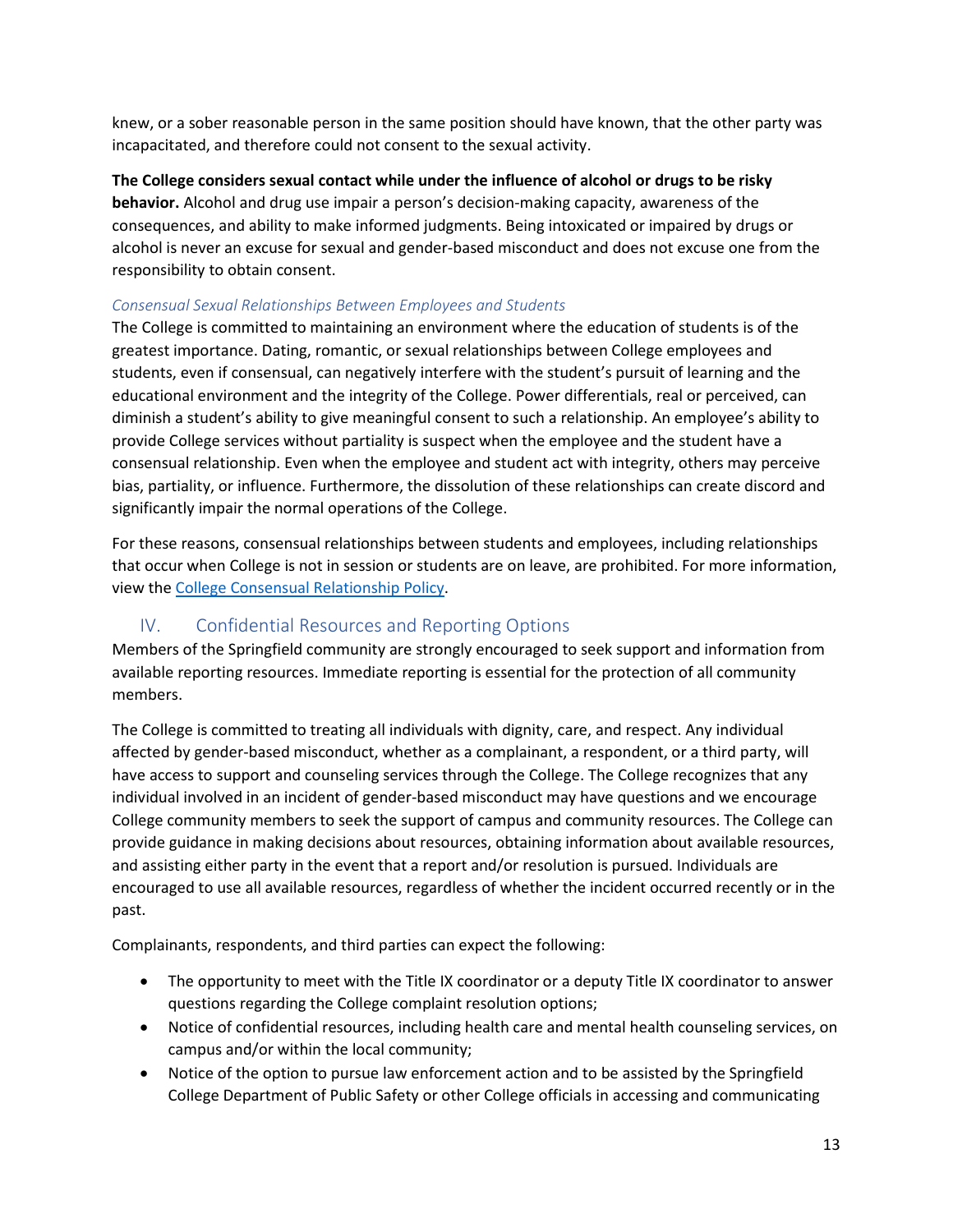knew, or a sober reasonable person in the same position should have known, that the other party was incapacitated, and therefore could not consent to the sexual activity.

**The College considers sexual contact while under the influence of alcohol or drugs to be risky behavior.** Alcohol and drug use impair a person's decision-making capacity, awareness of the consequences, and ability to make informed judgments. Being intoxicated or impaired by drugs or alcohol is never an excuse for sexual and gender-based misconduct and does not excuse one from the responsibility to obtain consent.

### *Consensual Sexual Relationships Between Employees and Students*

The College is committed to maintaining an environment where the education of students is of the greatest importance. Dating, romantic, or sexual relationships between College employees and students, even if consensual, can negatively interfere with the student's pursuit of learning and the educational environment and the integrity of the College. Power differentials, real or perceived, can diminish a student's ability to give meaningful consent to such a relationship. An employee's ability to provide College services without partiality is suspect when the employee and the student have a consensual relationship. Even when the employee and student act with integrity, others may perceive bias, partiality, or influence. Furthermore, the dissolution of these relationships can create discord and significantly impair the normal operations of the College.

For these reasons, consensual relationships between students and employees, including relationships that occur when College is not in session or students are on leave, are prohibited. For more information, view the College Consensual Relationship Policy.

## IV. Confidential Resources and Reporting Options

Members of the Springfield community are strongly encouraged to seek support and information from available reporting resources. Immediate reporting is essential for the protection of all community members.

The College is committed to treating all individuals with dignity, care, and respect. Any individual affected by gender-based misconduct, whether as a complainant, a respondent, or a third party, will have access to support and counseling services through the College. The College recognizes that any individual involved in an incident of gender-based misconduct may have questions and we encourage College community members to seek the support of campus and community resources. The College can provide guidance in making decisions about resources, obtaining information about available resources, and assisting either party in the event that a report and/or resolution is pursued. Individuals are encouraged to use all available resources, regardless of whether the incident occurred recently or in the past.

Complainants, respondents, and third parties can expect the following:

- The opportunity to meet with the Title IX coordinator or a deputy Title IX coordinator to answer questions regarding the College complaint resolution options;
- Notice of confidential resources, including health care and mental health counseling services, on campus and/or within the local community;
- Notice of the option to pursue law enforcement action and to be assisted by the Springfield College Department of Public Safety or other College officials in accessing and communicating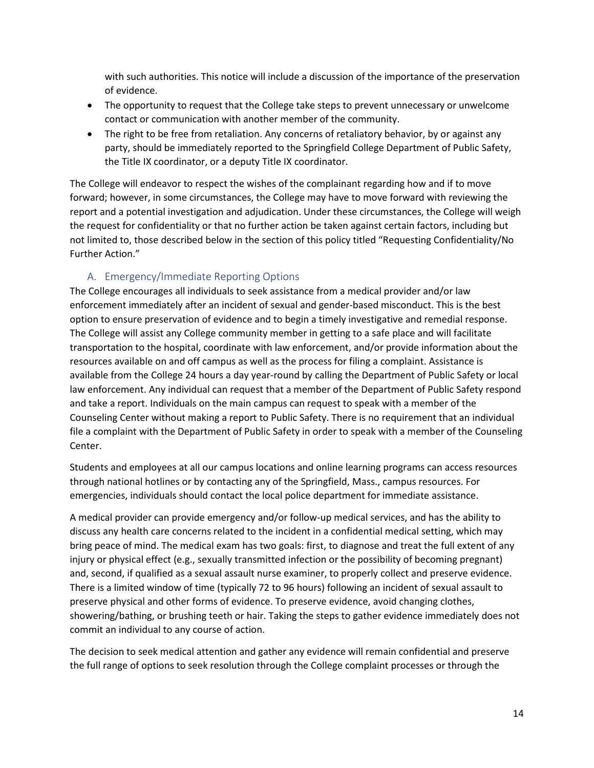with such authorities. This notice will include a discussion of the importance of the preservation of evidence.

- The opportunity to request that the College take steps to prevent unnecessary or unwelcome contact or communication with another member of the community.
- The right to be free from retaliation. Any concerns of retaliatory behavior, by or against any party, should be immediately reported to the Springfield College Department of Public Safety, the Title IX coordinator, or a deputy Title IX coordinator.

The College will endeavor to respect the wishes of the complainant regarding how and if to move forward; however, in some circumstances, the College may have to move forward with reviewing the report and a potential investigation and adjudication. Under these circumstances, the College will weigh the request for confidentiality or that no further action be taken against certain factors, including but not limited to, those described below in the section of this policy titled "Requesting Confidentiality/No Further Action."

### A. Emergency/Immediate Reporting Options

The College encourages all individuals to seek assistance from a medical provider and/or law enforcement immediately after an incident of sexual and gender-based misconduct. This is the best option to ensure preservation of evidence and to begin a timely investigative and remedial response. The College will assist any College community member in getting to a safe place and will facilitate transportation to the hospital, coordinate with law enforcement, and/or provide information about the resources available on and off campus as well as the process for filing a complaint. Assistance is available from the College 24 hours a day year-round by calling the Department of Public Safety or local law enforcement. Any individual can request that a member of the Department of Public Safety respond and take a report. Individuals on the main campus can request to speak with a member of the Counseling Center without making a report to Public Safety. There is no requirement that an individual file a complaint with the Department of Public Safety in order to speak with a member of the Counseling Center.

Students and employees at all our campus locations and online learning programs can access resources through national hotlines or by contacting any of the Springfield, Mass., campus resources. For emergencies, individuals should contact the local police department for immediate assistance.

A medical provider can provide emergency and/or follow-up medical services, and has the ability to discuss any health care concerns related to the incident in a confidential medical setting, which may bring peace of mind. The medical exam has two goals: first, to diagnose and treat the full extent of any injury or physical effect (e.g., sexually transmitted infection or the possibility of becoming pregnant) and, second, if qualified as a sexual assault nurse examiner, to properly collect and preserve evidence. There is a limited window of time (typically 72 to 96 hours) following an incident of sexual assault to preserve physical and other forms of evidence. To preserve evidence, avoid changing clothes, showering/bathing, or brushing teeth or hair. Taking the steps to gather evidence immediately does not commit an individual to any course of action.

The decision to seek medical attention and gather any evidence will remain confidential and preserve the full range of options to seek resolution through the College complaint processes or through the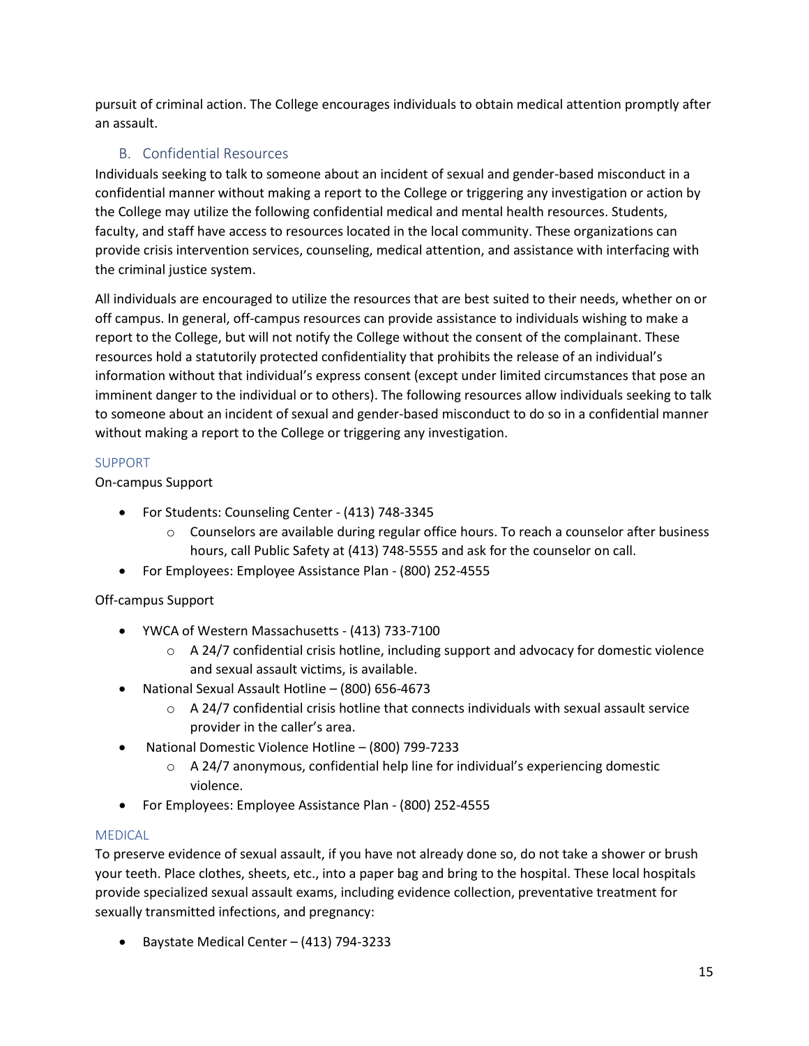pursuit of criminal action. The College encourages individuals to obtain medical attention promptly after an assault.

### B. Confidential Resources

Individuals seeking to talk to someone about an incident of sexual and gender-based misconduct in a confidential manner without making a report to the College or triggering any investigation or action by the College may utilize the following confidential medical and mental health resources. Students, faculty, and staff have access to resources located in the local community. These organizations can provide crisis intervention services, counseling, medical attention, and assistance with interfacing with the criminal justice system.

All individuals are encouraged to utilize the resources that are best suited to their needs, whether on or off campus. In general, off-campus resources can provide assistance to individuals wishing to make a report to the College, but will not notify the College without the consent of the complainant. These resources hold a statutorily protected confidentiality that prohibits the release of an individual's information without that individual's express consent (except under limited circumstances that pose an imminent danger to the individual or to others). The following resources allow individuals seeking to talk to someone about an incident of sexual and gender-based misconduct to do so in a confidential manner without making a report to the College or triggering any investigation.

#### SUPPORT

On-campus Support

- For Students: Counseling Center - (413) 748-3345
  - Counselors are available during regular office hours. To reach a counselor after business hours, call Public Safety at (413) 748-5555 and ask for the counselor on call.
- For Employees: Employee Assistance Plan - (800) 252-4555

Off-campus Support

- YWCA of Western Massachusetts - (413) 733-7100
  - A 24/7 confidential crisis hotline, including support and advocacy for domestic violence and sexual assault victims, is available.
- National Sexual Assault Hotline – (800) 656-4673
  - A 24/7 confidential crisis hotline that connects individuals with sexual assault service provider in the caller's area.
- National Domestic Violence Hotline – (800) 799-7233
  - A 24/7 anonymous, confidential help line for individual's experiencing domestic violence.
- For Employees: Employee Assistance Plan - (800) 252-4555

#### MEDICAL

To preserve evidence of sexual assault, if you have not already done so, do not take a shower or brush your teeth. Place clothes, sheets, etc., into a paper bag and bring to the hospital. These local hospitals provide specialized sexual assault exams, including evidence collection, preventative treatment for sexually transmitted infections, and pregnancy:

- Baystate Medical Center – (413) 794-3233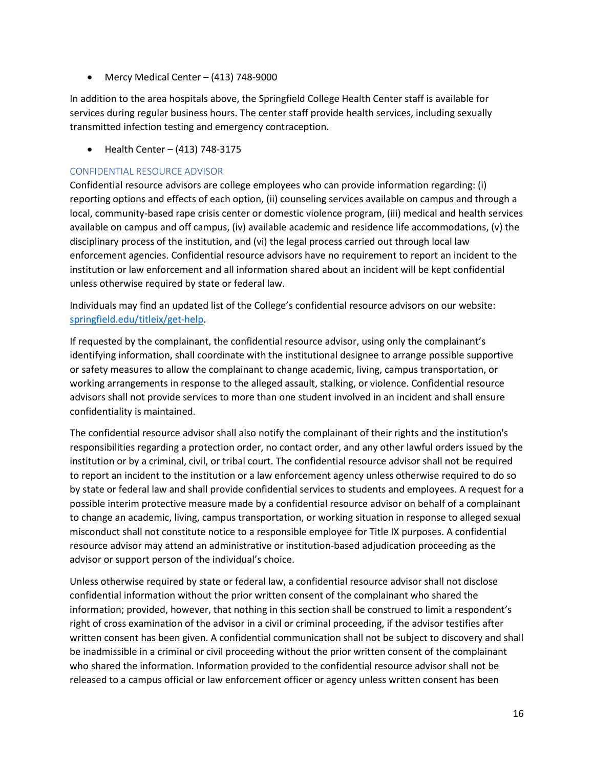- Mercy Medical Center – (413) 748-9000

In addition to the area hospitals above, the Springfield College Health Center staff is available for services during regular business hours. The center staff provide health services, including sexually transmitted infection testing and emergency contraception.

- Health Center – (413) 748-3175

### CONFIDENTIAL RESOURCE ADVISOR

Confidential resource advisors are college employees who can provide information regarding: (i) reporting options and effects of each option, (ii) counseling services available on campus and through a local, community-based rape crisis center or domestic violence program, (iii) medical and health services available on campus and off campus, (iv) available academic and residence life accommodations, (v) the disciplinary process of the institution, and (vi) the legal process carried out through local law enforcement agencies. Confidential resource advisors have no requirement to report an incident to the institution or law enforcement and all information shared about an incident will be kept confidential unless otherwise required by state or federal law.

Individuals may find an updated list of the College's confidential resource advisors on our website: [springfield.edu/titleix/get-help](springfield.edu/titleix/get-help).

If requested by the complainant, the confidential resource advisor, using only the complainant's identifying information, shall coordinate with the institutional designee to arrange possible supportive or safety measures to allow the complainant to change academic, living, campus transportation, or working arrangements in response to the alleged assault, stalking, or violence. Confidential resource advisors shall not provide services to more than one student involved in an incident and shall ensure confidentiality is maintained.

The confidential resource advisor shall also notify the complainant of their rights and the institution's responsibilities regarding a protection order, no contact order, and any other lawful orders issued by the institution or by a criminal, civil, or tribal court. The confidential resource advisor shall not be required to report an incident to the institution or a law enforcement agency unless otherwise required to do so by state or federal law and shall provide confidential services to students and employees. A request for a possible interim protective measure made by a confidential resource advisor on behalf of a complainant to change an academic, living, campus transportation, or working situation in response to alleged sexual misconduct shall not constitute notice to a responsible employee for Title IX purposes. A confidential resource advisor may attend an administrative or institution-based adjudication proceeding as the advisor or support person of the individual's choice.

Unless otherwise required by state or federal law, a confidential resource advisor shall not disclose confidential information without the prior written consent of the complainant who shared the information; provided, however, that nothing in this section shall be construed to limit a respondent's right of cross examination of the advisor in a civil or criminal proceeding, if the advisor testifies after written consent has been given. A confidential communication shall not be subject to discovery and shall be inadmissible in a criminal or civil proceeding without the prior written consent of the complainant who shared the information. Information provided to the confidential resource advisor shall not be released to a campus official or law enforcement officer or agency unless written consent has been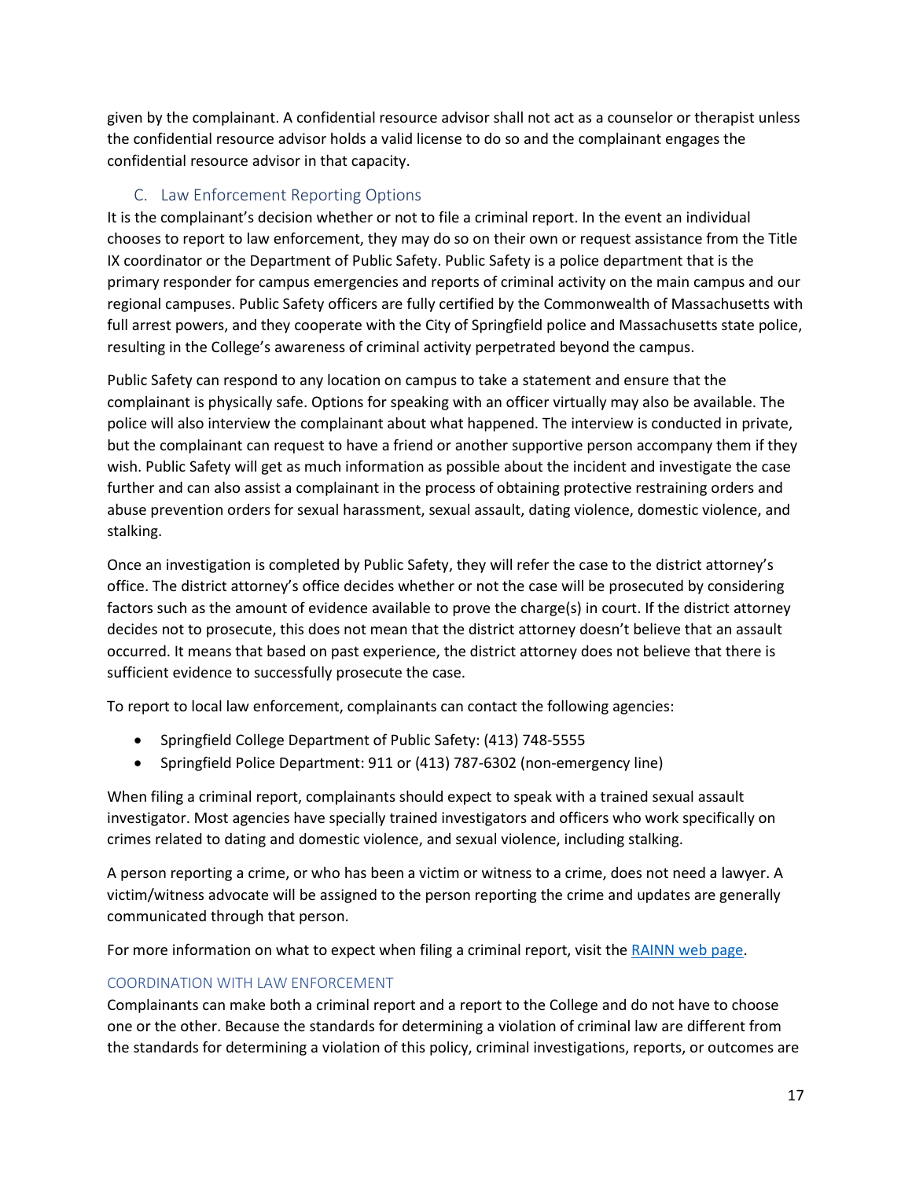given by the complainant. A confidential resource advisor shall not act as a counselor or therapist unless the confidential resource advisor holds a valid license to do so and the complainant engages the confidential resource advisor in that capacity.

### C. Law Enforcement Reporting Options

It is the complainant's decision whether or not to file a criminal report. In the event an individual chooses to report to law enforcement, they may do so on their own or request assistance from the Title IX coordinator or the Department of Public Safety. Public Safety is a police department that is the primary responder for campus emergencies and reports of criminal activity on the main campus and our regional campuses. Public Safety officers are fully certified by the Commonwealth of Massachusetts with full arrest powers, and they cooperate with the City of Springfield police and Massachusetts state police, resulting in the College's awareness of criminal activity perpetrated beyond the campus.

Public Safety can respond to any location on campus to take a statement and ensure that the complainant is physically safe. Options for speaking with an officer virtually may also be available. The police will also interview the complainant about what happened. The interview is conducted in private, but the complainant can request to have a friend or another supportive person accompany them if they wish. Public Safety will get as much information as possible about the incident and investigate the case further and can also assist a complainant in the process of obtaining protective restraining orders and abuse prevention orders for sexual harassment, sexual assault, dating violence, domestic violence, and stalking.

Once an investigation is completed by Public Safety, they will refer the case to the district attorney's office. The district attorney's office decides whether or not the case will be prosecuted by considering factors such as the amount of evidence available to prove the charge(s) in court. If the district attorney decides not to prosecute, this does not mean that the district attorney doesn't believe that an assault occurred. It means that based on past experience, the district attorney does not believe that there is sufficient evidence to successfully prosecute the case.

To report to local law enforcement, complainants can contact the following agencies:

- Springfield College Department of Public Safety: (413) 748-5555
- Springfield Police Department: 911 or (413) 787-6302 (non-emergency line)

When filing a criminal report, complainants should expect to speak with a trained sexual assault investigator. Most agencies have specially trained investigators and officers who work specifically on crimes related to dating and domestic violence, and sexual violence, including stalking.

A person reporting a crime, or who has been a victim or witness to a crime, does not need a lawyer. A victim/witness advocate will be assigned to the person reporting the crime and updates are generally communicated through that person.

For more information on what to expect when filing a criminal report, visit the RAINN web page.

#### COORDINATION WITH LAW ENFORCEMENT

Complainants can make both a criminal report and a report to the College and do not have to choose one or the other. Because the standards for determining a violation of criminal law are different from the standards for determining a violation of this policy, criminal investigations, reports, or outcomes are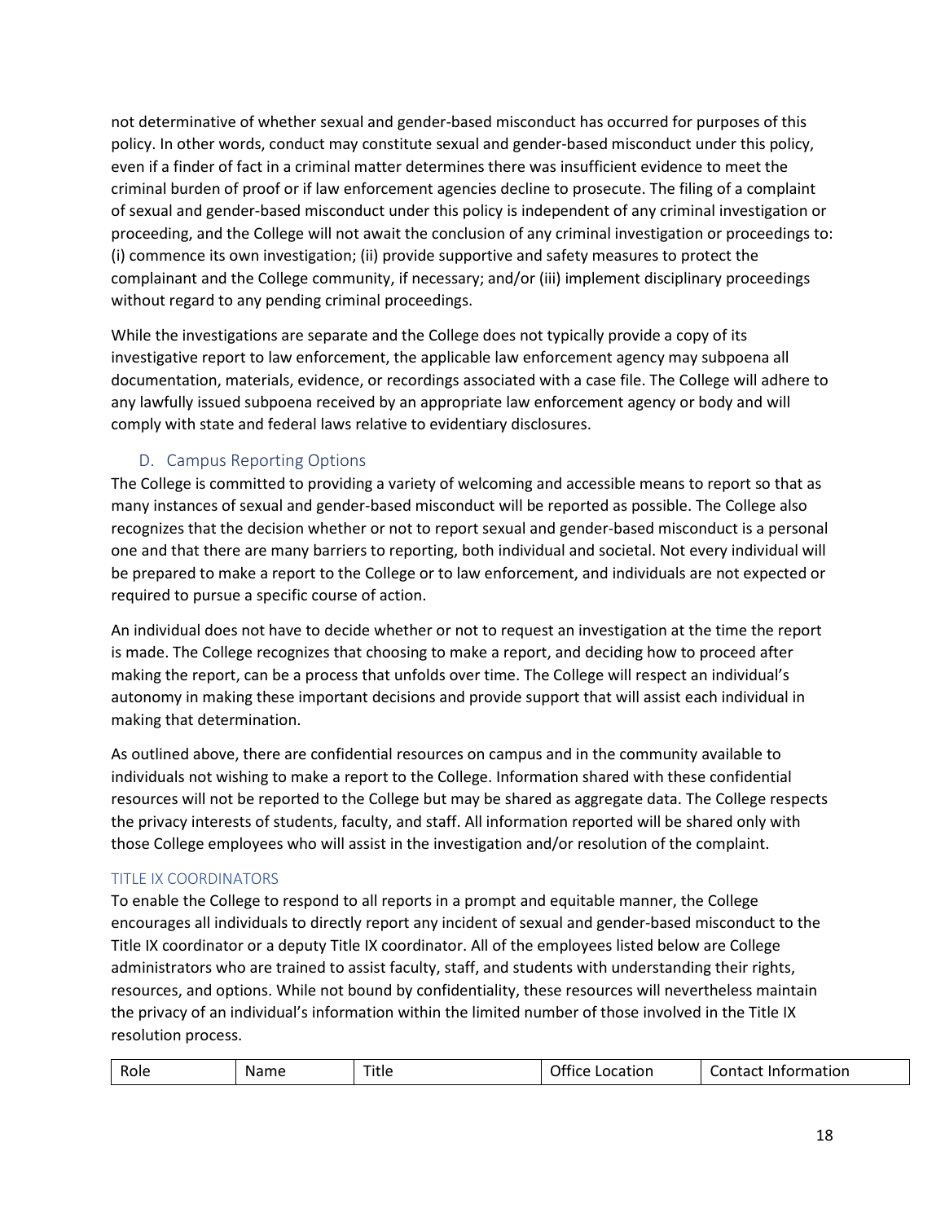not determinative of whether sexual and gender-based misconduct has occurred for purposes of this policy. In other words, conduct may constitute sexual and gender-based misconduct under this policy, even if a finder of fact in a criminal matter determines there was insufficient evidence to meet the criminal burden of proof or if law enforcement agencies decline to prosecute. The filing of a complaint of sexual and gender-based misconduct under this policy is independent of any criminal investigation or proceeding, and the College will not await the conclusion of any criminal investigation or proceedings to: (i) commence its own investigation; (ii) provide supportive and safety measures to protect the complainant and the College community, if necessary; and/or (iii) implement disciplinary proceedings without regard to any pending criminal proceedings.

While the investigations are separate and the College does not typically provide a copy of its investigative report to law enforcement, the applicable law enforcement agency may subpoena all documentation, materials, evidence, or recordings associated with a case file. The College will adhere to any lawfully issued subpoena received by an appropriate law enforcement agency or body and will comply with state and federal laws relative to evidentiary disclosures.

### D. Campus Reporting Options

The College is committed to providing a variety of welcoming and accessible means to report so that as many instances of sexual and gender-based misconduct will be reported as possible. The College also recognizes that the decision whether or not to report sexual and gender-based misconduct is a personal one and that there are many barriers to reporting, both individual and societal. Not every individual will be prepared to make a report to the College or to law enforcement, and individuals are not expected or required to pursue a specific course of action.

An individual does not have to decide whether or not to request an investigation at the time the report is made. The College recognizes that choosing to make a report, and deciding how to proceed after making the report, can be a process that unfolds over time. The College will respect an individual's autonomy in making these important decisions and provide support that will assist each individual in making that determination.

As outlined above, there are confidential resources on campus and in the community available to individuals not wishing to make a report to the College. Information shared with these confidential resources will not be reported to the College but may be shared as aggregate data. The College respects the privacy interests of students, faculty, and staff. All information reported will be shared only with those College employees who will assist in the investigation and/or resolution of the complaint.

#### TITLE IX COORDINATORS

To enable the College to respond to all reports in a prompt and equitable manner, the College encourages all individuals to directly report any incident of sexual and gender-based misconduct to the Title IX coordinator or a deputy Title IX coordinator. All of the employees listed below are College administrators who are trained to assist faculty, staff, and students with understanding their rights, resources, and options. While not bound by confidentiality, these resources will nevertheless maintain the privacy of an individual's information within the limited number of those involved in the Title IX resolution process.

| Role | Name | Title | Office Location | Contact Information |
| --- | --- | --- | --- | --- |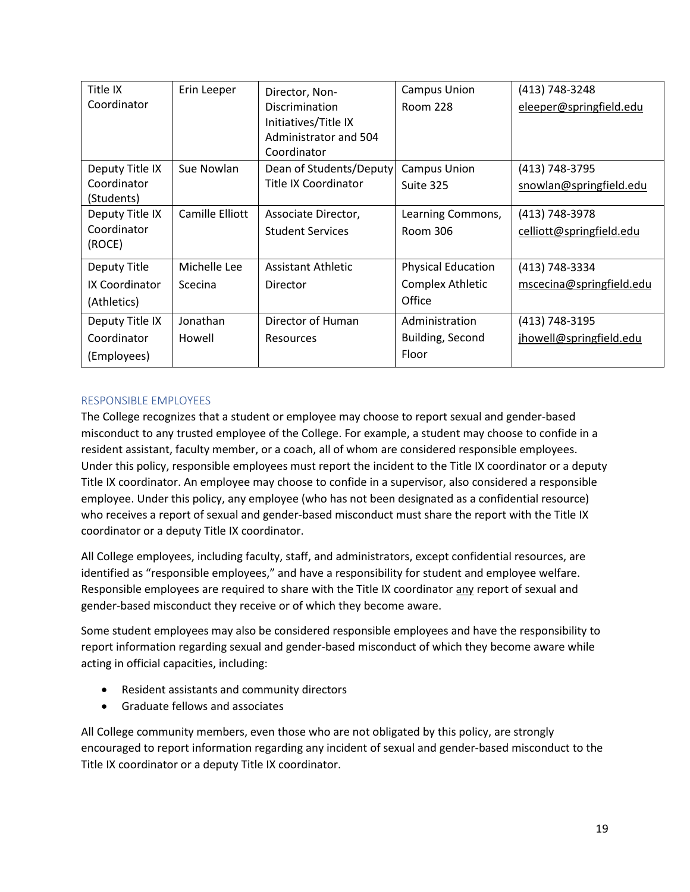| Title IX Coordinator | Erin Leeper | Director, Non-Discrimination Initiatives/Title IX Administrator and 504 Coordinator | Campus Union Room 228 | (413) 748-3248 eleeper@springfield.edu |
|---|---|---|---|---|
| Deputy Title IX Coordinator (Students) | Sue Nowlan | Dean of Students/Deputy Title IX Coordinator | Campus Union Suite 325 | (413) 748-3795 snowlan@springfield.edu |
| Deputy Title IX Coordinator (ROCE) | Camille Elliott | Associate Director, Student Services | Learning Commons, Room 306 | (413) 748-3978 celliott@springfield.edu |
| Deputy Title IX Coordinator (Athletics) | Michelle Lee Scecina | Assistant Athletic Director | Physical Education Complex Athletic Office | (413) 748-3334 mscecina@springfield.edu |
| Deputy Title IX Coordinator (Employees) | Jonathan Howell | Director of Human Resources | Administration Building, Second Floor | (413) 748-3195 jhowell@springfield.edu |

## RESPONSIBLE EMPLOYEES

The College recognizes that a student or employee may choose to report sexual and gender-based misconduct to any trusted employee of the College. For example, a student may choose to confide in a resident assistant, faculty member, or a coach, all of whom are considered responsible employees. Under this policy, responsible employees must report the incident to the Title IX coordinator or a deputy Title IX coordinator. An employee may choose to confide in a supervisor, also considered a responsible employee. Under this policy, any employee (who has not been designated as a confidential resource) who receives a report of sexual and gender-based misconduct must share the report with the Title IX coordinator or a deputy Title IX coordinator.

All College employees, including faculty, staff, and administrators, except confidential resources, are identified as "responsible employees," and have a responsibility for student and employee welfare. Responsible employees are required to share with the Title IX coordinator any report of sexual and gender-based misconduct they receive or of which they become aware.

Some student employees may also be considered responsible employees and have the responsibility to report information regarding sexual and gender-based misconduct of which they become aware while acting in official capacities, including:

- Resident assistants and community directors
- Graduate fellows and associates

All College community members, even those who are not obligated by this policy, are strongly encouraged to report information regarding any incident of sexual and gender-based misconduct to the Title IX coordinator or a deputy Title IX coordinator.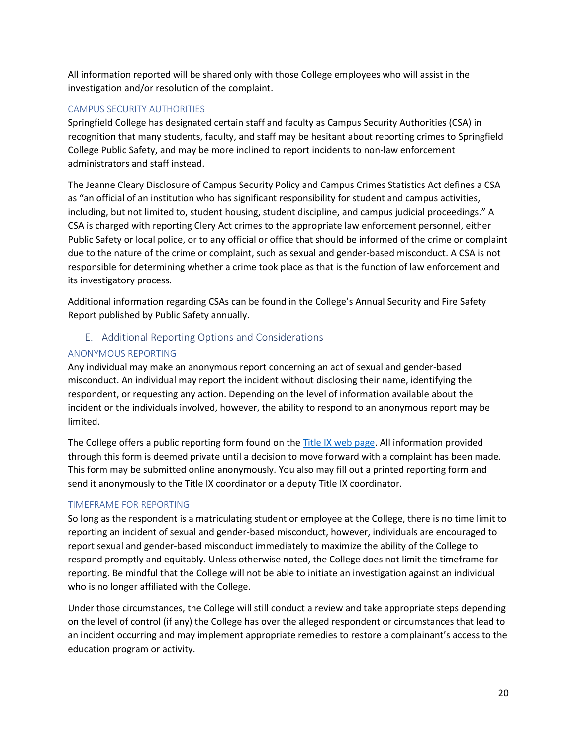All information reported will be shared only with those College employees who will assist in the investigation and/or resolution of the complaint.

#### CAMPUS SECURITY AUTHORITIES

Springfield College has designated certain staff and faculty as Campus Security Authorities (CSA) in recognition that many students, faculty, and staff may be hesitant about reporting crimes to Springfield College Public Safety, and may be more inclined to report incidents to non-law enforcement administrators and staff instead.

The Jeanne Cleary Disclosure of Campus Security Policy and Campus Crimes Statistics Act defines a CSA as "an official of an institution who has significant responsibility for student and campus activities, including, but not limited to, student housing, student discipline, and campus judicial proceedings." A CSA is charged with reporting Clery Act crimes to the appropriate law enforcement personnel, either Public Safety or local police, or to any official or office that should be informed of the crime or complaint due to the nature of the crime or complaint, such as sexual and gender-based misconduct. A CSA is not responsible for determining whether a crime took place as that is the function of law enforcement and its investigatory process.

Additional information regarding CSAs can be found in the College's Annual Security and Fire Safety Report published by Public Safety annually.

### E. Additional Reporting Options and Considerations

#### ANONYMOUS REPORTING

Any individual may make an anonymous report concerning an act of sexual and gender-based misconduct. An individual may report the incident without disclosing their name, identifying the respondent, or requesting any action. Depending on the level of information available about the incident or the individuals involved, however, the ability to respond to an anonymous report may be limited.

The College offers a public reporting form found on the Title IX web page. All information provided through this form is deemed private until a decision to move forward with a complaint has been made. This form may be submitted online anonymously. You also may fill out a printed reporting form and send it anonymously to the Title IX coordinator or a deputy Title IX coordinator.

#### TIMEFRAME FOR REPORTING

So long as the respondent is a matriculating student or employee at the College, there is no time limit to reporting an incident of sexual and gender-based misconduct, however, individuals are encouraged to report sexual and gender-based misconduct immediately to maximize the ability of the College to respond promptly and equitably. Unless otherwise noted, the College does not limit the timeframe for reporting. Be mindful that the College will not be able to initiate an investigation against an individual who is no longer affiliated with the College.

Under those circumstances, the College will still conduct a review and take appropriate steps depending on the level of control (if any) the College has over the alleged respondent or circumstances that lead to an incident occurring and may implement appropriate remedies to restore a complainant's access to the education program or activity.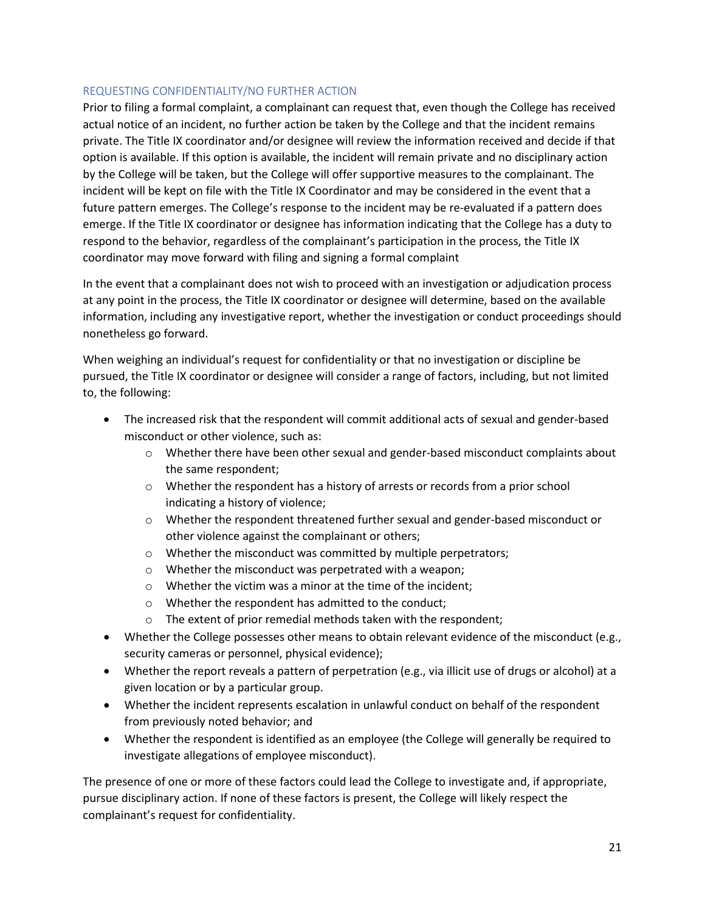### REQUESTING CONFIDENTIALITY/NO FURTHER ACTION

Prior to filing a formal complaint, a complainant can request that, even though the College has received actual notice of an incident, no further action be taken by the College and that the incident remains private. The Title IX coordinator and/or designee will review the information received and decide if that option is available. If this option is available, the incident will remain private and no disciplinary action by the College will be taken, but the College will offer supportive measures to the complainant. The incident will be kept on file with the Title IX Coordinator and may be considered in the event that a future pattern emerges. The College's response to the incident may be re-evaluated if a pattern does emerge. If the Title IX coordinator or designee has information indicating that the College has a duty to respond to the behavior, regardless of the complainant's participation in the process, the Title IX coordinator may move forward with filing and signing a formal complaint

In the event that a complainant does not wish to proceed with an investigation or adjudication process at any point in the process, the Title IX coordinator or designee will determine, based on the available information, including any investigative report, whether the investigation or conduct proceedings should nonetheless go forward.

When weighing an individual's request for confidentiality or that no investigation or discipline be pursued, the Title IX coordinator or designee will consider a range of factors, including, but not limited to, the following:

- The increased risk that the respondent will commit additional acts of sexual and gender-based misconduct or other violence, such as:
  - Whether there have been other sexual and gender-based misconduct complaints about the same respondent;
  - Whether the respondent has a history of arrests or records from a prior school indicating a history of violence;
  - Whether the respondent threatened further sexual and gender-based misconduct or other violence against the complainant or others;
  - Whether the misconduct was committed by multiple perpetrators;
  - Whether the misconduct was perpetrated with a weapon;
  - Whether the victim was a minor at the time of the incident;
  - Whether the respondent has admitted to the conduct;
  - The extent of prior remedial methods taken with the respondent;
- Whether the College possesses other means to obtain relevant evidence of the misconduct (e.g., security cameras or personnel, physical evidence);
- Whether the report reveals a pattern of perpetration (e.g., via illicit use of drugs or alcohol) at a given location or by a particular group.
- Whether the incident represents escalation in unlawful conduct on behalf of the respondent from previously noted behavior; and
- Whether the respondent is identified as an employee (the College will generally be required to investigate allegations of employee misconduct).

The presence of one or more of these factors could lead the College to investigate and, if appropriate, pursue disciplinary action. If none of these factors is present, the College will likely respect the complainant's request for confidentiality.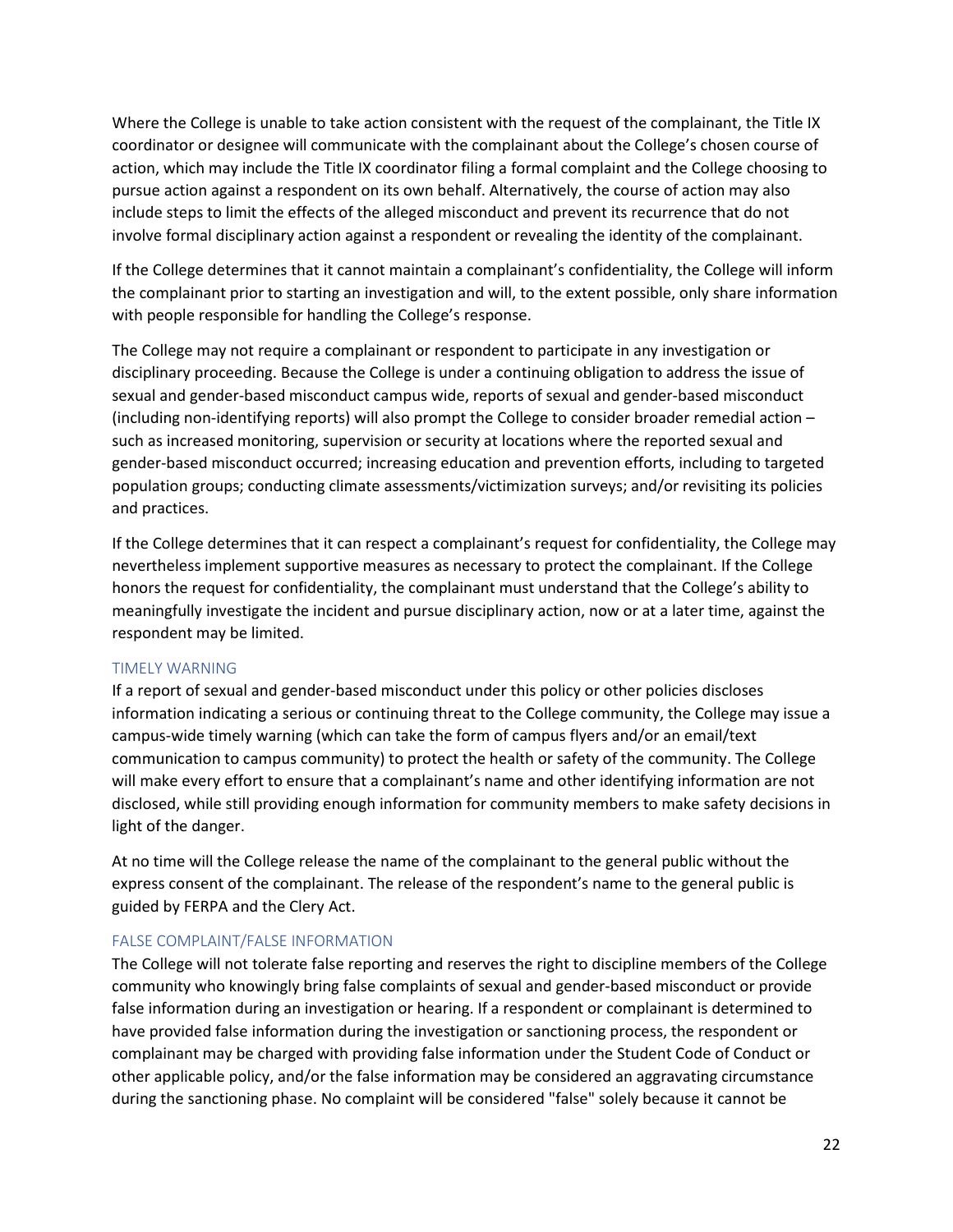Where the College is unable to take action consistent with the request of the complainant, the Title IX coordinator or designee will communicate with the complainant about the College's chosen course of action, which may include the Title IX coordinator filing a formal complaint and the College choosing to pursue action against a respondent on its own behalf. Alternatively, the course of action may also include steps to limit the effects of the alleged misconduct and prevent its recurrence that do not involve formal disciplinary action against a respondent or revealing the identity of the complainant.

If the College determines that it cannot maintain a complainant's confidentiality, the College will inform the complainant prior to starting an investigation and will, to the extent possible, only share information with people responsible for handling the College's response.

The College may not require a complainant or respondent to participate in any investigation or disciplinary proceeding. Because the College is under a continuing obligation to address the issue of sexual and gender-based misconduct campus wide, reports of sexual and gender-based misconduct (including non-identifying reports) will also prompt the College to consider broader remedial action – such as increased monitoring, supervision or security at locations where the reported sexual and gender-based misconduct occurred; increasing education and prevention efforts, including to targeted population groups; conducting climate assessments/victimization surveys; and/or revisiting its policies and practices.

If the College determines that it can respect a complainant's request for confidentiality, the College may nevertheless implement supportive measures as necessary to protect the complainant. If the College honors the request for confidentiality, the complainant must understand that the College's ability to meaningfully investigate the incident and pursue disciplinary action, now or at a later time, against the respondent may be limited.

### TIMELY WARNING

If a report of sexual and gender-based misconduct under this policy or other policies discloses information indicating a serious or continuing threat to the College community, the College may issue a campus-wide timely warning (which can take the form of campus flyers and/or an email/text communication to campus community) to protect the health or safety of the community. The College will make every effort to ensure that a complainant's name and other identifying information are not disclosed, while still providing enough information for community members to make safety decisions in light of the danger.

At no time will the College release the name of the complainant to the general public without the express consent of the complainant. The release of the respondent's name to the general public is guided by FERPA and the Clery Act.

### FALSE COMPLAINT/FALSE INFORMATION

The College will not tolerate false reporting and reserves the right to discipline members of the College community who knowingly bring false complaints of sexual and gender-based misconduct or provide false information during an investigation or hearing. If a respondent or complainant is determined to have provided false information during the investigation or sanctioning process, the respondent or complainant may be charged with providing false information under the Student Code of Conduct or other applicable policy, and/or the false information may be considered an aggravating circumstance during the sanctioning phase. No complaint will be considered "false" solely because it cannot be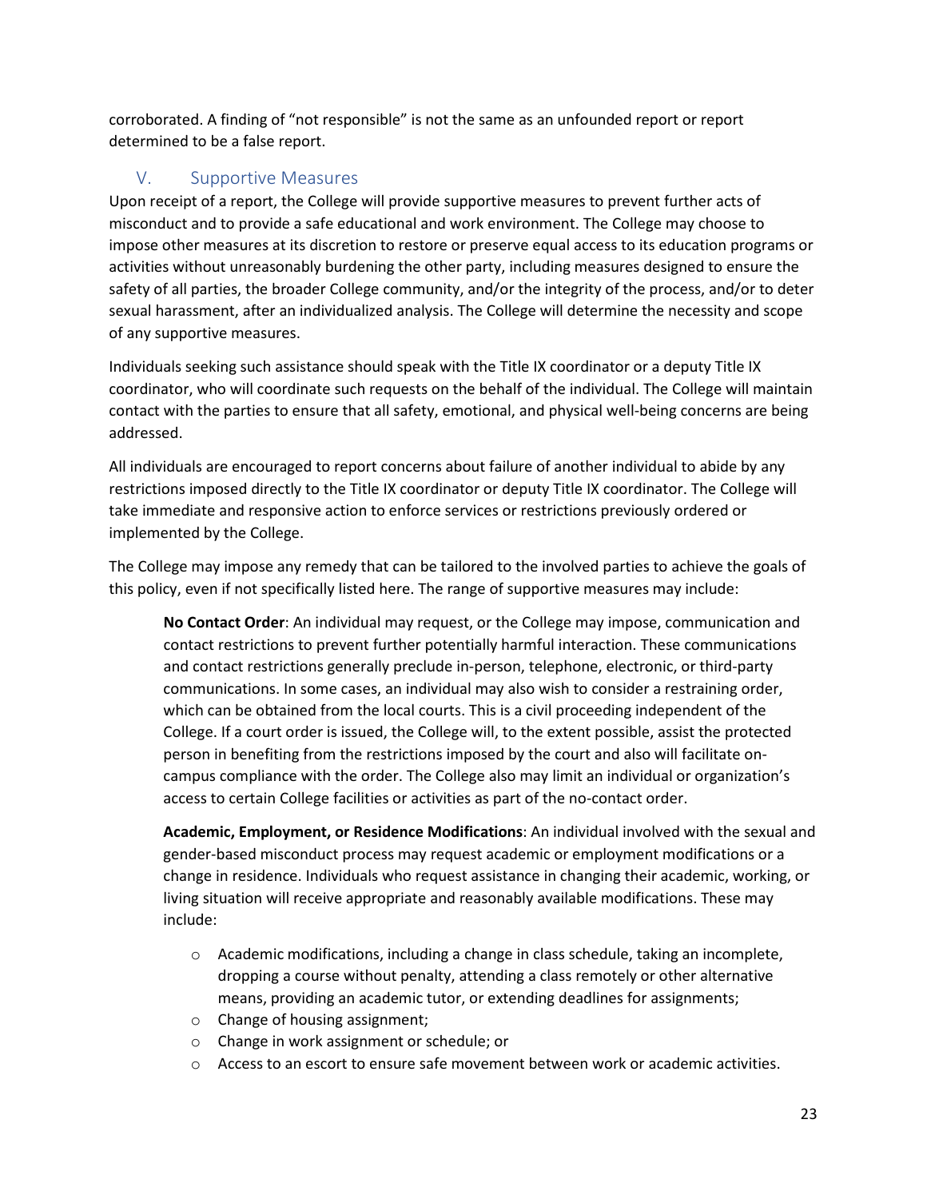corroborated. A finding of "not responsible" is not the same as an unfounded report or report determined to be a false report.

## V. Supportive Measures

Upon receipt of a report, the College will provide supportive measures to prevent further acts of misconduct and to provide a safe educational and work environment. The College may choose to impose other measures at its discretion to restore or preserve equal access to its education programs or activities without unreasonably burdening the other party, including measures designed to ensure the safety of all parties, the broader College community, and/or the integrity of the process, and/or to deter sexual harassment, after an individualized analysis. The College will determine the necessity and scope of any supportive measures.

Individuals seeking such assistance should speak with the Title IX coordinator or a deputy Title IX coordinator, who will coordinate such requests on the behalf of the individual. The College will maintain contact with the parties to ensure that all safety, emotional, and physical well-being concerns are being addressed.

All individuals are encouraged to report concerns about failure of another individual to abide by any restrictions imposed directly to the Title IX coordinator or deputy Title IX coordinator. The College will take immediate and responsive action to enforce services or restrictions previously ordered or implemented by the College.

The College may impose any remedy that can be tailored to the involved parties to achieve the goals of this policy, even if not specifically listed here. The range of supportive measures may include:

**No Contact Order**: An individual may request, or the College may impose, communication and contact restrictions to prevent further potentially harmful interaction. These communications and contact restrictions generally preclude in-person, telephone, electronic, or third-party communications. In some cases, an individual may also wish to consider a restraining order, which can be obtained from the local courts. This is a civil proceeding independent of the College. If a court order is issued, the College will, to the extent possible, assist the protected person in benefiting from the restrictions imposed by the court and also will facilitate on-campus compliance with the order. The College also may limit an individual or organization's access to certain College facilities or activities as part of the no-contact order.

**Academic, Employment, or Residence Modifications**: An individual involved with the sexual and gender-based misconduct process may request academic or employment modifications or a change in residence. Individuals who request assistance in changing their academic, working, or living situation will receive appropriate and reasonably available modifications. These may include:

- Academic modifications, including a change in class schedule, taking an incomplete, dropping a course without penalty, attending a class remotely or other alternative means, providing an academic tutor, or extending deadlines for assignments;
- Change of housing assignment;
- Change in work assignment or schedule; or
- Access to an escort to ensure safe movement between work or academic activities.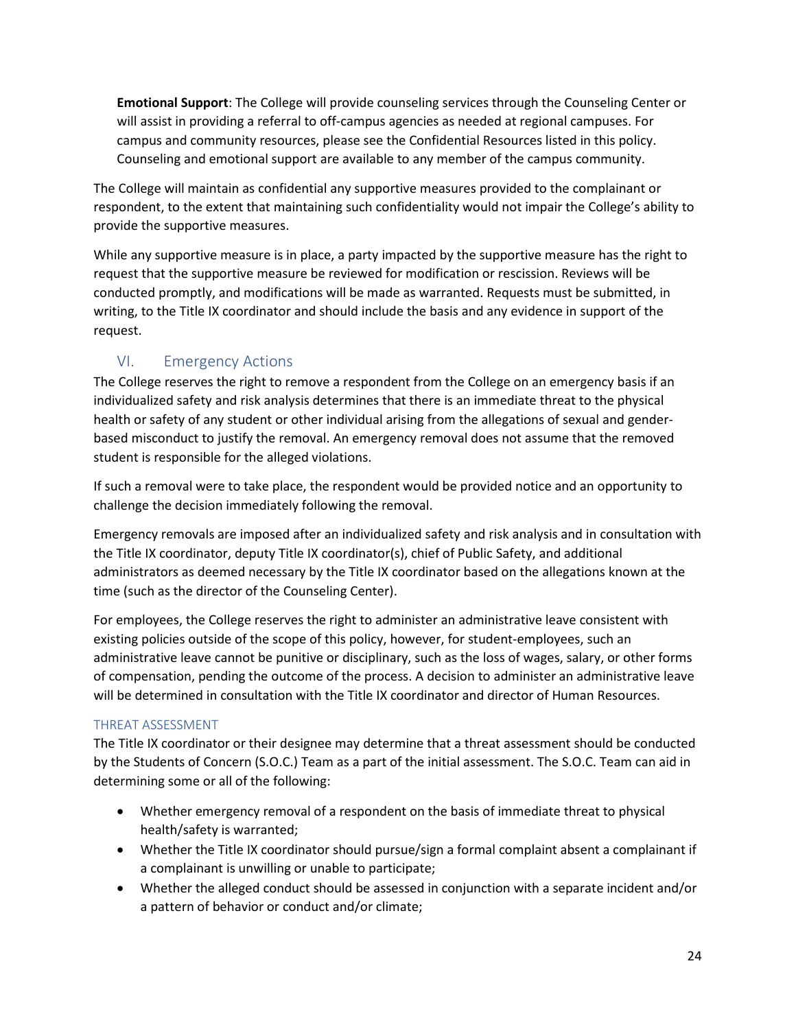**Emotional Support**: The College will provide counseling services through the Counseling Center or will assist in providing a referral to off-campus agencies as needed at regional campuses. For campus and community resources, please see the Confidential Resources listed in this policy. Counseling and emotional support are available to any member of the campus community.

The College will maintain as confidential any supportive measures provided to the complainant or respondent, to the extent that maintaining such confidentiality would not impair the College's ability to provide the supportive measures.

While any supportive measure is in place, a party impacted by the supportive measure has the right to request that the supportive measure be reviewed for modification or rescission. Reviews will be conducted promptly, and modifications will be made as warranted. Requests must be submitted, in writing, to the Title IX coordinator and should include the basis and any evidence in support of the request.

## VI. Emergency Actions

The College reserves the right to remove a respondent from the College on an emergency basis if an individualized safety and risk analysis determines that there is an immediate threat to the physical health or safety of any student or other individual arising from the allegations of sexual and gender-based misconduct to justify the removal. An emergency removal does not assume that the removed student is responsible for the alleged violations.

If such a removal were to take place, the respondent would be provided notice and an opportunity to challenge the decision immediately following the removal.

Emergency removals are imposed after an individualized safety and risk analysis and in consultation with the Title IX coordinator, deputy Title IX coordinator(s), chief of Public Safety, and additional administrators as deemed necessary by the Title IX coordinator based on the allegations known at the time (such as the director of the Counseling Center).

For employees, the College reserves the right to administer an administrative leave consistent with existing policies outside of the scope of this policy, however, for student-employees, such an administrative leave cannot be punitive or disciplinary, such as the loss of wages, salary, or other forms of compensation, pending the outcome of the process. A decision to administer an administrative leave will be determined in consultation with the Title IX coordinator and director of Human Resources.

### THREAT ASSESSMENT

The Title IX coordinator or their designee may determine that a threat assessment should be conducted by the Students of Concern (S.O.C.) Team as a part of the initial assessment. The S.O.C. Team can aid in determining some or all of the following:

- Whether emergency removal of a respondent on the basis of immediate threat to physical health/safety is warranted;
- Whether the Title IX coordinator should pursue/sign a formal complaint absent a complainant if a complainant is unwilling or unable to participate;
- Whether the alleged conduct should be assessed in conjunction with a separate incident and/or a pattern of behavior or conduct and/or climate;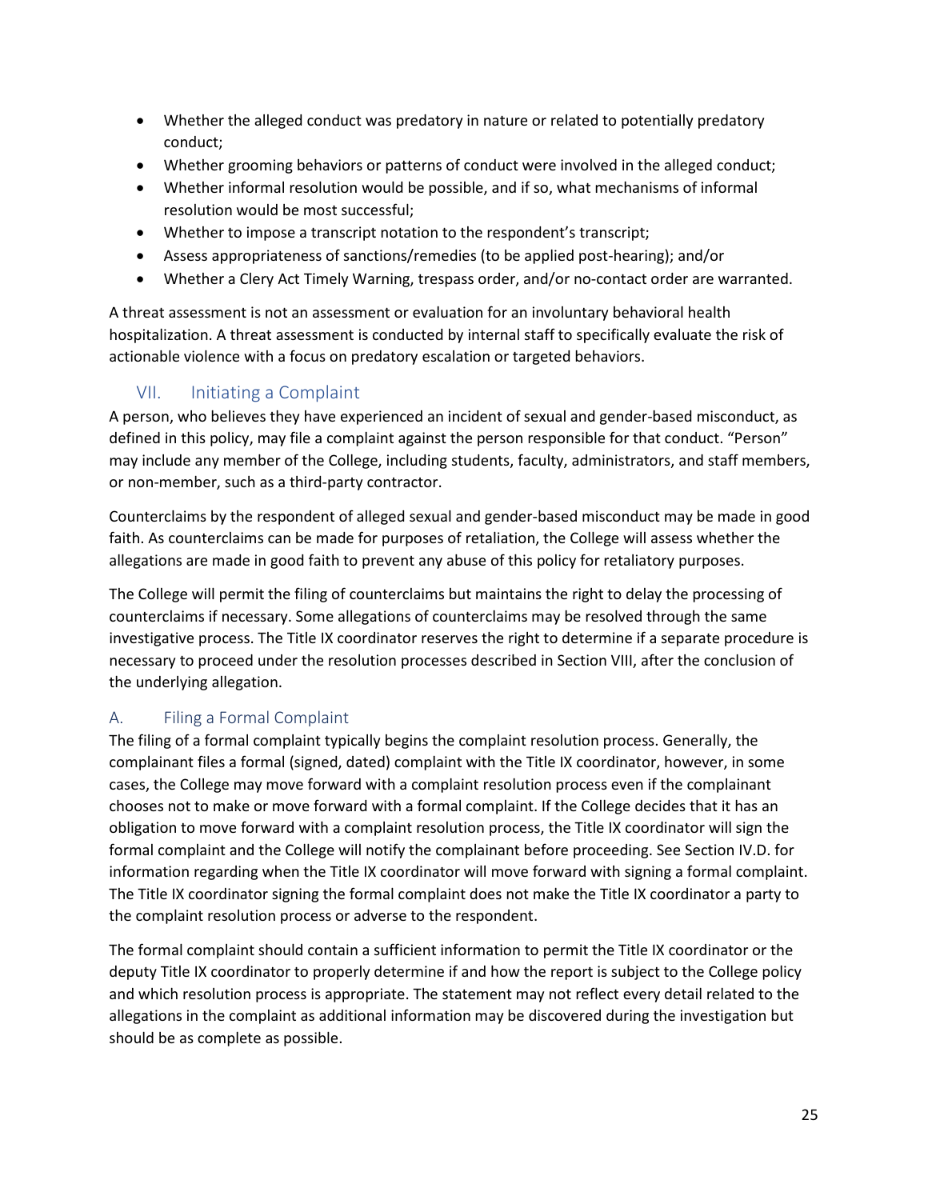- Whether the alleged conduct was predatory in nature or related to potentially predatory conduct;
- Whether grooming behaviors or patterns of conduct were involved in the alleged conduct;
- Whether informal resolution would be possible, and if so, what mechanisms of informal resolution would be most successful;
- Whether to impose a transcript notation to the respondent's transcript;
- Assess appropriateness of sanctions/remedies (to be applied post-hearing); and/or
- Whether a Clery Act Timely Warning, trespass order, and/or no-contact order are warranted.

A threat assessment is not an assessment or evaluation for an involuntary behavioral health hospitalization. A threat assessment is conducted by internal staff to specifically evaluate the risk of actionable violence with a focus on predatory escalation or targeted behaviors.

## VII. Initiating a Complaint

A person, who believes they have experienced an incident of sexual and gender-based misconduct, as defined in this policy, may file a complaint against the person responsible for that conduct. "Person" may include any member of the College, including students, faculty, administrators, and staff members, or non-member, such as a third-party contractor.

Counterclaims by the respondent of alleged sexual and gender-based misconduct may be made in good faith. As counterclaims can be made for purposes of retaliation, the College will assess whether the allegations are made in good faith to prevent any abuse of this policy for retaliatory purposes.

The College will permit the filing of counterclaims but maintains the right to delay the processing of counterclaims if necessary. Some allegations of counterclaims may be resolved through the same investigative process. The Title IX coordinator reserves the right to determine if a separate procedure is necessary to proceed under the resolution processes described in Section VIII, after the conclusion of the underlying allegation.

### A. Filing a Formal Complaint

The filing of a formal complaint typically begins the complaint resolution process. Generally, the complainant files a formal (signed, dated) complaint with the Title IX coordinator, however, in some cases, the College may move forward with a complaint resolution process even if the complainant chooses not to make or move forward with a formal complaint. If the College decides that it has an obligation to move forward with a complaint resolution process, the Title IX coordinator will sign the formal complaint and the College will notify the complainant before proceeding. See Section IV.D. for information regarding when the Title IX coordinator will move forward with signing a formal complaint. The Title IX coordinator signing the formal complaint does not make the Title IX coordinator a party to the complaint resolution process or adverse to the respondent.

The formal complaint should contain a sufficient information to permit the Title IX coordinator or the deputy Title IX coordinator to properly determine if and how the report is subject to the College policy and which resolution process is appropriate. The statement may not reflect every detail related to the allegations in the complaint as additional information may be discovered during the investigation but should be as complete as possible.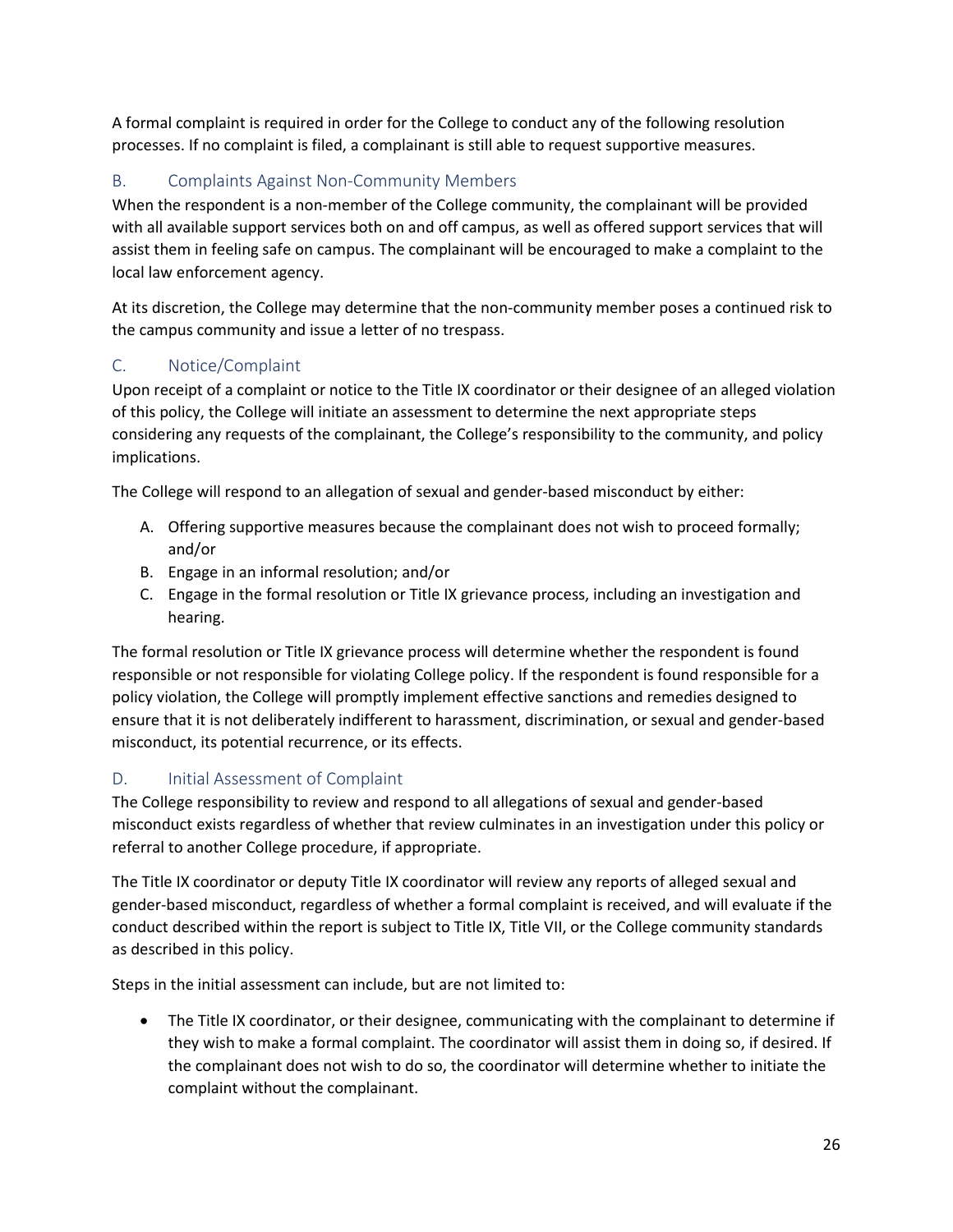A formal complaint is required in order for the College to conduct any of the following resolution processes. If no complaint is filed, a complainant is still able to request supportive measures.

## B. Complaints Against Non-Community Members

When the respondent is a non-member of the College community, the complainant will be provided with all available support services both on and off campus, as well as offered support services that will assist them in feeling safe on campus. The complainant will be encouraged to make a complaint to the local law enforcement agency.

At its discretion, the College may determine that the non-community member poses a continued risk to the campus community and issue a letter of no trespass.

## C. Notice/Complaint

Upon receipt of a complaint or notice to the Title IX coordinator or their designee of an alleged violation of this policy, the College will initiate an assessment to determine the next appropriate steps considering any requests of the complainant, the College's responsibility to the community, and policy implications.

The College will respond to an allegation of sexual and gender-based misconduct by either:

A. Offering supportive measures because the complainant does not wish to proceed formally; and/or
B. Engage in an informal resolution; and/or
C. Engage in the formal resolution or Title IX grievance process, including an investigation and hearing.

The formal resolution or Title IX grievance process will determine whether the respondent is found responsible or not responsible for violating College policy. If the respondent is found responsible for a policy violation, the College will promptly implement effective sanctions and remedies designed to ensure that it is not deliberately indifferent to harassment, discrimination, or sexual and gender-based misconduct, its potential recurrence, or its effects.

## D. Initial Assessment of Complaint

The College responsibility to review and respond to all allegations of sexual and gender-based misconduct exists regardless of whether that review culminates in an investigation under this policy or referral to another College procedure, if appropriate.

The Title IX coordinator or deputy Title IX coordinator will review any reports of alleged sexual and gender-based misconduct, regardless of whether a formal complaint is received, and will evaluate if the conduct described within the report is subject to Title IX, Title VII, or the College community standards as described in this policy.

Steps in the initial assessment can include, but are not limited to:

- The Title IX coordinator, or their designee, communicating with the complainant to determine if they wish to make a formal complaint. The coordinator will assist them in doing so, if desired. If the complainant does not wish to do so, the coordinator will determine whether to initiate the complaint without the complainant.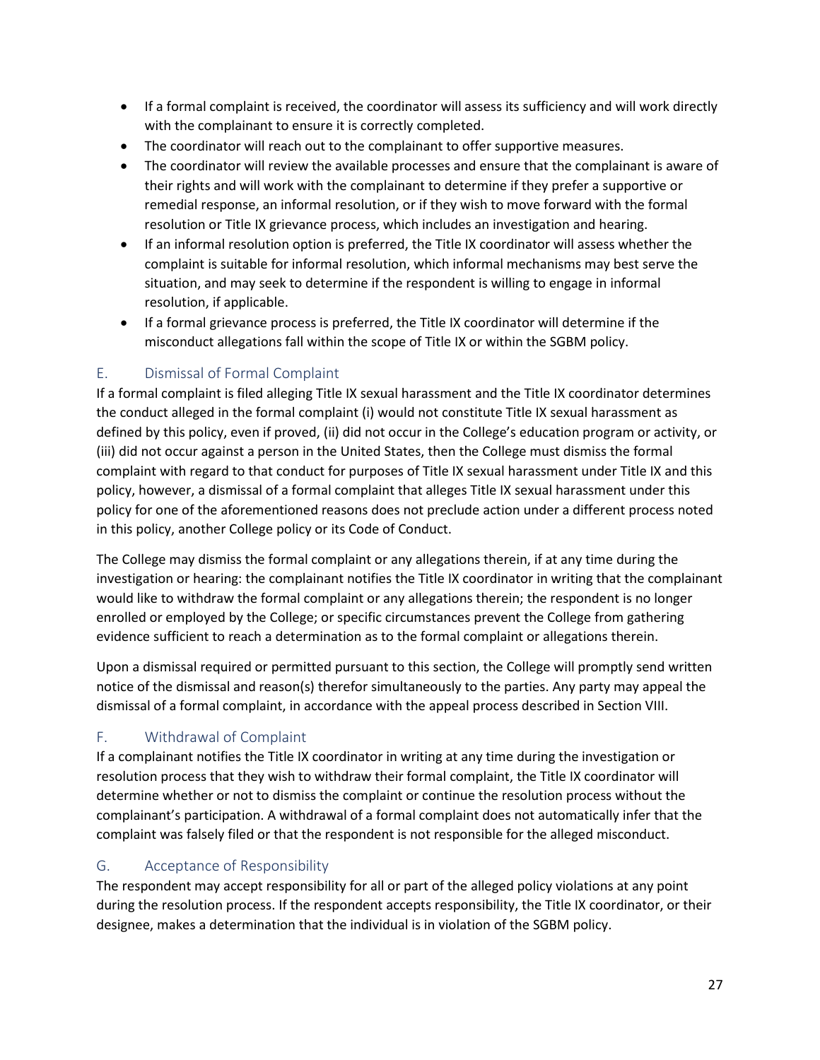- If a formal complaint is received, the coordinator will assess its sufficiency and will work directly with the complainant to ensure it is correctly completed.
- The coordinator will reach out to the complainant to offer supportive measures.
- The coordinator will review the available processes and ensure that the complainant is aware of their rights and will work with the complainant to determine if they prefer a supportive or remedial response, an informal resolution, or if they wish to move forward with the formal resolution or Title IX grievance process, which includes an investigation and hearing.
- If an informal resolution option is preferred, the Title IX coordinator will assess whether the complaint is suitable for informal resolution, which informal mechanisms may best serve the situation, and may seek to determine if the respondent is willing to engage in informal resolution, if applicable.
- If a formal grievance process is preferred, the Title IX coordinator will determine if the misconduct allegations fall within the scope of Title IX or within the SGBM policy.

## E. Dismissal of Formal Complaint

If a formal complaint is filed alleging Title IX sexual harassment and the Title IX coordinator determines the conduct alleged in the formal complaint (i) would not constitute Title IX sexual harassment as defined by this policy, even if proved, (ii) did not occur in the College's education program or activity, or (iii) did not occur against a person in the United States, then the College must dismiss the formal complaint with regard to that conduct for purposes of Title IX sexual harassment under Title IX and this policy, however, a dismissal of a formal complaint that alleges Title IX sexual harassment under this policy for one of the aforementioned reasons does not preclude action under a different process noted in this policy, another College policy or its Code of Conduct.

The College may dismiss the formal complaint or any allegations therein, if at any time during the investigation or hearing: the complainant notifies the Title IX coordinator in writing that the complainant would like to withdraw the formal complaint or any allegations therein; the respondent is no longer enrolled or employed by the College; or specific circumstances prevent the College from gathering evidence sufficient to reach a determination as to the formal complaint or allegations therein.

Upon a dismissal required or permitted pursuant to this section, the College will promptly send written notice of the dismissal and reason(s) therefor simultaneously to the parties. Any party may appeal the dismissal of a formal complaint, in accordance with the appeal process described in Section VIII.

## F. Withdrawal of Complaint

If a complainant notifies the Title IX coordinator in writing at any time during the investigation or resolution process that they wish to withdraw their formal complaint, the Title IX coordinator will determine whether or not to dismiss the complaint or continue the resolution process without the complainant's participation. A withdrawal of a formal complaint does not automatically infer that the complaint was falsely filed or that the respondent is not responsible for the alleged misconduct.

## G. Acceptance of Responsibility

The respondent may accept responsibility for all or part of the alleged policy violations at any point during the resolution process. If the respondent accepts responsibility, the Title IX coordinator, or their designee, makes a determination that the individual is in violation of the SGBM policy.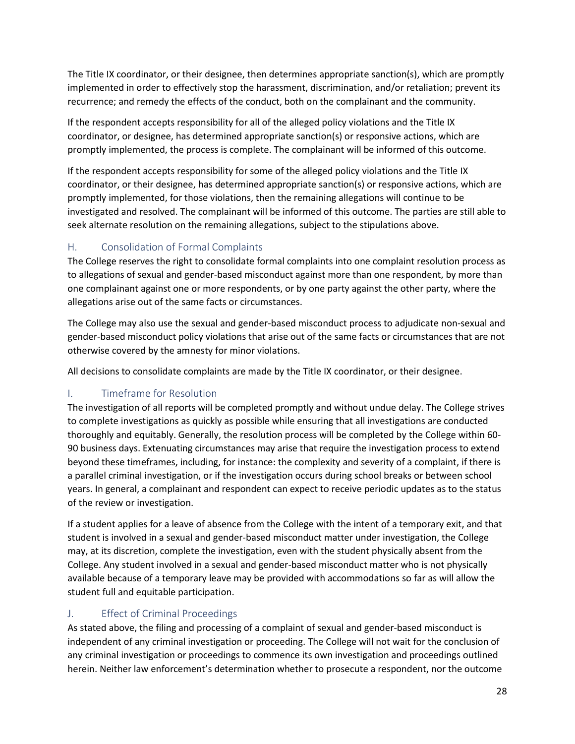The Title IX coordinator, or their designee, then determines appropriate sanction(s), which are promptly implemented in order to effectively stop the harassment, discrimination, and/or retaliation; prevent its recurrence; and remedy the effects of the conduct, both on the complainant and the community.

If the respondent accepts responsibility for all of the alleged policy violations and the Title IX coordinator, or designee, has determined appropriate sanction(s) or responsive actions, which are promptly implemented, the process is complete. The complainant will be informed of this outcome.

If the respondent accepts responsibility for some of the alleged policy violations and the Title IX coordinator, or their designee, has determined appropriate sanction(s) or responsive actions, which are promptly implemented, for those violations, then the remaining allegations will continue to be investigated and resolved. The complainant will be informed of this outcome. The parties are still able to seek alternate resolution on the remaining allegations, subject to the stipulations above.

## H. Consolidation of Formal Complaints

The College reserves the right to consolidate formal complaints into one complaint resolution process as to allegations of sexual and gender-based misconduct against more than one respondent, by more than one complainant against one or more respondents, or by one party against the other party, where the allegations arise out of the same facts or circumstances.

The College may also use the sexual and gender-based misconduct process to adjudicate non-sexual and gender-based misconduct policy violations that arise out of the same facts or circumstances that are not otherwise covered by the amnesty for minor violations.

All decisions to consolidate complaints are made by the Title IX coordinator, or their designee.

## I. Timeframe for Resolution

The investigation of all reports will be completed promptly and without undue delay. The College strives to complete investigations as quickly as possible while ensuring that all investigations are conducted thoroughly and equitably. Generally, the resolution process will be completed by the College within 60-90 business days. Extenuating circumstances may arise that require the investigation process to extend beyond these timeframes, including, for instance: the complexity and severity of a complaint, if there is a parallel criminal investigation, or if the investigation occurs during school breaks or between school years. In general, a complainant and respondent can expect to receive periodic updates as to the status of the review or investigation.

If a student applies for a leave of absence from the College with the intent of a temporary exit, and that student is involved in a sexual and gender-based misconduct matter under investigation, the College may, at its discretion, complete the investigation, even with the student physically absent from the College. Any student involved in a sexual and gender-based misconduct matter who is not physically available because of a temporary leave may be provided with accommodations so far as will allow the student full and equitable participation.

## J. Effect of Criminal Proceedings

As stated above, the filing and processing of a complaint of sexual and gender-based misconduct is independent of any criminal investigation or proceeding. The College will not wait for the conclusion of any criminal investigation or proceedings to commence its own investigation and proceedings outlined herein. Neither law enforcement's determination whether to prosecute a respondent, nor the outcome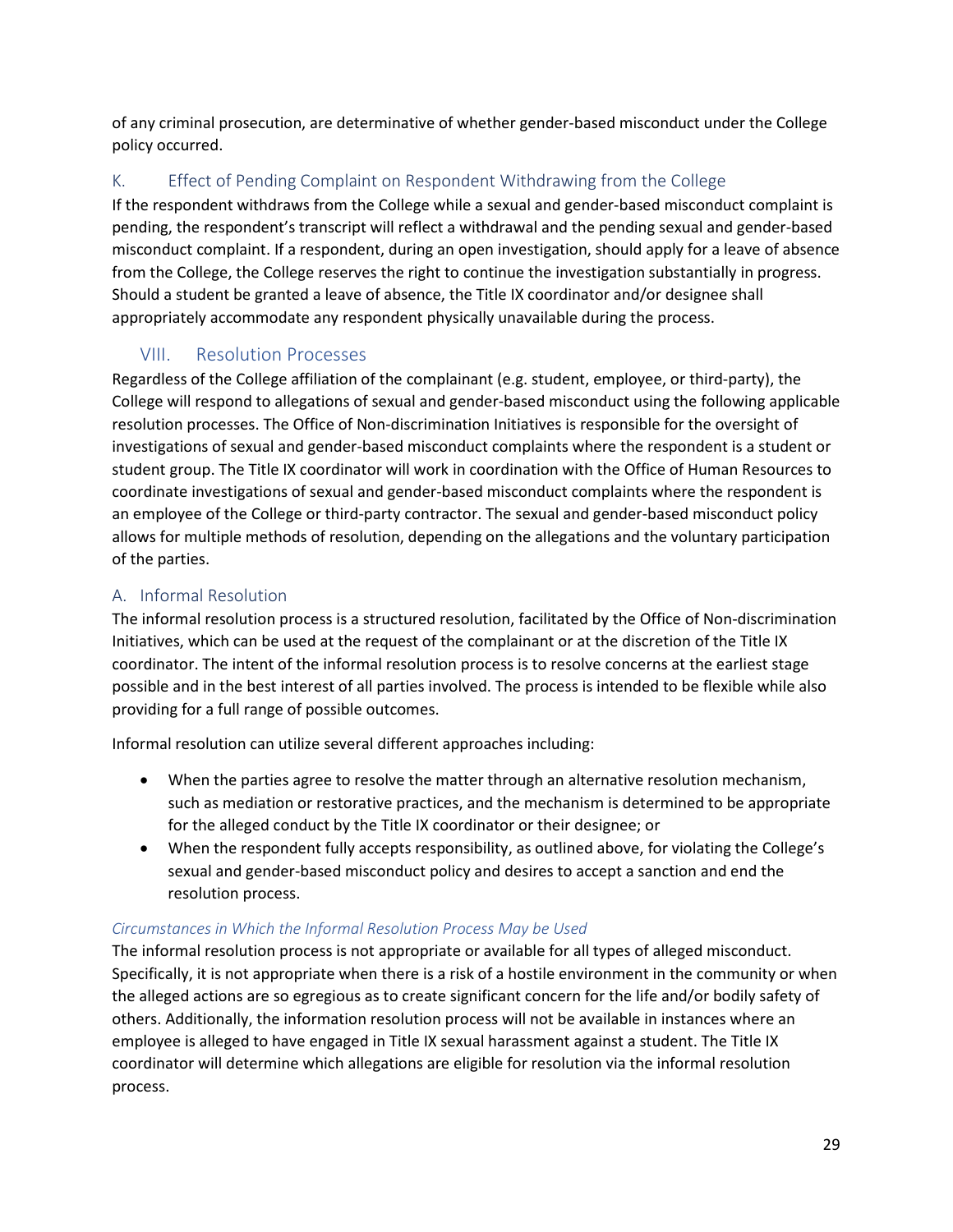of any criminal prosecution, are determinative of whether gender-based misconduct under the College policy occurred.

### K. Effect of Pending Complaint on Respondent Withdrawing from the College

If the respondent withdraws from the College while a sexual and gender-based misconduct complaint is pending, the respondent's transcript will reflect a withdrawal and the pending sexual and gender-based misconduct complaint. If a respondent, during an open investigation, should apply for a leave of absence from the College, the College reserves the right to continue the investigation substantially in progress. Should a student be granted a leave of absence, the Title IX coordinator and/or designee shall appropriately accommodate any respondent physically unavailable during the process.

## VIII. Resolution Processes

Regardless of the College affiliation of the complainant (e.g. student, employee, or third-party), the College will respond to allegations of sexual and gender-based misconduct using the following applicable resolution processes. The Office of Non-discrimination Initiatives is responsible for the oversight of investigations of sexual and gender-based misconduct complaints where the respondent is a student or student group. The Title IX coordinator will work in coordination with the Office of Human Resources to coordinate investigations of sexual and gender-based misconduct complaints where the respondent is an employee of the College or third-party contractor. The sexual and gender-based misconduct policy allows for multiple methods of resolution, depending on the allegations and the voluntary participation of the parties.

### A. Informal Resolution

The informal resolution process is a structured resolution, facilitated by the Office of Non-discrimination Initiatives, which can be used at the request of the complainant or at the discretion of the Title IX coordinator. The intent of the informal resolution process is to resolve concerns at the earliest stage possible and in the best interest of all parties involved. The process is intended to be flexible while also providing for a full range of possible outcomes.

Informal resolution can utilize several different approaches including:

- When the parties agree to resolve the matter through an alternative resolution mechanism, such as mediation or restorative practices, and the mechanism is determined to be appropriate for the alleged conduct by the Title IX coordinator or their designee; or
- When the respondent fully accepts responsibility, as outlined above, for violating the College's sexual and gender-based misconduct policy and desires to accept a sanction and end the resolution process.

*Circumstances in Which the Informal Resolution Process May be Used*

The informal resolution process is not appropriate or available for all types of alleged misconduct. Specifically, it is not appropriate when there is a risk of a hostile environment in the community or when the alleged actions are so egregious as to create significant concern for the life and/or bodily safety of others. Additionally, the information resolution process will not be available in instances where an employee is alleged to have engaged in Title IX sexual harassment against a student. The Title IX coordinator will determine which allegations are eligible for resolution via the informal resolution process.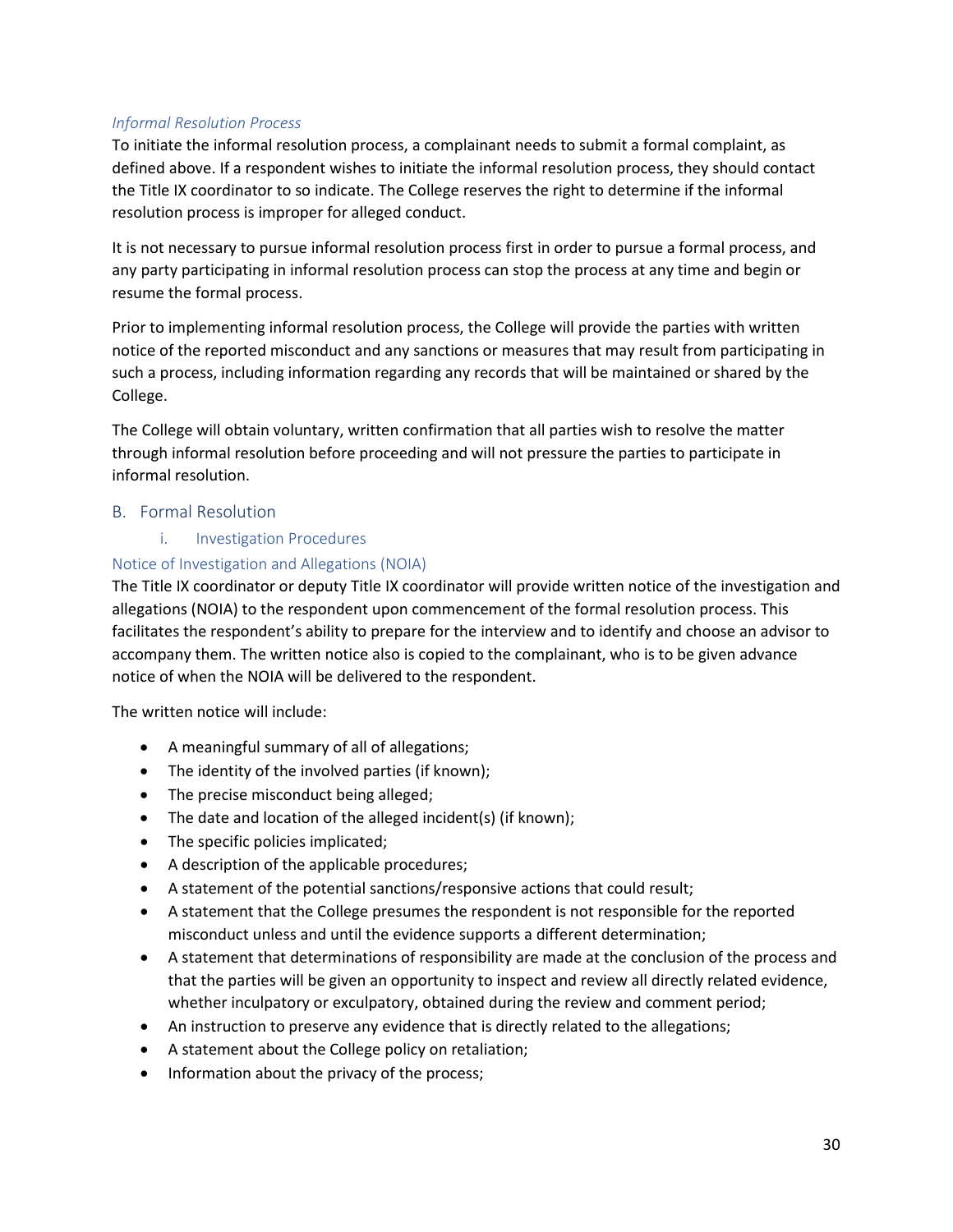*Informal Resolution Process*

To initiate the informal resolution process, a complainant needs to submit a formal complaint, as defined above. If a respondent wishes to initiate the informal resolution process, they should contact the Title IX coordinator to so indicate. The College reserves the right to determine if the informal resolution process is improper for alleged conduct.

It is not necessary to pursue informal resolution process first in order to pursue a formal process, and any party participating in informal resolution process can stop the process at any time and begin or resume the formal process.

Prior to implementing informal resolution process, the College will provide the parties with written notice of the reported misconduct and any sanctions or measures that may result from participating in such a process, including information regarding any records that will be maintained or shared by the College.

The College will obtain voluntary, written confirmation that all parties wish to resolve the matter through informal resolution before proceeding and will not pressure the parties to participate in informal resolution.

## B. Formal Resolution

### i. Investigation Procedures

#### Notice of Investigation and Allegations (NOIA)

The Title IX coordinator or deputy Title IX coordinator will provide written notice of the investigation and allegations (NOIA) to the respondent upon commencement of the formal resolution process. This facilitates the respondent's ability to prepare for the interview and to identify and choose an advisor to accompany them. The written notice also is copied to the complainant, who is to be given advance notice of when the NOIA will be delivered to the respondent.

The written notice will include:

- A meaningful summary of all of allegations;
- The identity of the involved parties (if known);
- The precise misconduct being alleged;
- The date and location of the alleged incident(s) (if known);
- The specific policies implicated;
- A description of the applicable procedures;
- A statement of the potential sanctions/responsive actions that could result;
- A statement that the College presumes the respondent is not responsible for the reported misconduct unless and until the evidence supports a different determination;
- A statement that determinations of responsibility are made at the conclusion of the process and that the parties will be given an opportunity to inspect and review all directly related evidence, whether inculpatory or exculpatory, obtained during the review and comment period;
- An instruction to preserve any evidence that is directly related to the allegations;
- A statement about the College policy on retaliation;
- Information about the privacy of the process;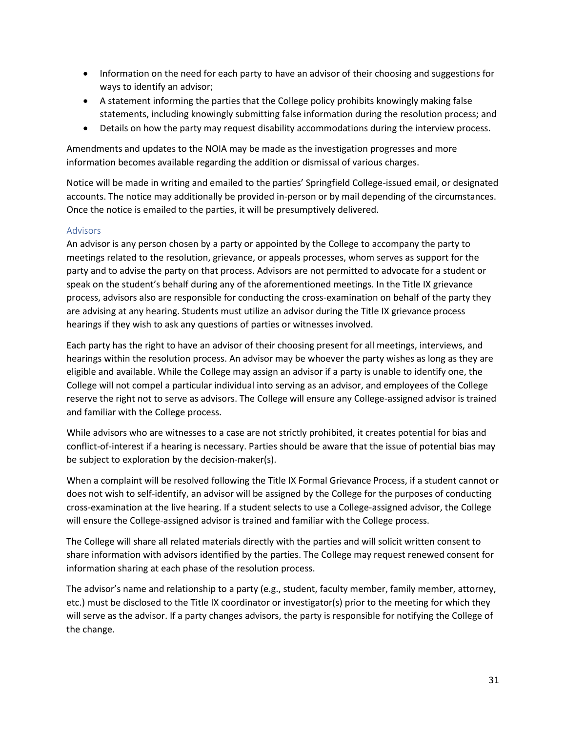- Information on the need for each party to have an advisor of their choosing and suggestions for ways to identify an advisor;
- A statement informing the parties that the College policy prohibits knowingly making false statements, including knowingly submitting false information during the resolution process; and
- Details on how the party may request disability accommodations during the interview process.

Amendments and updates to the NOIA may be made as the investigation progresses and more information becomes available regarding the addition or dismissal of various charges.

Notice will be made in writing and emailed to the parties' Springfield College-issued email, or designated accounts. The notice may additionally be provided in-person or by mail depending of the circumstances. Once the notice is emailed to the parties, it will be presumptively delivered.

### Advisors

An advisor is any person chosen by a party or appointed by the College to accompany the party to meetings related to the resolution, grievance, or appeals processes, whom serves as support for the party and to advise the party on that process. Advisors are not permitted to advocate for a student or speak on the student's behalf during any of the aforementioned meetings. In the Title IX grievance process, advisors also are responsible for conducting the cross-examination on behalf of the party they are advising at any hearing. Students must utilize an advisor during the Title IX grievance process hearings if they wish to ask any questions of parties or witnesses involved.

Each party has the right to have an advisor of their choosing present for all meetings, interviews, and hearings within the resolution process. An advisor may be whoever the party wishes as long as they are eligible and available. While the College may assign an advisor if a party is unable to identify one, the College will not compel a particular individual into serving as an advisor, and employees of the College reserve the right not to serve as advisors. The College will ensure any College-assigned advisor is trained and familiar with the College process.

While advisors who are witnesses to a case are not strictly prohibited, it creates potential for bias and conflict-of-interest if a hearing is necessary. Parties should be aware that the issue of potential bias may be subject to exploration by the decision-maker(s).

When a complaint will be resolved following the Title IX Formal Grievance Process, if a student cannot or does not wish to self-identify, an advisor will be assigned by the College for the purposes of conducting cross-examination at the live hearing. If a student selects to use a College-assigned advisor, the College will ensure the College-assigned advisor is trained and familiar with the College process.

The College will share all related materials directly with the parties and will solicit written consent to share information with advisors identified by the parties. The College may request renewed consent for information sharing at each phase of the resolution process.

The advisor's name and relationship to a party (e.g., student, faculty member, family member, attorney, etc.) must be disclosed to the Title IX coordinator or investigator(s) prior to the meeting for which they will serve as the advisor. If a party changes advisors, the party is responsible for notifying the College of the change.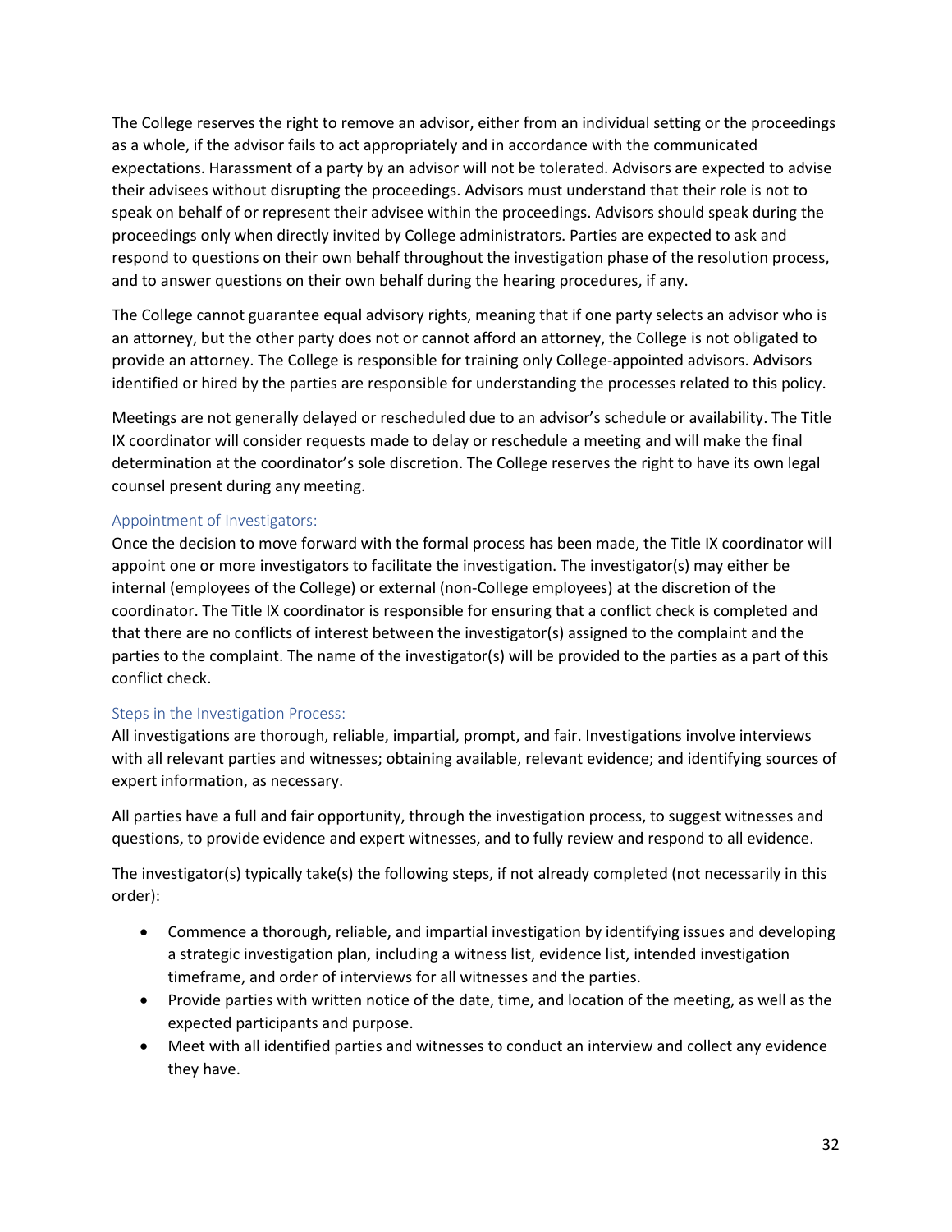The College reserves the right to remove an advisor, either from an individual setting or the proceedings as a whole, if the advisor fails to act appropriately and in accordance with the communicated expectations. Harassment of a party by an advisor will not be tolerated. Advisors are expected to advise their advisees without disrupting the proceedings. Advisors must understand that their role is not to speak on behalf of or represent their advisee within the proceedings. Advisors should speak during the proceedings only when directly invited by College administrators. Parties are expected to ask and respond to questions on their own behalf throughout the investigation phase of the resolution process, and to answer questions on their own behalf during the hearing procedures, if any.

The College cannot guarantee equal advisory rights, meaning that if one party selects an advisor who is an attorney, but the other party does not or cannot afford an attorney, the College is not obligated to provide an attorney. The College is responsible for training only College-appointed advisors. Advisors identified or hired by the parties are responsible for understanding the processes related to this policy.

Meetings are not generally delayed or rescheduled due to an advisor's schedule or availability. The Title IX coordinator will consider requests made to delay or reschedule a meeting and will make the final determination at the coordinator's sole discretion. The College reserves the right to have its own legal counsel present during any meeting.

### Appointment of Investigators:

Once the decision to move forward with the formal process has been made, the Title IX coordinator will appoint one or more investigators to facilitate the investigation. The investigator(s) may either be internal (employees of the College) or external (non-College employees) at the discretion of the coordinator. The Title IX coordinator is responsible for ensuring that a conflict check is completed and that there are no conflicts of interest between the investigator(s) assigned to the complaint and the parties to the complaint. The name of the investigator(s) will be provided to the parties as a part of this conflict check.

### Steps in the Investigation Process:

All investigations are thorough, reliable, impartial, prompt, and fair. Investigations involve interviews with all relevant parties and witnesses; obtaining available, relevant evidence; and identifying sources of expert information, as necessary.

All parties have a full and fair opportunity, through the investigation process, to suggest witnesses and questions, to provide evidence and expert witnesses, and to fully review and respond to all evidence.

The investigator(s) typically take(s) the following steps, if not already completed (not necessarily in this order):

- Commence a thorough, reliable, and impartial investigation by identifying issues and developing a strategic investigation plan, including a witness list, evidence list, intended investigation timeframe, and order of interviews for all witnesses and the parties.
- Provide parties with written notice of the date, time, and location of the meeting, as well as the expected participants and purpose.
- Meet with all identified parties and witnesses to conduct an interview and collect any evidence they have.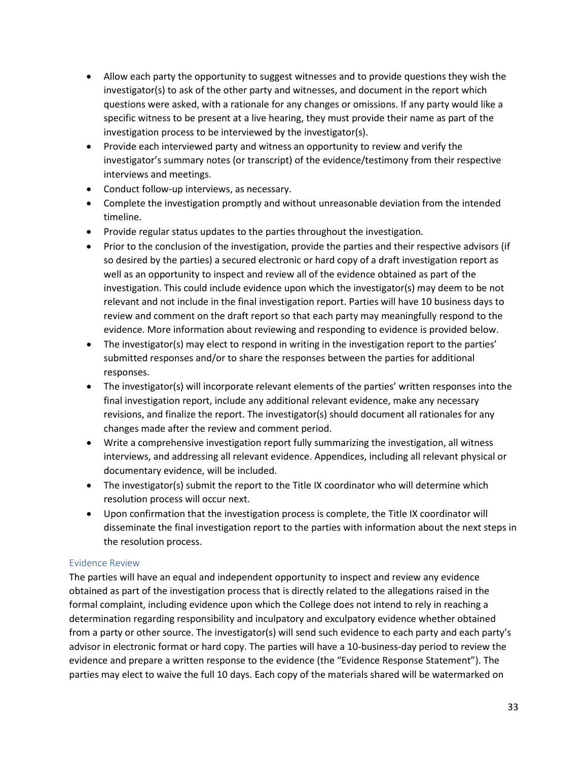- Allow each party the opportunity to suggest witnesses and to provide questions they wish the investigator(s) to ask of the other party and witnesses, and document in the report which questions were asked, with a rationale for any changes or omissions. If any party would like a specific witness to be present at a live hearing, they must provide their name as part of the investigation process to be interviewed by the investigator(s).
- Provide each interviewed party and witness an opportunity to review and verify the investigator's summary notes (or transcript) of the evidence/testimony from their respective interviews and meetings.
- Conduct follow-up interviews, as necessary.
- Complete the investigation promptly and without unreasonable deviation from the intended timeline.
- Provide regular status updates to the parties throughout the investigation.
- Prior to the conclusion of the investigation, provide the parties and their respective advisors (if so desired by the parties) a secured electronic or hard copy of a draft investigation report as well as an opportunity to inspect and review all of the evidence obtained as part of the investigation. This could include evidence upon which the investigator(s) may deem to be not relevant and not include in the final investigation report. Parties will have 10 business days to review and comment on the draft report so that each party may meaningfully respond to the evidence. More information about reviewing and responding to evidence is provided below.
- The investigator(s) may elect to respond in writing in the investigation report to the parties' submitted responses and/or to share the responses between the parties for additional responses.
- The investigator(s) will incorporate relevant elements of the parties' written responses into the final investigation report, include any additional relevant evidence, make any necessary revisions, and finalize the report. The investigator(s) should document all rationales for any changes made after the review and comment period.
- Write a comprehensive investigation report fully summarizing the investigation, all witness interviews, and addressing all relevant evidence. Appendices, including all relevant physical or documentary evidence, will be included.
- The investigator(s) submit the report to the Title IX coordinator who will determine which resolution process will occur next.
- Upon confirmation that the investigation process is complete, the Title IX coordinator will disseminate the final investigation report to the parties with information about the next steps in the resolution process.

### Evidence Review

The parties will have an equal and independent opportunity to inspect and review any evidence obtained as part of the investigation process that is directly related to the allegations raised in the formal complaint, including evidence upon which the College does not intend to rely in reaching a determination regarding responsibility and inculpatory and exculpatory evidence whether obtained from a party or other source. The investigator(s) will send such evidence to each party and each party's advisor in electronic format or hard copy. The parties will have a 10-business-day period to review the evidence and prepare a written response to the evidence (the "Evidence Response Statement"). The parties may elect to waive the full 10 days. Each copy of the materials shared will be watermarked on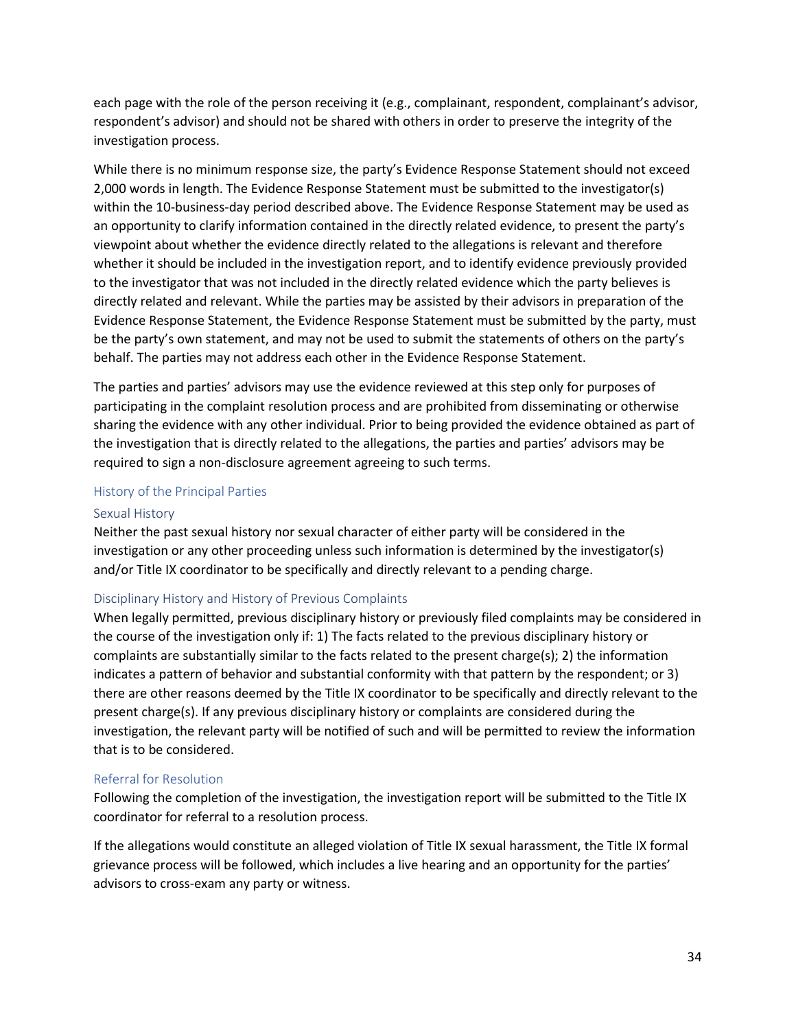each page with the role of the person receiving it (e.g., complainant, respondent, complainant's advisor, respondent's advisor) and should not be shared with others in order to preserve the integrity of the investigation process.

While there is no minimum response size, the party's Evidence Response Statement should not exceed 2,000 words in length. The Evidence Response Statement must be submitted to the investigator(s) within the 10-business-day period described above. The Evidence Response Statement may be used as an opportunity to clarify information contained in the directly related evidence, to present the party's viewpoint about whether the evidence directly related to the allegations is relevant and therefore whether it should be included in the investigation report, and to identify evidence previously provided to the investigator that was not included in the directly related evidence which the party believes is directly related and relevant. While the parties may be assisted by their advisors in preparation of the Evidence Response Statement, the Evidence Response Statement must be submitted by the party, must be the party's own statement, and may not be used to submit the statements of others on the party's behalf. The parties may not address each other in the Evidence Response Statement.

The parties and parties' advisors may use the evidence reviewed at this step only for purposes of participating in the complaint resolution process and are prohibited from disseminating or otherwise sharing the evidence with any other individual. Prior to being provided the evidence obtained as part of the investigation that is directly related to the allegations, the parties and parties' advisors may be required to sign a non-disclosure agreement agreeing to such terms.

### History of the Principal Parties

#### Sexual History

Neither the past sexual history nor sexual character of either party will be considered in the investigation or any other proceeding unless such information is determined by the investigator(s) and/or Title IX coordinator to be specifically and directly relevant to a pending charge.

#### Disciplinary History and History of Previous Complaints

When legally permitted, previous disciplinary history or previously filed complaints may be considered in the course of the investigation only if: 1) The facts related to the previous disciplinary history or complaints are substantially similar to the facts related to the present charge(s); 2) the information indicates a pattern of behavior and substantial conformity with that pattern by the respondent; or 3) there are other reasons deemed by the Title IX coordinator to be specifically and directly relevant to the present charge(s). If any previous disciplinary history or complaints are considered during the investigation, the relevant party will be notified of such and will be permitted to review the information that is to be considered.

### Referral for Resolution

Following the completion of the investigation, the investigation report will be submitted to the Title IX coordinator for referral to a resolution process.

If the allegations would constitute an alleged violation of Title IX sexual harassment, the Title IX formal grievance process will be followed, which includes a live hearing and an opportunity for the parties' advisors to cross-exam any party or witness.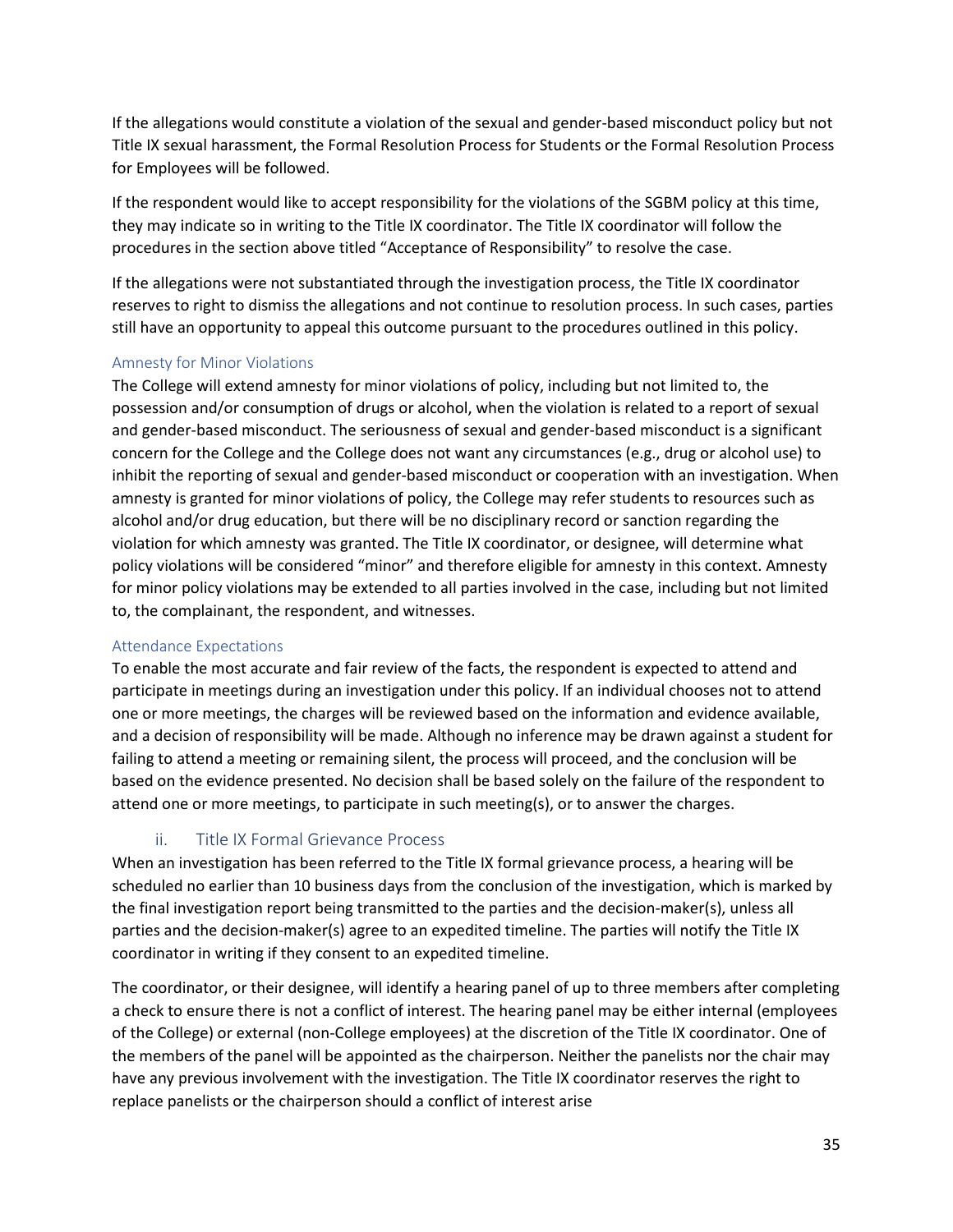If the allegations would constitute a violation of the sexual and gender-based misconduct policy but not Title IX sexual harassment, the Formal Resolution Process for Students or the Formal Resolution Process for Employees will be followed.

If the respondent would like to accept responsibility for the violations of the SGBM policy at this time, they may indicate so in writing to the Title IX coordinator. The Title IX coordinator will follow the procedures in the section above titled "Acceptance of Responsibility" to resolve the case.

If the allegations were not substantiated through the investigation process, the Title IX coordinator reserves to right to dismiss the allegations and not continue to resolution process. In such cases, parties still have an opportunity to appeal this outcome pursuant to the procedures outlined in this policy.

#### Amnesty for Minor Violations

The College will extend amnesty for minor violations of policy, including but not limited to, the possession and/or consumption of drugs or alcohol, when the violation is related to a report of sexual and gender-based misconduct. The seriousness of sexual and gender-based misconduct is a significant concern for the College and the College does not want any circumstances (e.g., drug or alcohol use) to inhibit the reporting of sexual and gender-based misconduct or cooperation with an investigation. When amnesty is granted for minor violations of policy, the College may refer students to resources such as alcohol and/or drug education, but there will be no disciplinary record or sanction regarding the violation for which amnesty was granted. The Title IX coordinator, or designee, will determine what policy violations will be considered "minor" and therefore eligible for amnesty in this context. Amnesty for minor policy violations may be extended to all parties involved in the case, including but not limited to, the complainant, the respondent, and witnesses.

#### Attendance Expectations

To enable the most accurate and fair review of the facts, the respondent is expected to attend and participate in meetings during an investigation under this policy. If an individual chooses not to attend one or more meetings, the charges will be reviewed based on the information and evidence available, and a decision of responsibility will be made. Although no inference may be drawn against a student for failing to attend a meeting or remaining silent, the process will proceed, and the conclusion will be based on the evidence presented. No decision shall be based solely on the failure of the respondent to attend one or more meetings, to participate in such meeting(s), or to answer the charges.

### ii. Title IX Formal Grievance Process

When an investigation has been referred to the Title IX formal grievance process, a hearing will be scheduled no earlier than 10 business days from the conclusion of the investigation, which is marked by the final investigation report being transmitted to the parties and the decision-maker(s), unless all parties and the decision-maker(s) agree to an expedited timeline. The parties will notify the Title IX coordinator in writing if they consent to an expedited timeline.

The coordinator, or their designee, will identify a hearing panel of up to three members after completing a check to ensure there is not a conflict of interest. The hearing panel may be either internal (employees of the College) or external (non-College employees) at the discretion of the Title IX coordinator. One of the members of the panel will be appointed as the chairperson. Neither the panelists nor the chair may have any previous involvement with the investigation. The Title IX coordinator reserves the right to replace panelists or the chairperson should a conflict of interest arise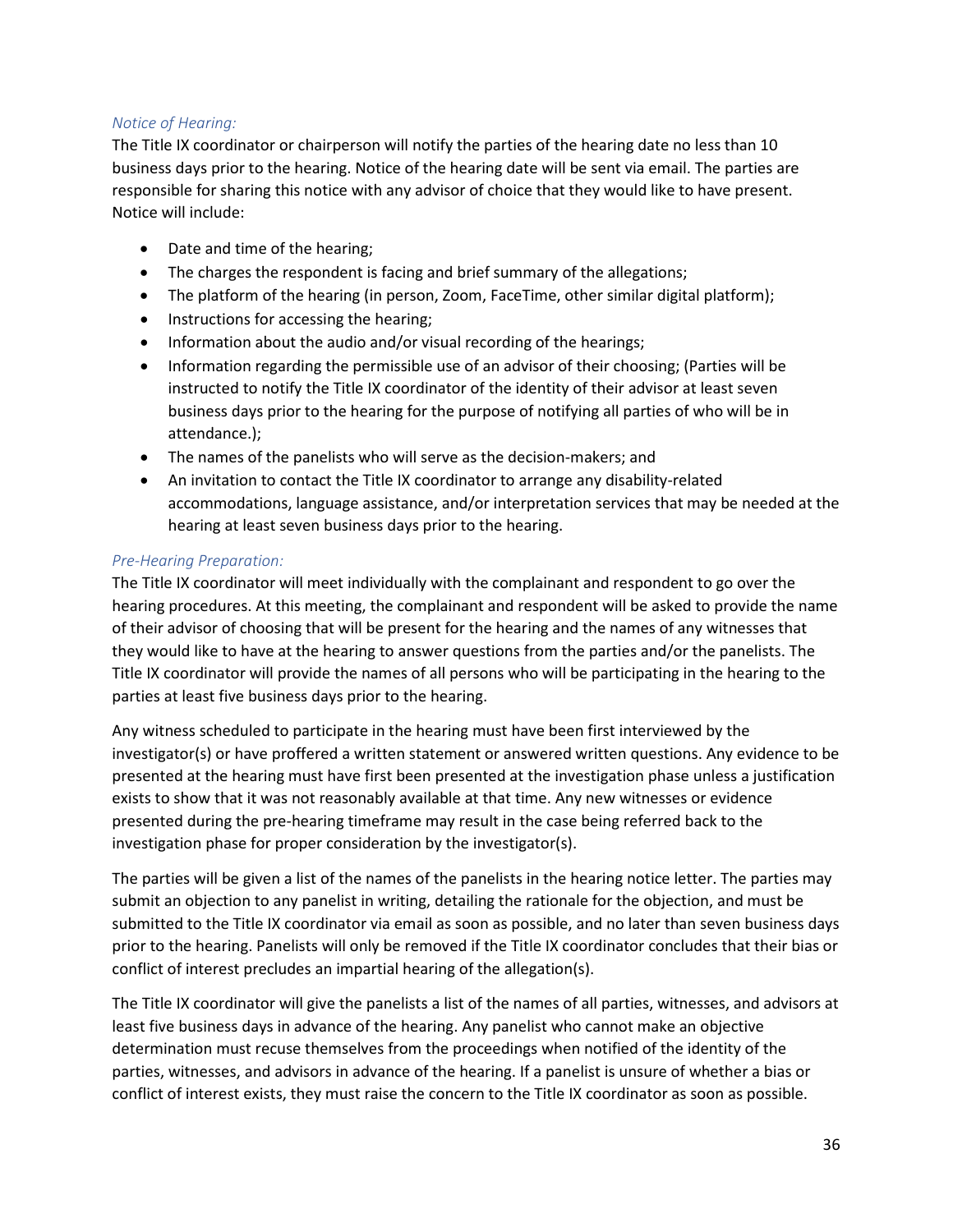*Notice of Hearing:*

The Title IX coordinator or chairperson will notify the parties of the hearing date no less than 10 business days prior to the hearing. Notice of the hearing date will be sent via email. The parties are responsible for sharing this notice with any advisor of choice that they would like to have present. Notice will include:

- Date and time of the hearing;
- The charges the respondent is facing and brief summary of the allegations;
- The platform of the hearing (in person, Zoom, FaceTime, other similar digital platform);
- Instructions for accessing the hearing;
- Information about the audio and/or visual recording of the hearings;
- Information regarding the permissible use of an advisor of their choosing; (Parties will be instructed to notify the Title IX coordinator of the identity of their advisor at least seven business days prior to the hearing for the purpose of notifying all parties of who will be in attendance.);
- The names of the panelists who will serve as the decision-makers; and
- An invitation to contact the Title IX coordinator to arrange any disability-related accommodations, language assistance, and/or interpretation services that may be needed at the hearing at least seven business days prior to the hearing.

*Pre-Hearing Preparation:*

The Title IX coordinator will meet individually with the complainant and respondent to go over the hearing procedures. At this meeting, the complainant and respondent will be asked to provide the name of their advisor of choosing that will be present for the hearing and the names of any witnesses that they would like to have at the hearing to answer questions from the parties and/or the panelists. The Title IX coordinator will provide the names of all persons who will be participating in the hearing to the parties at least five business days prior to the hearing.

Any witness scheduled to participate in the hearing must have been first interviewed by the investigator(s) or have proffered a written statement or answered written questions. Any evidence to be presented at the hearing must have first been presented at the investigation phase unless a justification exists to show that it was not reasonably available at that time. Any new witnesses or evidence presented during the pre-hearing timeframe may result in the case being referred back to the investigation phase for proper consideration by the investigator(s).

The parties will be given a list of the names of the panelists in the hearing notice letter. The parties may submit an objection to any panelist in writing, detailing the rationale for the objection, and must be submitted to the Title IX coordinator via email as soon as possible, and no later than seven business days prior to the hearing. Panelists will only be removed if the Title IX coordinator concludes that their bias or conflict of interest precludes an impartial hearing of the allegation(s).

The Title IX coordinator will give the panelists a list of the names of all parties, witnesses, and advisors at least five business days in advance of the hearing. Any panelist who cannot make an objective determination must recuse themselves from the proceedings when notified of the identity of the parties, witnesses, and advisors in advance of the hearing. If a panelist is unsure of whether a bias or conflict of interest exists, they must raise the concern to the Title IX coordinator as soon as possible.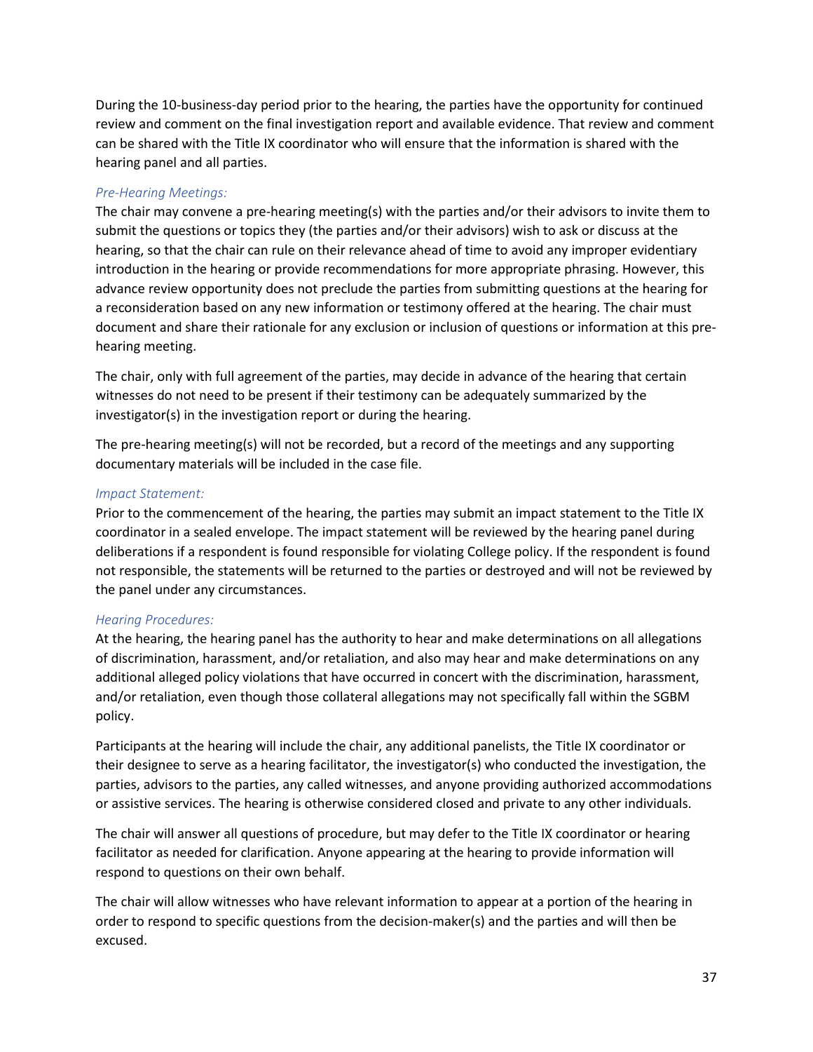During the 10-business-day period prior to the hearing, the parties have the opportunity for continued review and comment on the final investigation report and available evidence. That review and comment can be shared with the Title IX coordinator who will ensure that the information is shared with the hearing panel and all parties.

### *Pre-Hearing Meetings:*

The chair may convene a pre-hearing meeting(s) with the parties and/or their advisors to invite them to submit the questions or topics they (the parties and/or their advisors) wish to ask or discuss at the hearing, so that the chair can rule on their relevance ahead of time to avoid any improper evidentiary introduction in the hearing or provide recommendations for more appropriate phrasing. However, this advance review opportunity does not preclude the parties from submitting questions at the hearing for a reconsideration based on any new information or testimony offered at the hearing. The chair must document and share their rationale for any exclusion or inclusion of questions or information at this pre-hearing meeting.

The chair, only with full agreement of the parties, may decide in advance of the hearing that certain witnesses do not need to be present if their testimony can be adequately summarized by the investigator(s) in the investigation report or during the hearing.

The pre-hearing meeting(s) will not be recorded, but a record of the meetings and any supporting documentary materials will be included in the case file.

### *Impact Statement:*

Prior to the commencement of the hearing, the parties may submit an impact statement to the Title IX coordinator in a sealed envelope. The impact statement will be reviewed by the hearing panel during deliberations if a respondent is found responsible for violating College policy. If the respondent is found not responsible, the statements will be returned to the parties or destroyed and will not be reviewed by the panel under any circumstances.

### *Hearing Procedures:*

At the hearing, the hearing panel has the authority to hear and make determinations on all allegations of discrimination, harassment, and/or retaliation, and also may hear and make determinations on any additional alleged policy violations that have occurred in concert with the discrimination, harassment, and/or retaliation, even though those collateral allegations may not specifically fall within the SGBM policy.

Participants at the hearing will include the chair, any additional panelists, the Title IX coordinator or their designee to serve as a hearing facilitator, the investigator(s) who conducted the investigation, the parties, advisors to the parties, any called witnesses, and anyone providing authorized accommodations or assistive services. The hearing is otherwise considered closed and private to any other individuals.

The chair will answer all questions of procedure, but may defer to the Title IX coordinator or hearing facilitator as needed for clarification. Anyone appearing at the hearing to provide information will respond to questions on their own behalf.

The chair will allow witnesses who have relevant information to appear at a portion of the hearing in order to respond to specific questions from the decision-maker(s) and the parties and will then be excused.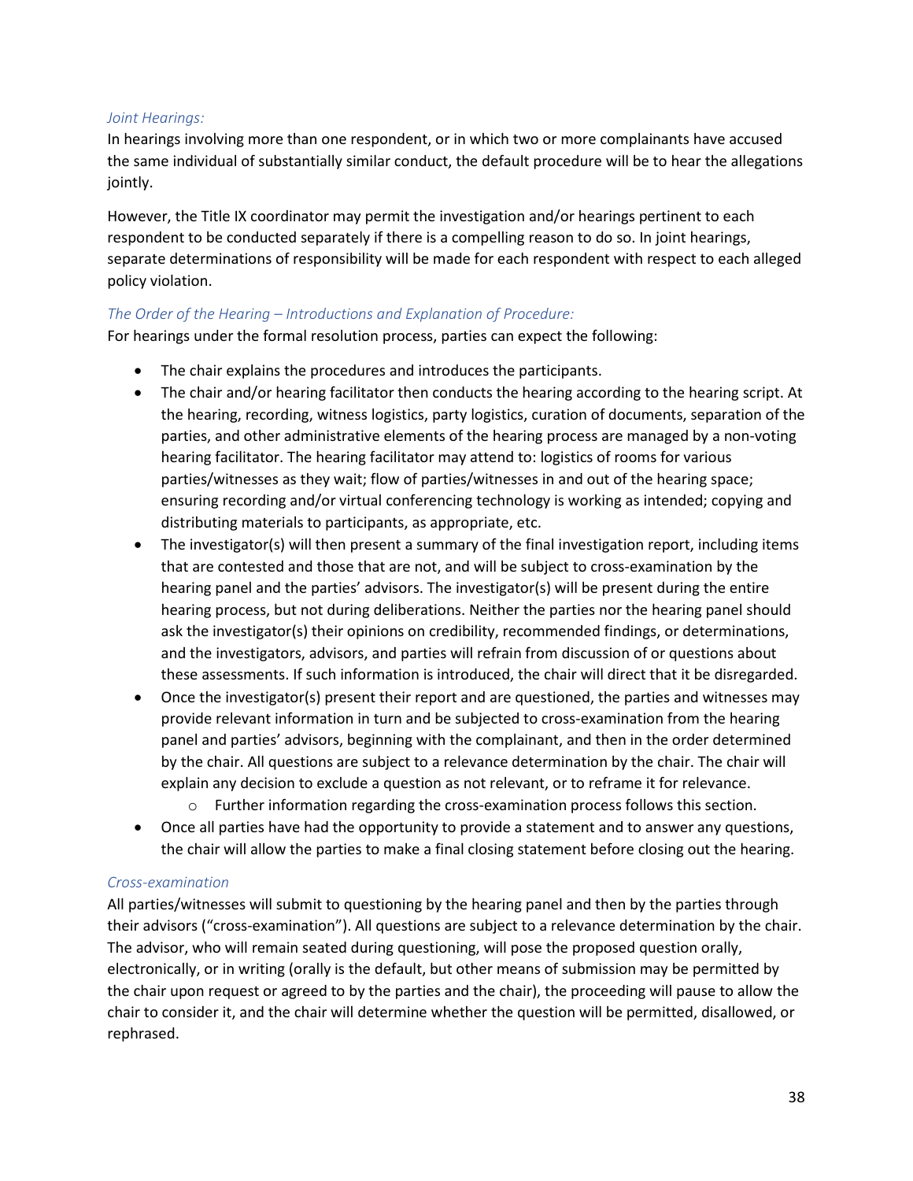*Joint Hearings:*

In hearings involving more than one respondent, or in which two or more complainants have accused the same individual of substantially similar conduct, the default procedure will be to hear the allegations jointly.

However, the Title IX coordinator may permit the investigation and/or hearings pertinent to each respondent to be conducted separately if there is a compelling reason to do so. In joint hearings, separate determinations of responsibility will be made for each respondent with respect to each alleged policy violation.

*The Order of the Hearing – Introductions and Explanation of Procedure:*

For hearings under the formal resolution process, parties can expect the following:

- The chair explains the procedures and introduces the participants.
- The chair and/or hearing facilitator then conducts the hearing according to the hearing script. At the hearing, recording, witness logistics, party logistics, curation of documents, separation of the parties, and other administrative elements of the hearing process are managed by a non-voting hearing facilitator. The hearing facilitator may attend to: logistics of rooms for various parties/witnesses as they wait; flow of parties/witnesses in and out of the hearing space; ensuring recording and/or virtual conferencing technology is working as intended; copying and distributing materials to participants, as appropriate, etc.
- The investigator(s) will then present a summary of the final investigation report, including items that are contested and those that are not, and will be subject to cross-examination by the hearing panel and the parties' advisors. The investigator(s) will be present during the entire hearing process, but not during deliberations. Neither the parties nor the hearing panel should ask the investigator(s) their opinions on credibility, recommended findings, or determinations, and the investigators, advisors, and parties will refrain from discussion of or questions about these assessments. If such information is introduced, the chair will direct that it be disregarded.
- Once the investigator(s) present their report and are questioned, the parties and witnesses may provide relevant information in turn and be subjected to cross-examination from the hearing panel and parties' advisors, beginning with the complainant, and then in the order determined by the chair. All questions are subject to a relevance determination by the chair. The chair will explain any decision to exclude a question as not relevant, or to reframe it for relevance.
  - Further information regarding the cross-examination process follows this section.
- Once all parties have had the opportunity to provide a statement and to answer any questions, the chair will allow the parties to make a final closing statement before closing out the hearing.

*Cross-examination*

All parties/witnesses will submit to questioning by the hearing panel and then by the parties through their advisors ("cross-examination"). All questions are subject to a relevance determination by the chair. The advisor, who will remain seated during questioning, will pose the proposed question orally, electronically, or in writing (orally is the default, but other means of submission may be permitted by the chair upon request or agreed to by the parties and the chair), the proceeding will pause to allow the chair to consider it, and the chair will determine whether the question will be permitted, disallowed, or rephrased.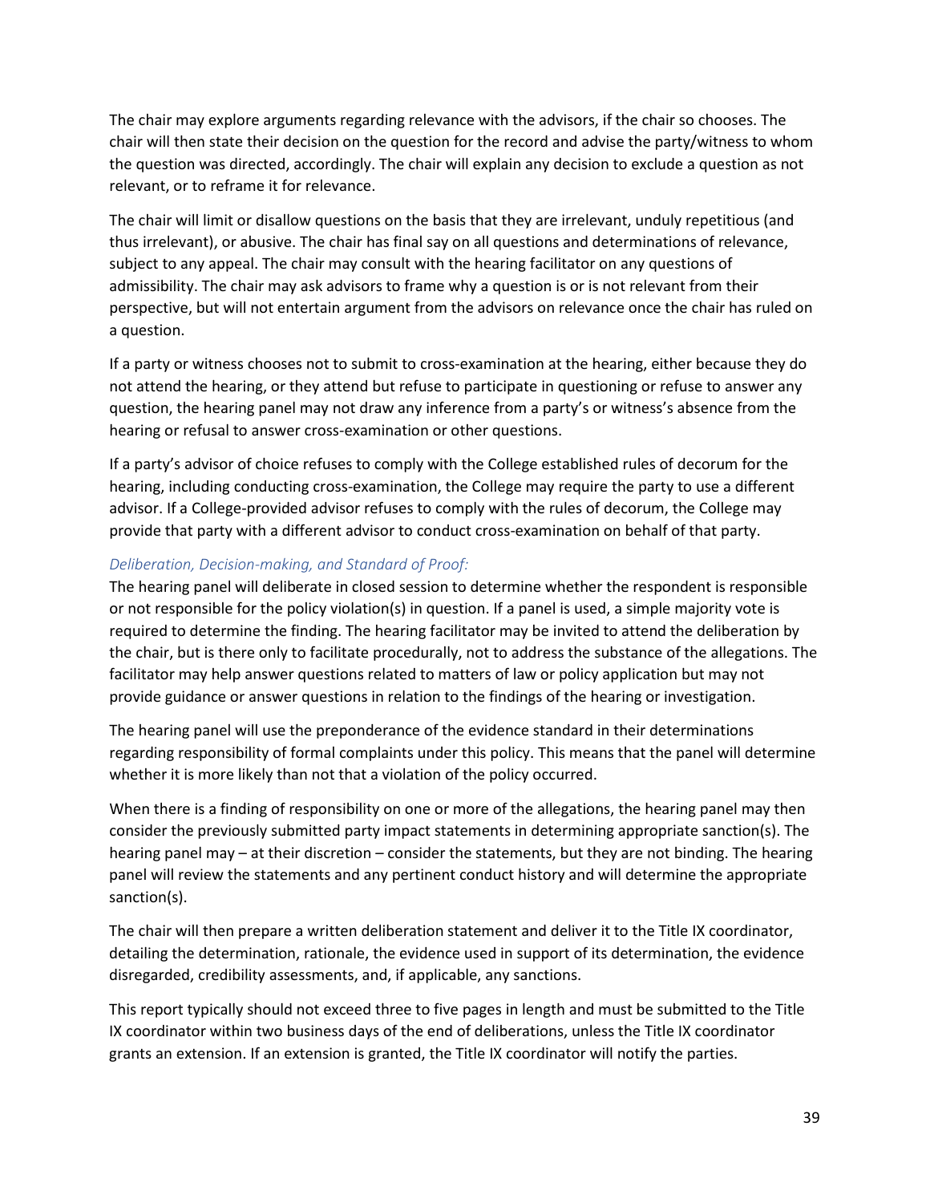The chair may explore arguments regarding relevance with the advisors, if the chair so chooses. The chair will then state their decision on the question for the record and advise the party/witness to whom the question was directed, accordingly. The chair will explain any decision to exclude a question as not relevant, or to reframe it for relevance.

The chair will limit or disallow questions on the basis that they are irrelevant, unduly repetitious (and thus irrelevant), or abusive. The chair has final say on all questions and determinations of relevance, subject to any appeal. The chair may consult with the hearing facilitator on any questions of admissibility. The chair may ask advisors to frame why a question is or is not relevant from their perspective, but will not entertain argument from the advisors on relevance once the chair has ruled on a question.

If a party or witness chooses not to submit to cross-examination at the hearing, either because they do not attend the hearing, or they attend but refuse to participate in questioning or refuse to answer any question, the hearing panel may not draw any inference from a party's or witness's absence from the hearing or refusal to answer cross-examination or other questions.

If a party's advisor of choice refuses to comply with the College established rules of decorum for the hearing, including conducting cross-examination, the College may require the party to use a different advisor. If a College-provided advisor refuses to comply with the rules of decorum, the College may provide that party with a different advisor to conduct cross-examination on behalf of that party.

*Deliberation, Decision-making, and Standard of Proof:*

The hearing panel will deliberate in closed session to determine whether the respondent is responsible or not responsible for the policy violation(s) in question. If a panel is used, a simple majority vote is required to determine the finding. The hearing facilitator may be invited to attend the deliberation by the chair, but is there only to facilitate procedurally, not to address the substance of the allegations. The facilitator may help answer questions related to matters of law or policy application but may not provide guidance or answer questions in relation to the findings of the hearing or investigation.

The hearing panel will use the preponderance of the evidence standard in their determinations regarding responsibility of formal complaints under this policy. This means that the panel will determine whether it is more likely than not that a violation of the policy occurred.

When there is a finding of responsibility on one or more of the allegations, the hearing panel may then consider the previously submitted party impact statements in determining appropriate sanction(s). The hearing panel may – at their discretion – consider the statements, but they are not binding. The hearing panel will review the statements and any pertinent conduct history and will determine the appropriate sanction(s).

The chair will then prepare a written deliberation statement and deliver it to the Title IX coordinator, detailing the determination, rationale, the evidence used in support of its determination, the evidence disregarded, credibility assessments, and, if applicable, any sanctions.

This report typically should not exceed three to five pages in length and must be submitted to the Title IX coordinator within two business days of the end of deliberations, unless the Title IX coordinator grants an extension. If an extension is granted, the Title IX coordinator will notify the parties.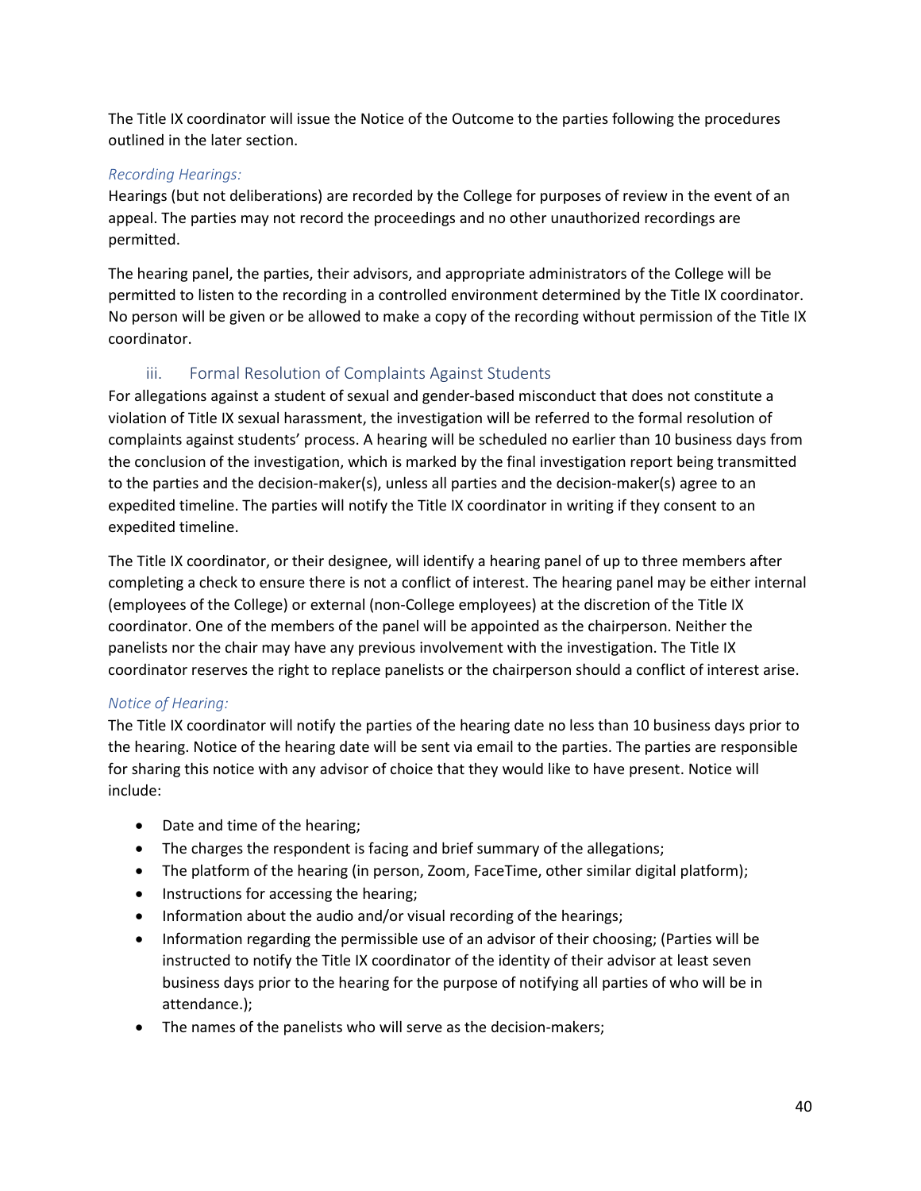The Title IX coordinator will issue the Notice of the Outcome to the parties following the procedures outlined in the later section.

*Recording Hearings:*

Hearings (but not deliberations) are recorded by the College for purposes of review in the event of an appeal. The parties may not record the proceedings and no other unauthorized recordings are permitted.

The hearing panel, the parties, their advisors, and appropriate administrators of the College will be permitted to listen to the recording in a controlled environment determined by the Title IX coordinator. No person will be given or be allowed to make a copy of the recording without permission of the Title IX coordinator.

### iii. Formal Resolution of Complaints Against Students

For allegations against a student of sexual and gender-based misconduct that does not constitute a violation of Title IX sexual harassment, the investigation will be referred to the formal resolution of complaints against students' process. A hearing will be scheduled no earlier than 10 business days from the conclusion of the investigation, which is marked by the final investigation report being transmitted to the parties and the decision-maker(s), unless all parties and the decision-maker(s) agree to an expedited timeline. The parties will notify the Title IX coordinator in writing if they consent to an expedited timeline.

The Title IX coordinator, or their designee, will identify a hearing panel of up to three members after completing a check to ensure there is not a conflict of interest. The hearing panel may be either internal (employees of the College) or external (non-College employees) at the discretion of the Title IX coordinator. One of the members of the panel will be appointed as the chairperson. Neither the panelists nor the chair may have any previous involvement with the investigation. The Title IX coordinator reserves the right to replace panelists or the chairperson should a conflict of interest arise.

*Notice of Hearing:*

The Title IX coordinator will notify the parties of the hearing date no less than 10 business days prior to the hearing. Notice of the hearing date will be sent via email to the parties. The parties are responsible for sharing this notice with any advisor of choice that they would like to have present. Notice will include:

- Date and time of the hearing;
- The charges the respondent is facing and brief summary of the allegations;
- The platform of the hearing (in person, Zoom, FaceTime, other similar digital platform);
- Instructions for accessing the hearing;
- Information about the audio and/or visual recording of the hearings;
- Information regarding the permissible use of an advisor of their choosing; (Parties will be instructed to notify the Title IX coordinator of the identity of their advisor at least seven business days prior to the hearing for the purpose of notifying all parties of who will be in attendance.);
- The names of the panelists who will serve as the decision-makers;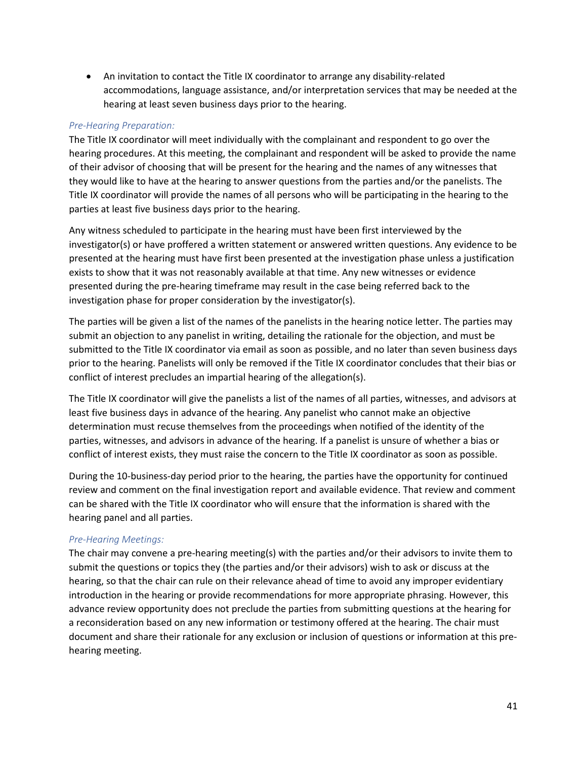- An invitation to contact the Title IX coordinator to arrange any disability-related accommodations, language assistance, and/or interpretation services that may be needed at the hearing at least seven business days prior to the hearing.

*Pre-Hearing Preparation:*

The Title IX coordinator will meet individually with the complainant and respondent to go over the hearing procedures. At this meeting, the complainant and respondent will be asked to provide the name of their advisor of choosing that will be present for the hearing and the names of any witnesses that they would like to have at the hearing to answer questions from the parties and/or the panelists. The Title IX coordinator will provide the names of all persons who will be participating in the hearing to the parties at least five business days prior to the hearing.

Any witness scheduled to participate in the hearing must have been first interviewed by the investigator(s) or have proffered a written statement or answered written questions. Any evidence to be presented at the hearing must have first been presented at the investigation phase unless a justification exists to show that it was not reasonably available at that time. Any new witnesses or evidence presented during the pre-hearing timeframe may result in the case being referred back to the investigation phase for proper consideration by the investigator(s).

The parties will be given a list of the names of the panelists in the hearing notice letter. The parties may submit an objection to any panelist in writing, detailing the rationale for the objection, and must be submitted to the Title IX coordinator via email as soon as possible, and no later than seven business days prior to the hearing. Panelists will only be removed if the Title IX coordinator concludes that their bias or conflict of interest precludes an impartial hearing of the allegation(s).

The Title IX coordinator will give the panelists a list of the names of all parties, witnesses, and advisors at least five business days in advance of the hearing. Any panelist who cannot make an objective determination must recuse themselves from the proceedings when notified of the identity of the parties, witnesses, and advisors in advance of the hearing. If a panelist is unsure of whether a bias or conflict of interest exists, they must raise the concern to the Title IX coordinator as soon as possible.

During the 10-business-day period prior to the hearing, the parties have the opportunity for continued review and comment on the final investigation report and available evidence. That review and comment can be shared with the Title IX coordinator who will ensure that the information is shared with the hearing panel and all parties.

*Pre-Hearing Meetings:*

The chair may convene a pre-hearing meeting(s) with the parties and/or their advisors to invite them to submit the questions or topics they (the parties and/or their advisors) wish to ask or discuss at the hearing, so that the chair can rule on their relevance ahead of time to avoid any improper evidentiary introduction in the hearing or provide recommendations for more appropriate phrasing. However, this advance review opportunity does not preclude the parties from submitting questions at the hearing for a reconsideration based on any new information or testimony offered at the hearing. The chair must document and share their rationale for any exclusion or inclusion of questions or information at this pre-hearing meeting.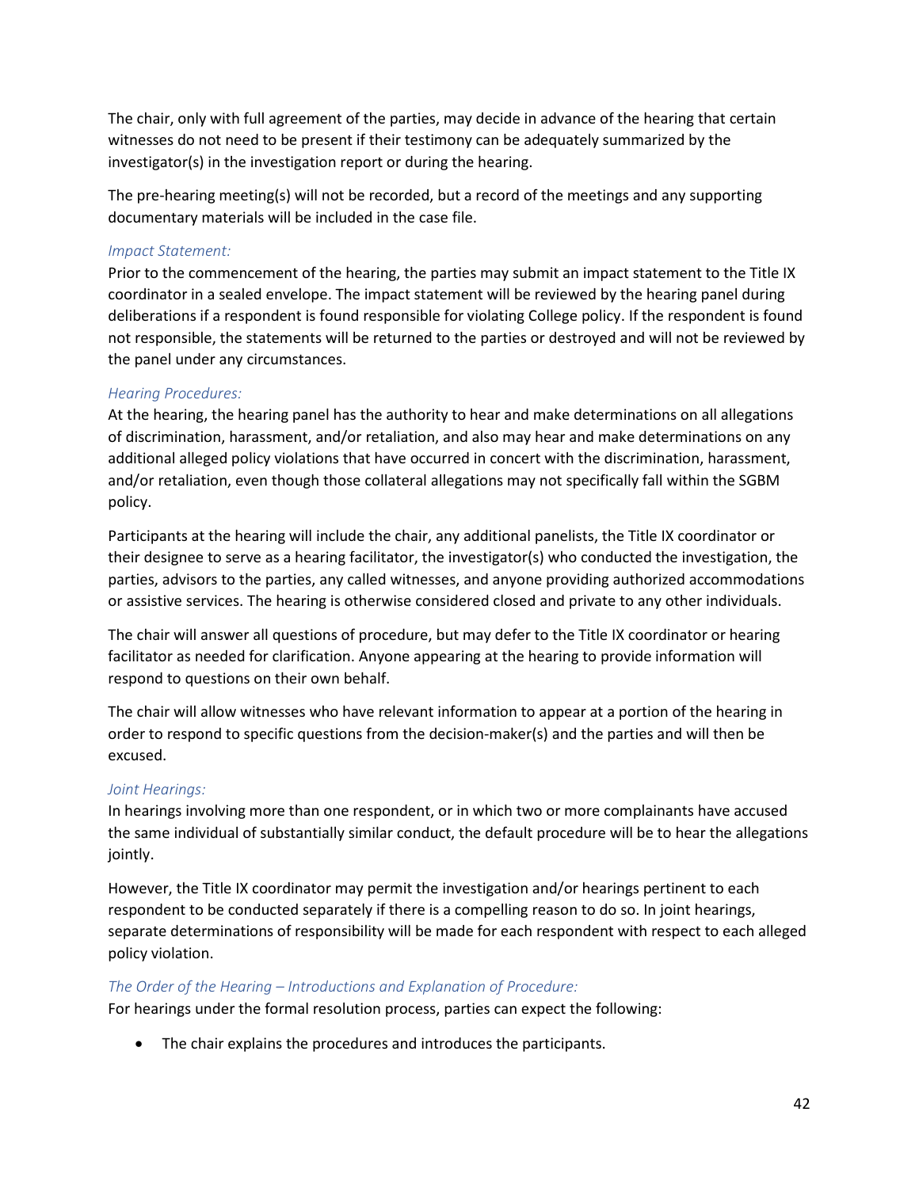The chair, only with full agreement of the parties, may decide in advance of the hearing that certain witnesses do not need to be present if their testimony can be adequately summarized by the investigator(s) in the investigation report or during the hearing.

The pre-hearing meeting(s) will not be recorded, but a record of the meetings and any supporting documentary materials will be included in the case file.

*Impact Statement:*

Prior to the commencement of the hearing, the parties may submit an impact statement to the Title IX coordinator in a sealed envelope. The impact statement will be reviewed by the hearing panel during deliberations if a respondent is found responsible for violating College policy. If the respondent is found not responsible, the statements will be returned to the parties or destroyed and will not be reviewed by the panel under any circumstances.

*Hearing Procedures:*

At the hearing, the hearing panel has the authority to hear and make determinations on all allegations of discrimination, harassment, and/or retaliation, and also may hear and make determinations on any additional alleged policy violations that have occurred in concert with the discrimination, harassment, and/or retaliation, even though those collateral allegations may not specifically fall within the SGBM policy.

Participants at the hearing will include the chair, any additional panelists, the Title IX coordinator or their designee to serve as a hearing facilitator, the investigator(s) who conducted the investigation, the parties, advisors to the parties, any called witnesses, and anyone providing authorized accommodations or assistive services. The hearing is otherwise considered closed and private to any other individuals.

The chair will answer all questions of procedure, but may defer to the Title IX coordinator or hearing facilitator as needed for clarification. Anyone appearing at the hearing to provide information will respond to questions on their own behalf.

The chair will allow witnesses who have relevant information to appear at a portion of the hearing in order to respond to specific questions from the decision-maker(s) and the parties and will then be excused.

*Joint Hearings:*

In hearings involving more than one respondent, or in which two or more complainants have accused the same individual of substantially similar conduct, the default procedure will be to hear the allegations jointly.

However, the Title IX coordinator may permit the investigation and/or hearings pertinent to each respondent to be conducted separately if there is a compelling reason to do so. In joint hearings, separate determinations of responsibility will be made for each respondent with respect to each alleged policy violation.

*The Order of the Hearing – Introductions and Explanation of Procedure:*

For hearings under the formal resolution process, parties can expect the following:

- The chair explains the procedures and introduces the participants.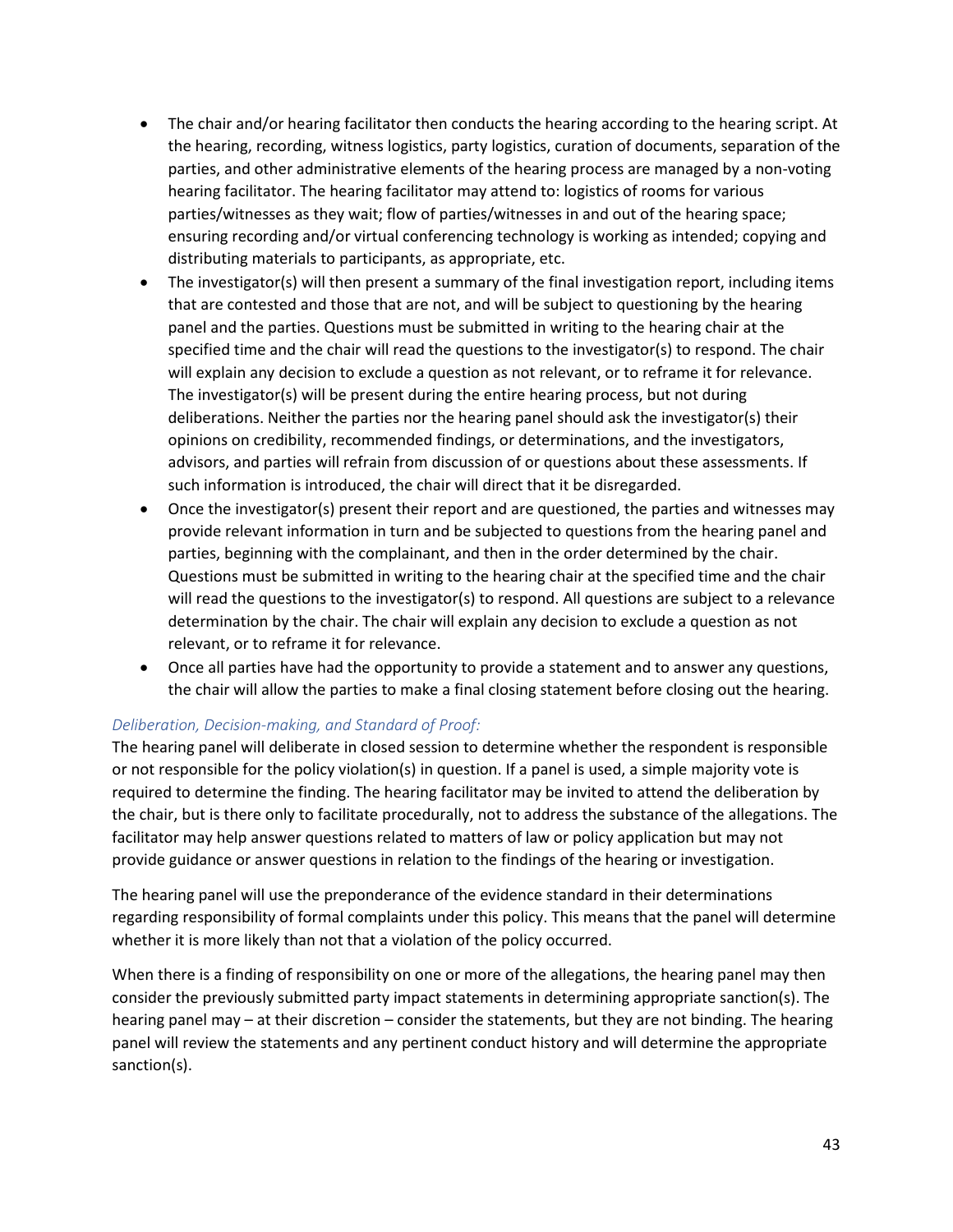- The chair and/or hearing facilitator then conducts the hearing according to the hearing script. At the hearing, recording, witness logistics, party logistics, curation of documents, separation of the parties, and other administrative elements of the hearing process are managed by a non-voting hearing facilitator. The hearing facilitator may attend to: logistics of rooms for various parties/witnesses as they wait; flow of parties/witnesses in and out of the hearing space; ensuring recording and/or virtual conferencing technology is working as intended; copying and distributing materials to participants, as appropriate, etc.
- The investigator(s) will then present a summary of the final investigation report, including items that are contested and those that are not, and will be subject to questioning by the hearing panel and the parties. Questions must be submitted in writing to the hearing chair at the specified time and the chair will read the questions to the investigator(s) to respond. The chair will explain any decision to exclude a question as not relevant, or to reframe it for relevance. The investigator(s) will be present during the entire hearing process, but not during deliberations. Neither the parties nor the hearing panel should ask the investigator(s) their opinions on credibility, recommended findings, or determinations, and the investigators, advisors, and parties will refrain from discussion of or questions about these assessments. If such information is introduced, the chair will direct that it be disregarded.
- Once the investigator(s) present their report and are questioned, the parties and witnesses may provide relevant information in turn and be subjected to questions from the hearing panel and parties, beginning with the complainant, and then in the order determined by the chair. Questions must be submitted in writing to the hearing chair at the specified time and the chair will read the questions to the investigator(s) to respond. All questions are subject to a relevance determination by the chair. The chair will explain any decision to exclude a question as not relevant, or to reframe it for relevance.
- Once all parties have had the opportunity to provide a statement and to answer any questions, the chair will allow the parties to make a final closing statement before closing out the hearing.

*Deliberation, Decision-making, and Standard of Proof:*

The hearing panel will deliberate in closed session to determine whether the respondent is responsible or not responsible for the policy violation(s) in question. If a panel is used, a simple majority vote is required to determine the finding. The hearing facilitator may be invited to attend the deliberation by the chair, but is there only to facilitate procedurally, not to address the substance of the allegations. The facilitator may help answer questions related to matters of law or policy application but may not provide guidance or answer questions in relation to the findings of the hearing or investigation.

The hearing panel will use the preponderance of the evidence standard in their determinations regarding responsibility of formal complaints under this policy. This means that the panel will determine whether it is more likely than not that a violation of the policy occurred.

When there is a finding of responsibility on one or more of the allegations, the hearing panel may then consider the previously submitted party impact statements in determining appropriate sanction(s). The hearing panel may – at their discretion – consider the statements, but they are not binding. The hearing panel will review the statements and any pertinent conduct history and will determine the appropriate sanction(s).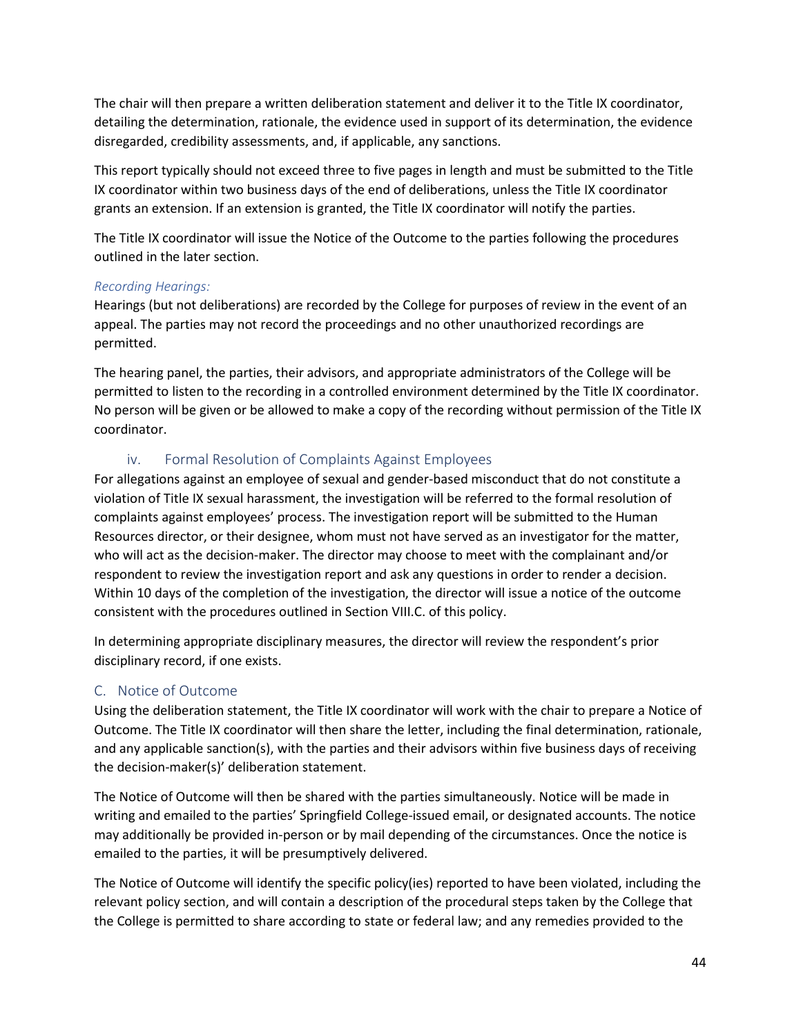The chair will then prepare a written deliberation statement and deliver it to the Title IX coordinator, detailing the determination, rationale, the evidence used in support of its determination, the evidence disregarded, credibility assessments, and, if applicable, any sanctions.

This report typically should not exceed three to five pages in length and must be submitted to the Title IX coordinator within two business days of the end of deliberations, unless the Title IX coordinator grants an extension. If an extension is granted, the Title IX coordinator will notify the parties.

The Title IX coordinator will issue the Notice of the Outcome to the parties following the procedures outlined in the later section.

*Recording Hearings:*
Hearings (but not deliberations) are recorded by the College for purposes of review in the event of an appeal. The parties may not record the proceedings and no other unauthorized recordings are permitted.

The hearing panel, the parties, their advisors, and appropriate administrators of the College will be permitted to listen to the recording in a controlled environment determined by the Title IX coordinator. No person will be given or be allowed to make a copy of the recording without permission of the Title IX coordinator.

### iv. Formal Resolution of Complaints Against Employees

For allegations against an employee of sexual and gender-based misconduct that do not constitute a violation of Title IX sexual harassment, the investigation will be referred to the formal resolution of complaints against employees' process. The investigation report will be submitted to the Human Resources director, or their designee, whom must not have served as an investigator for the matter, who will act as the decision-maker. The director may choose to meet with the complainant and/or respondent to review the investigation report and ask any questions in order to render a decision. Within 10 days of the completion of the investigation, the director will issue a notice of the outcome consistent with the procedures outlined in Section VIII.C. of this policy.

In determining appropriate disciplinary measures, the director will review the respondent's prior disciplinary record, if one exists.

## C. Notice of Outcome

Using the deliberation statement, the Title IX coordinator will work with the chair to prepare a Notice of Outcome. The Title IX coordinator will then share the letter, including the final determination, rationale, and any applicable sanction(s), with the parties and their advisors within five business days of receiving the decision-maker(s)' deliberation statement.

The Notice of Outcome will then be shared with the parties simultaneously. Notice will be made in writing and emailed to the parties' Springfield College-issued email, or designated accounts. The notice may additionally be provided in-person or by mail depending of the circumstances. Once the notice is emailed to the parties, it will be presumptively delivered.

The Notice of Outcome will identify the specific policy(ies) reported to have been violated, including the relevant policy section, and will contain a description of the procedural steps taken by the College that the College is permitted to share according to state or federal law; and any remedies provided to the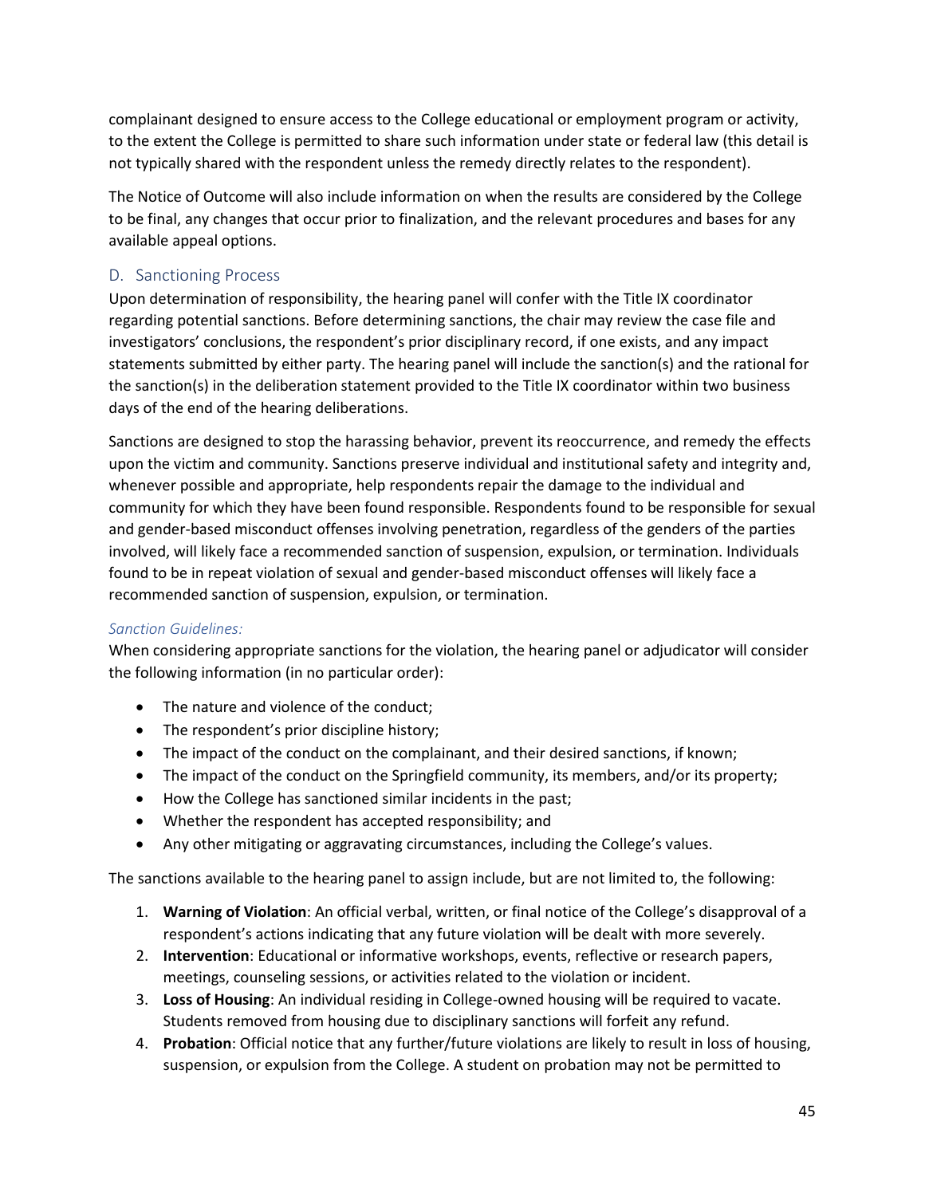complainant designed to ensure access to the College educational or employment program or activity, to the extent the College is permitted to share such information under state or federal law (this detail is not typically shared with the respondent unless the remedy directly relates to the respondent).

The Notice of Outcome will also include information on when the results are considered by the College to be final, any changes that occur prior to finalization, and the relevant procedures and bases for any available appeal options.

## D. Sanctioning Process

Upon determination of responsibility, the hearing panel will confer with the Title IX coordinator regarding potential sanctions. Before determining sanctions, the chair may review the case file and investigators' conclusions, the respondent's prior disciplinary record, if one exists, and any impact statements submitted by either party. The hearing panel will include the sanction(s) and the rational for the sanction(s) in the deliberation statement provided to the Title IX coordinator within two business days of the end of the hearing deliberations.

Sanctions are designed to stop the harassing behavior, prevent its reoccurrence, and remedy the effects upon the victim and community. Sanctions preserve individual and institutional safety and integrity and, whenever possible and appropriate, help respondents repair the damage to the individual and community for which they have been found responsible. Respondents found to be responsible for sexual and gender-based misconduct offenses involving penetration, regardless of the genders of the parties involved, will likely face a recommended sanction of suspension, expulsion, or termination. Individuals found to be in repeat violation of sexual and gender-based misconduct offenses will likely face a recommended sanction of suspension, expulsion, or termination.

### *Sanction Guidelines:*

When considering appropriate sanctions for the violation, the hearing panel or adjudicator will consider the following information (in no particular order):

- The nature and violence of the conduct;
- The respondent's prior discipline history;
- The impact of the conduct on the complainant, and their desired sanctions, if known;
- The impact of the conduct on the Springfield community, its members, and/or its property;
- How the College has sanctioned similar incidents in the past;
- Whether the respondent has accepted responsibility; and
- Any other mitigating or aggravating circumstances, including the College's values.

The sanctions available to the hearing panel to assign include, but are not limited to, the following:

1. **Warning of Violation**: An official verbal, written, or final notice of the College's disapproval of a respondent's actions indicating that any future violation will be dealt with more severely.
2. **Intervention**: Educational or informative workshops, events, reflective or research papers, meetings, counseling sessions, or activities related to the violation or incident.
3. **Loss of Housing**: An individual residing in College-owned housing will be required to vacate. Students removed from housing due to disciplinary sanctions will forfeit any refund.
4. **Probation**: Official notice that any further/future violations are likely to result in loss of housing, suspension, or expulsion from the College. A student on probation may not be permitted to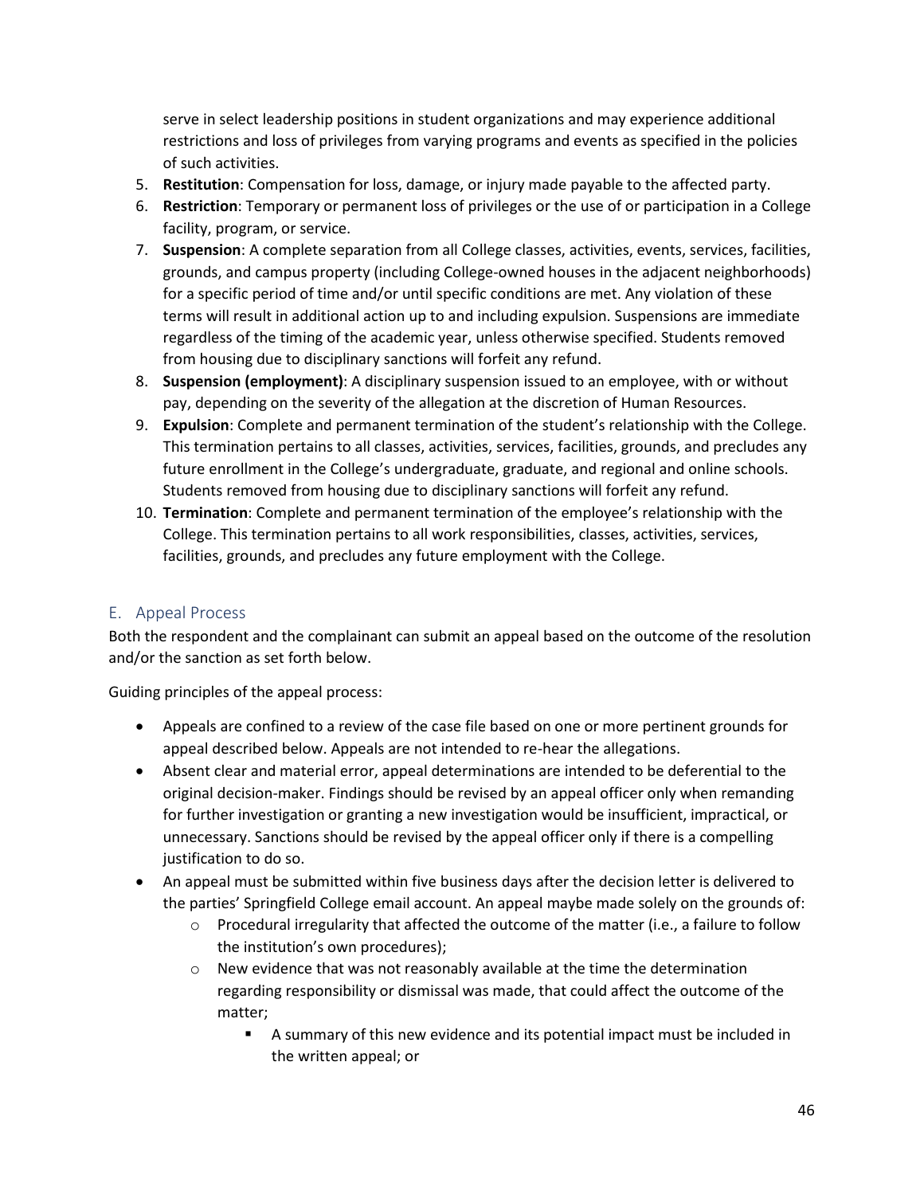serve in select leadership positions in student organizations and may experience additional restrictions and loss of privileges from varying programs and events as specified in the policies of such activities.

5. **Restitution**: Compensation for loss, damage, or injury made payable to the affected party.
6. **Restriction**: Temporary or permanent loss of privileges or the use of or participation in a College facility, program, or service.
7. **Suspension**: A complete separation from all College classes, activities, events, services, facilities, grounds, and campus property (including College-owned houses in the adjacent neighborhoods) for a specific period of time and/or until specific conditions are met. Any violation of these terms will result in additional action up to and including expulsion. Suspensions are immediate regardless of the timing of the academic year, unless otherwise specified. Students removed from housing due to disciplinary sanctions will forfeit any refund.
8. **Suspension (employment)**: A disciplinary suspension issued to an employee, with or without pay, depending on the severity of the allegation at the discretion of Human Resources.
9. **Expulsion**: Complete and permanent termination of the student's relationship with the College. This termination pertains to all classes, activities, services, facilities, grounds, and precludes any future enrollment in the College's undergraduate, graduate, and regional and online schools. Students removed from housing due to disciplinary sanctions will forfeit any refund.
10. **Termination**: Complete and permanent termination of the employee's relationship with the College. This termination pertains to all work responsibilities, classes, activities, services, facilities, grounds, and precludes any future employment with the College.

## E. Appeal Process

Both the respondent and the complainant can submit an appeal based on the outcome of the resolution and/or the sanction as set forth below.

Guiding principles of the appeal process:

- Appeals are confined to a review of the case file based on one or more pertinent grounds for appeal described below. Appeals are not intended to re-hear the allegations.
- Absent clear and material error, appeal determinations are intended to be deferential to the original decision-maker. Findings should be revised by an appeal officer only when remanding for further investigation or granting a new investigation would be insufficient, impractical, or unnecessary. Sanctions should be revised by the appeal officer only if there is a compelling justification to do so.
- An appeal must be submitted within five business days after the decision letter is delivered to the parties' Springfield College email account. An appeal maybe made solely on the grounds of:
  - Procedural irregularity that affected the outcome of the matter (i.e., a failure to follow the institution's own procedures);
  - New evidence that was not reasonably available at the time the determination regarding responsibility or dismissal was made, that could affect the outcome of the matter;
    - A summary of this new evidence and its potential impact must be included in the written appeal; or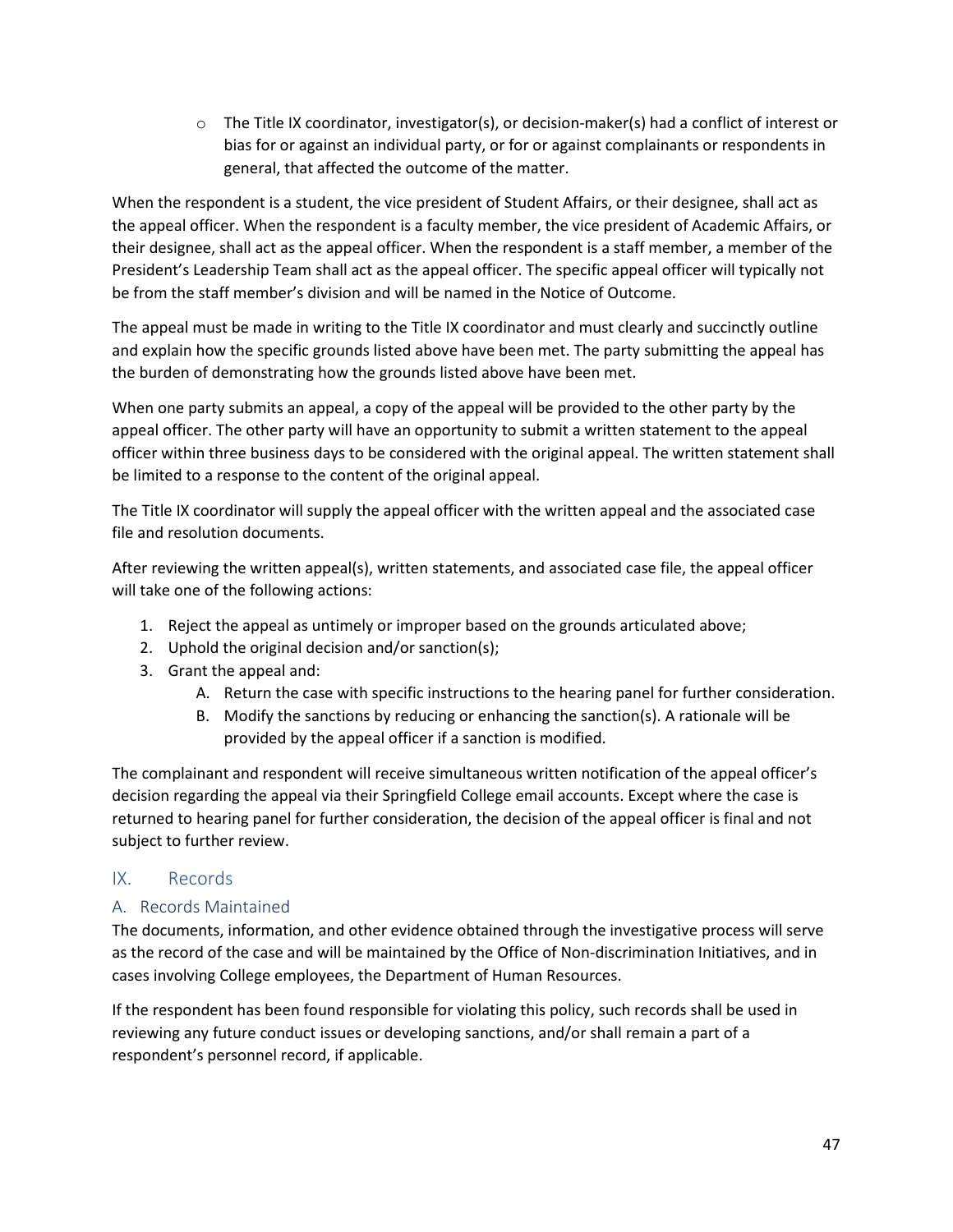- The Title IX coordinator, investigator(s), or decision-maker(s) had a conflict of interest or bias for or against an individual party, or for or against complainants or respondents in general, that affected the outcome of the matter.

When the respondent is a student, the vice president of Student Affairs, or their designee, shall act as the appeal officer. When the respondent is a faculty member, the vice president of Academic Affairs, or their designee, shall act as the appeal officer. When the respondent is a staff member, a member of the President's Leadership Team shall act as the appeal officer. The specific appeal officer will typically not be from the staff member's division and will be named in the Notice of Outcome.

The appeal must be made in writing to the Title IX coordinator and must clearly and succinctly outline and explain how the specific grounds listed above have been met. The party submitting the appeal has the burden of demonstrating how the grounds listed above have been met.

When one party submits an appeal, a copy of the appeal will be provided to the other party by the appeal officer. The other party will have an opportunity to submit a written statement to the appeal officer within three business days to be considered with the original appeal. The written statement shall be limited to a response to the content of the original appeal.

The Title IX coordinator will supply the appeal officer with the written appeal and the associated case file and resolution documents.

After reviewing the written appeal(s), written statements, and associated case file, the appeal officer will take one of the following actions:

1. Reject the appeal as untimely or improper based on the grounds articulated above;
2. Uphold the original decision and/or sanction(s);
3. Grant the appeal and:
   A. Return the case with specific instructions to the hearing panel for further consideration.
   B. Modify the sanctions by reducing or enhancing the sanction(s). A rationale will be provided by the appeal officer if a sanction is modified.

The complainant and respondent will receive simultaneous written notification of the appeal officer's decision regarding the appeal via their Springfield College email accounts. Except where the case is returned to hearing panel for further consideration, the decision of the appeal officer is final and not subject to further review.

## IX. Records

### A. Records Maintained

The documents, information, and other evidence obtained through the investigative process will serve as the record of the case and will be maintained by the Office of Non-discrimination Initiatives, and in cases involving College employees, the Department of Human Resources.

If the respondent has been found responsible for violating this policy, such records shall be used in reviewing any future conduct issues or developing sanctions, and/or shall remain a part of a respondent's personnel record, if applicable.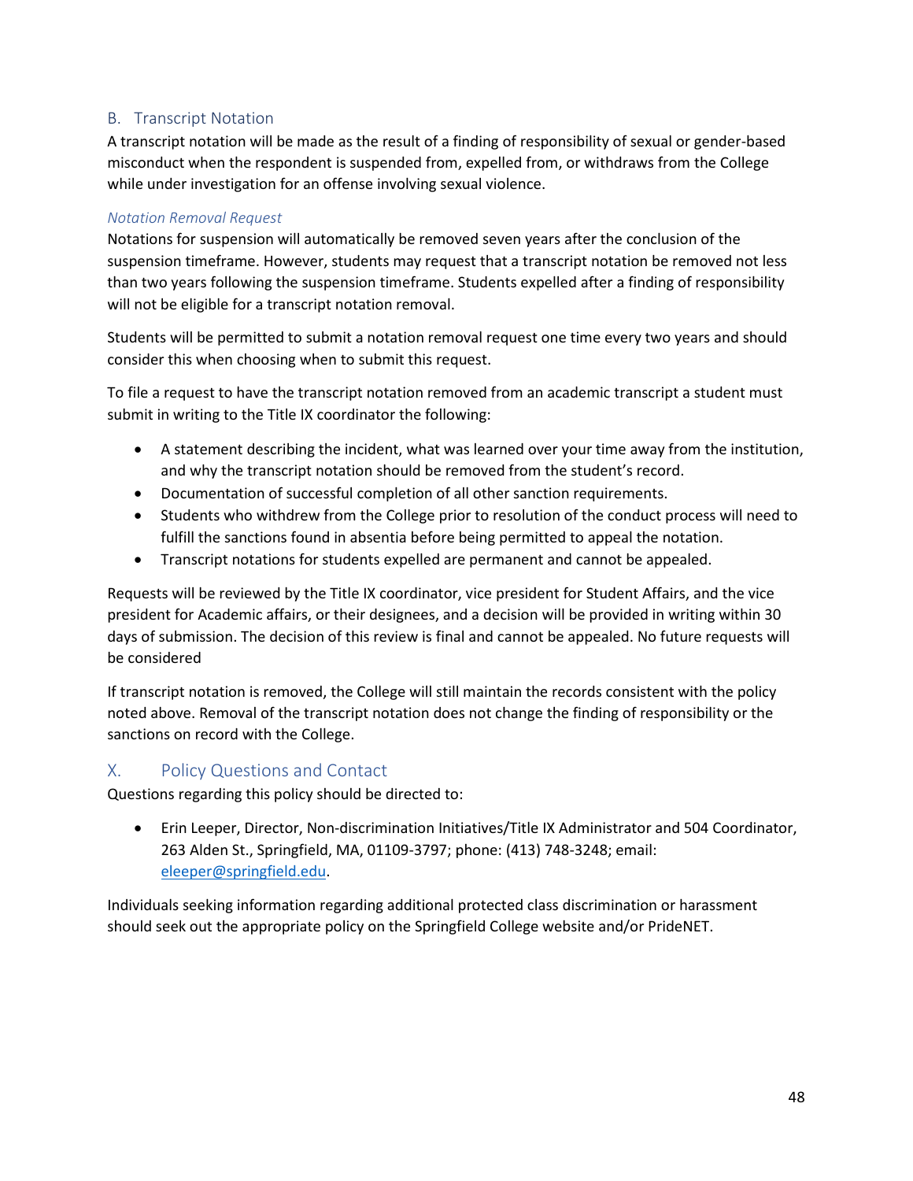### B. Transcript Notation

A transcript notation will be made as the result of a finding of responsibility of sexual or gender-based misconduct when the respondent is suspended from, expelled from, or withdraws from the College while under investigation for an offense involving sexual violence.

#### *Notation Removal Request*

Notations for suspension will automatically be removed seven years after the conclusion of the suspension timeframe. However, students may request that a transcript notation be removed not less than two years following the suspension timeframe. Students expelled after a finding of responsibility will not be eligible for a transcript notation removal.

Students will be permitted to submit a notation removal request one time every two years and should consider this when choosing when to submit this request.

To file a request to have the transcript notation removed from an academic transcript a student must submit in writing to the Title IX coordinator the following:

- A statement describing the incident, what was learned over your time away from the institution, and why the transcript notation should be removed from the student's record.
- Documentation of successful completion of all other sanction requirements.
- Students who withdrew from the College prior to resolution of the conduct process will need to fulfill the sanctions found in absentia before being permitted to appeal the notation.
- Transcript notations for students expelled are permanent and cannot be appealed.

Requests will be reviewed by the Title IX coordinator, vice president for Student Affairs, and the vice president for Academic affairs, or their designees, and a decision will be provided in writing within 30 days of submission. The decision of this review is final and cannot be appealed. No future requests will be considered

If transcript notation is removed, the College will still maintain the records consistent with the policy noted above. Removal of the transcript notation does not change the finding of responsibility or the sanctions on record with the College.

## X. Policy Questions and Contact

Questions regarding this policy should be directed to:

- Erin Leeper, Director, Non-discrimination Initiatives/Title IX Administrator and 504 Coordinator, 263 Alden St., Springfield, MA, 01109-3797; phone: (413) 748-3248; email: eleeper@springfield.edu.

Individuals seeking information regarding additional protected class discrimination or harassment should seek out the appropriate policy on the Springfield College website and/or PrideNET.